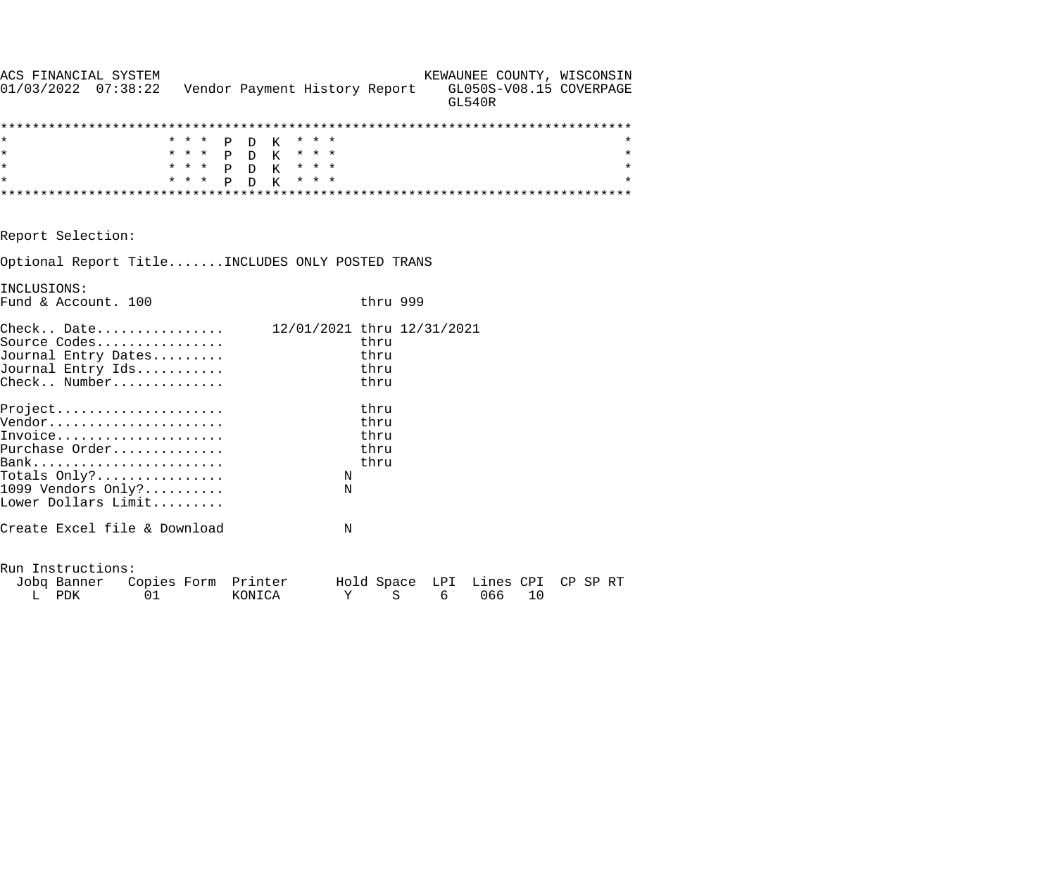```
ACS FINANCIAL SYSTEM                                 KEWAUNEE COUNTY, WISCONSIN
01/03/2022  07:38:22   Vendor Payment History Report    GL050S-V08.15 COVERPAGE
                                                        GL540R

******************************************************************************
*                    * * *  P  D  K  * * *                                   *
*                    * * *  P  D  K  * * *                                   *
*                    * * *  P  D  K  * * *                                   *
*                    * * *  P  D  K  * * *                                   *
******************************************************************************


Report Selection:

Optional Report Title.......INCLUDES ONLY POSTED TRANS

INCLUSIONS:
Fund & Account. 100                          thru 999

Check.. Date................      12/01/2021 thru 12/31/2021
Source Codes................                 thru
Journal Entry Dates.........                 thru
Journal Entry Ids...........                 thru
Check.. Number..............                 thru

Project.....................                 thru
Vendor......................                 thru
Invoice.....................                 thru
Purchase Order..............                 thru
Bank........................                 thru
Totals Only?................               N
1099 Vendors Only?..........               N
Lower Dollars Limit.........

Create Excel file & Download               N


Run Instructions:
  Jobq Banner   Copies Form  Printer      Hold Space  LPI  Lines CPI  CP SP RT
    L  PDK        01         KONICA        Y     S     6    066   10
```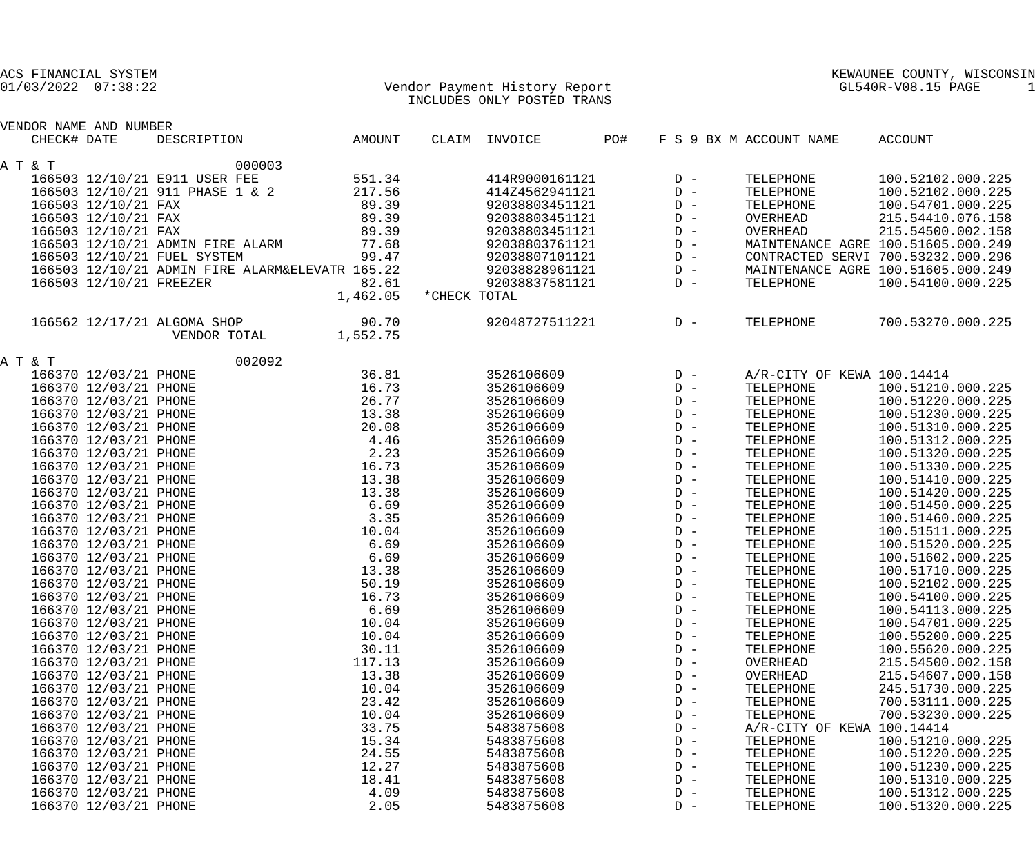ACS FINANCIAL SYSTEM
01/03/2022 07:38:22

Vendor Payment History Report
INCLUDES ONLY POSTED TRANS

KEWAUNEE COUNTY, WISCONSIN
GL540R-V08.15 PAGE 1

| VENDOR NAME AND NUMBER CHECK# | DATE | DESCRIPTION | AMOUNT | CLAIM | INVOICE | PO# | F S 9 BX M | ACCOUNT NAME | ACCOUNT |
|---|---|---|---|---|---|---|---|---|---|
| A T & T | | 000003 | | | | | | | |
| 166503 | 12/10/21 | E911 USER FEE | 551.34 | | 414R9000161121 | | D - | TELEPHONE | 100.52102.000.225 |
| 166503 | 12/10/21 | 911 PHASE 1 & 2 | 217.56 | | 414Z4562941121 | | D - | TELEPHONE | 100.52102.000.225 |
| 166503 | 12/10/21 | FAX | 89.39 | | 92038803451121 | | D - | TELEPHONE | 100.54701.000.225 |
| 166503 | 12/10/21 | FAX | 89.39 | | 92038803451121 | | D - | OVERHEAD | 215.54410.076.158 |
| 166503 | 12/10/21 | FAX | 89.39 | | 92038803451121 | | D - | OVERHEAD | 215.54500.002.158 |
| 166503 | 12/10/21 | ADMIN FIRE ALARM | 77.68 | | 92038803761121 | | D - | MAINTENANCE AGRE | 100.51605.000.249 |
| 166503 | 12/10/21 | FUEL SYSTEM | 99.47 | | 92038807101121 | | D - | CONTRACTED SERVI | 700.53232.000.296 |
| 166503 | 12/10/21 | ADMIN FIRE ALARM&ELEVATR | 165.22 | | 92038828961121 | | D - | MAINTENANCE AGRE | 100.51605.000.249 |
| 166503 | 12/10/21 | FREEZER | 82.61 | | 92038837581121 | | D - | TELEPHONE | 100.54100.000.225 |
| | | | 1,462.05 | *CHECK TOTAL | | | | | |
| 166562 | 12/17/21 | ALGOMA SHOP | 90.70 | | 92048727511221 | | D - | TELEPHONE | 700.53270.000.225 |
| | | VENDOR TOTAL | 1,552.75 | | | | | | |
| A T & T | | 002092 | | | | | | | |
| 166370 | 12/03/21 | PHONE | 36.81 | | 3526106609 | | D - | A/R-CITY OF KEWA | 100.14414 |
| 166370 | 12/03/21 | PHONE | 16.73 | | 3526106609 | | D - | TELEPHONE | 100.51210.000.225 |
| 166370 | 12/03/21 | PHONE | 26.77 | | 3526106609 | | D - | TELEPHONE | 100.51220.000.225 |
| 166370 | 12/03/21 | PHONE | 13.38 | | 3526106609 | | D - | TELEPHONE | 100.51230.000.225 |
| 166370 | 12/03/21 | PHONE | 20.08 | | 3526106609 | | D - | TELEPHONE | 100.51310.000.225 |
| 166370 | 12/03/21 | PHONE | 4.46 | | 3526106609 | | D - | TELEPHONE | 100.51312.000.225 |
| 166370 | 12/03/21 | PHONE | 2.23 | | 3526106609 | | D - | TELEPHONE | 100.51320.000.225 |
| 166370 | 12/03/21 | PHONE | 16.73 | | 3526106609 | | D - | TELEPHONE | 100.51330.000.225 |
| 166370 | 12/03/21 | PHONE | 13.38 | | 3526106609 | | D - | TELEPHONE | 100.51410.000.225 |
| 166370 | 12/03/21 | PHONE | 13.38 | | 3526106609 | | D - | TELEPHONE | 100.51420.000.225 |
| 166370 | 12/03/21 | PHONE | 6.69 | | 3526106609 | | D - | TELEPHONE | 100.51450.000.225 |
| 166370 | 12/03/21 | PHONE | 3.35 | | 3526106609 | | D - | TELEPHONE | 100.51460.000.225 |
| 166370 | 12/03/21 | PHONE | 10.04 | | 3526106609 | | D - | TELEPHONE | 100.51511.000.225 |
| 166370 | 12/03/21 | PHONE | 6.69 | | 3526106609 | | D - | TELEPHONE | 100.51520.000.225 |
| 166370 | 12/03/21 | PHONE | 6.69 | | 3526106609 | | D - | TELEPHONE | 100.51602.000.225 |
| 166370 | 12/03/21 | PHONE | 13.38 | | 3526106609 | | D - | TELEPHONE | 100.51710.000.225 |
| 166370 | 12/03/21 | PHONE | 50.19 | | 3526106609 | | D - | TELEPHONE | 100.52102.000.225 |
| 166370 | 12/03/21 | PHONE | 16.73 | | 3526106609 | | D - | TELEPHONE | 100.54100.000.225 |
| 166370 | 12/03/21 | PHONE | 6.69 | | 3526106609 | | D - | TELEPHONE | 100.54113.000.225 |
| 166370 | 12/03/21 | PHONE | 10.04 | | 3526106609 | | D - | TELEPHONE | 100.54701.000.225 |
| 166370 | 12/03/21 | PHONE | 10.04 | | 3526106609 | | D - | TELEPHONE | 100.55200.000.225 |
| 166370 | 12/03/21 | PHONE | 30.11 | | 3526106609 | | D - | TELEPHONE | 100.55620.000.225 |
| 166370 | 12/03/21 | PHONE | 117.13 | | 3526106609 | | D - | OVERHEAD | 215.54500.002.158 |
| 166370 | 12/03/21 | PHONE | 13.38 | | 3526106609 | | D - | OVERHEAD | 215.54607.000.158 |
| 166370 | 12/03/21 | PHONE | 10.04 | | 3526106609 | | D - | TELEPHONE | 245.51730.000.225 |
| 166370 | 12/03/21 | PHONE | 23.42 | | 3526106609 | | D - | TELEPHONE | 700.53111.000.225 |
| 166370 | 12/03/21 | PHONE | 10.04 | | 3526106609 | | D - | TELEPHONE | 700.53230.000.225 |
| 166370 | 12/03/21 | PHONE | 33.75 | | 5483875608 | | D - | A/R-CITY OF KEWA | 100.14414 |
| 166370 | 12/03/21 | PHONE | 15.34 | | 5483875608 | | D - | TELEPHONE | 100.51210.000.225 |
| 166370 | 12/03/21 | PHONE | 24.55 | | 5483875608 | | D - | TELEPHONE | 100.51220.000.225 |
| 166370 | 12/03/21 | PHONE | 12.27 | | 5483875608 | | D - | TELEPHONE | 100.51230.000.225 |
| 166370 | 12/03/21 | PHONE | 18.41 | | 5483875608 | | D - | TELEPHONE | 100.51310.000.225 |
| 166370 | 12/03/21 | PHONE | 4.09 | | 5483875608 | | D - | TELEPHONE | 100.51312.000.225 |
| 166370 | 12/03/21 | PHONE | 2.05 | | 5483875608 | | D - | TELEPHONE | 100.51320.000.225 |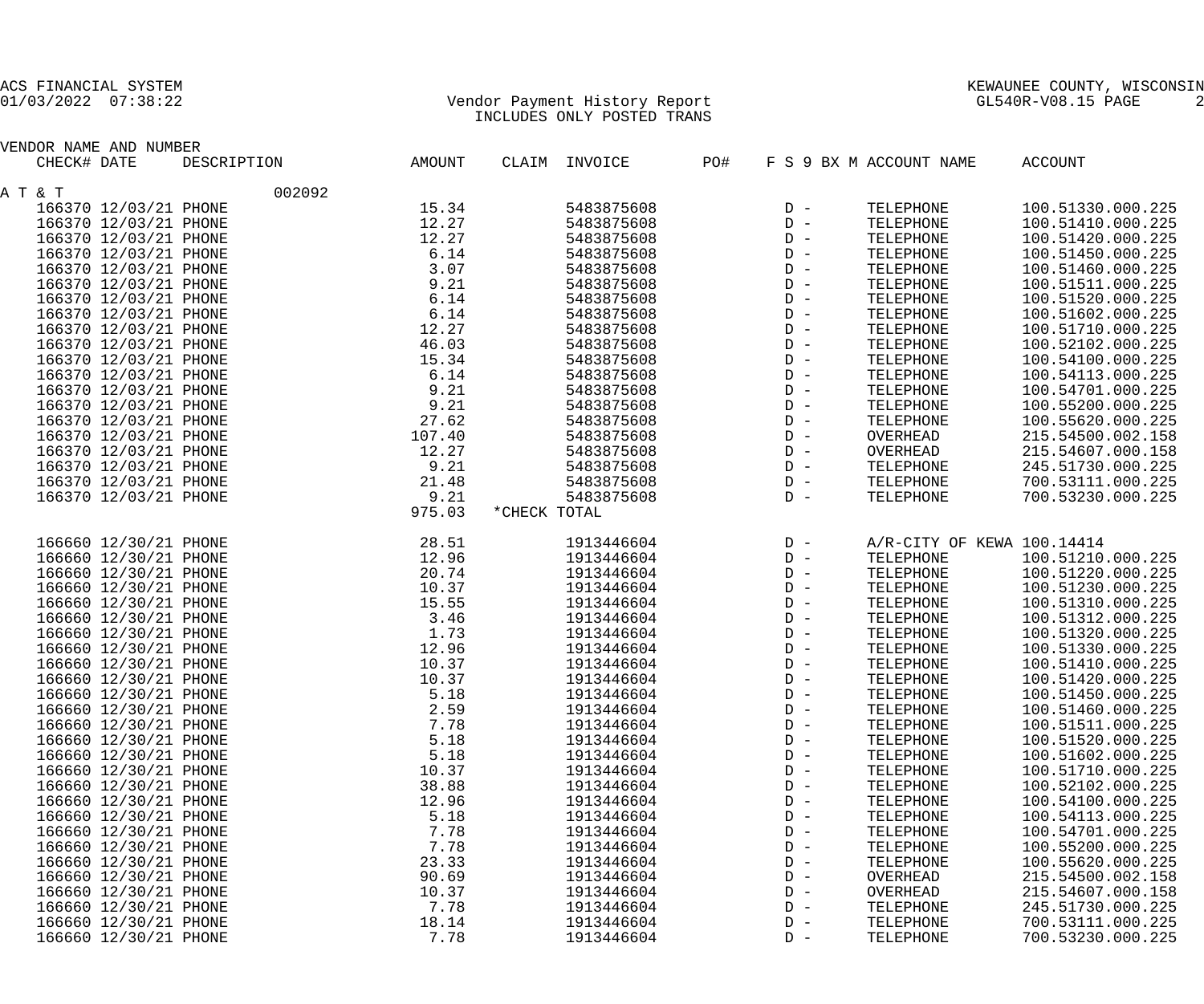ACS FINANCIAL SYSTEM
01/03/2022 07:38:22

Vendor Payment History Report
INCLUDES ONLY POSTED TRANS

KEWAUNEE COUNTY, WISCONSIN
GL540R-V08.15 PAGE 2

| VENDOR NAME AND NUMBER CHECK# | DATE | DESCRIPTION | AMOUNT | CLAIM | INVOICE | PO# | F S 9 BX M | ACCOUNT NAME | ACCOUNT |
|---|---|---|---|---|---|---|---|---|---|
| A T & T | | 002092 | | | | | | | |
| 166370 | 12/03/21 | PHONE | 15.34 | | 5483875608 | | D - | TELEPHONE | 100.51330.000.225 |
| 166370 | 12/03/21 | PHONE | 12.27 | | 5483875608 | | D - | TELEPHONE | 100.51410.000.225 |
| 166370 | 12/03/21 | PHONE | 12.27 | | 5483875608 | | D - | TELEPHONE | 100.51420.000.225 |
| 166370 | 12/03/21 | PHONE | 6.14 | | 5483875608 | | D - | TELEPHONE | 100.51450.000.225 |
| 166370 | 12/03/21 | PHONE | 3.07 | | 5483875608 | | D - | TELEPHONE | 100.51460.000.225 |
| 166370 | 12/03/21 | PHONE | 9.21 | | 5483875608 | | D - | TELEPHONE | 100.51511.000.225 |
| 166370 | 12/03/21 | PHONE | 6.14 | | 5483875608 | | D - | TELEPHONE | 100.51520.000.225 |
| 166370 | 12/03/21 | PHONE | 6.14 | | 5483875608 | | D - | TELEPHONE | 100.51602.000.225 |
| 166370 | 12/03/21 | PHONE | 12.27 | | 5483875608 | | D - | TELEPHONE | 100.51710.000.225 |
| 166370 | 12/03/21 | PHONE | 46.03 | | 5483875608 | | D - | TELEPHONE | 100.52102.000.225 |
| 166370 | 12/03/21 | PHONE | 15.34 | | 5483875608 | | D - | TELEPHONE | 100.54100.000.225 |
| 166370 | 12/03/21 | PHONE | 6.14 | | 5483875608 | | D - | TELEPHONE | 100.54113.000.225 |
| 166370 | 12/03/21 | PHONE | 9.21 | | 5483875608 | | D - | TELEPHONE | 100.54701.000.225 |
| 166370 | 12/03/21 | PHONE | 9.21 | | 5483875608 | | D - | TELEPHONE | 100.55200.000.225 |
| 166370 | 12/03/21 | PHONE | 27.62 | | 5483875608 | | D - | TELEPHONE | 100.55620.000.225 |
| 166370 | 12/03/21 | PHONE | 107.40 | | 5483875608 | | D - | OVERHEAD | 215.54500.002.158 |
| 166370 | 12/03/21 | PHONE | 12.27 | | 5483875608 | | D - | OVERHEAD | 215.54607.000.158 |
| 166370 | 12/03/21 | PHONE | 9.21 | | 5483875608 | | D - | TELEPHONE | 245.51730.000.225 |
| 166370 | 12/03/21 | PHONE | 21.48 | | 5483875608 | | D - | TELEPHONE | 700.53111.000.225 |
| 166370 | 12/03/21 | PHONE | 9.21 | | 5483875608 | | D - | TELEPHONE | 700.53230.000.225 |
| | | | 975.03 | *CHECK TOTAL | | | | | |
| 166660 | 12/30/21 | PHONE | 28.51 | | 1913446604 | | D - | A/R-CITY OF KEWA | 100.14414 |
| 166660 | 12/30/21 | PHONE | 12.96 | | 1913446604 | | D - | TELEPHONE | 100.51210.000.225 |
| 166660 | 12/30/21 | PHONE | 20.74 | | 1913446604 | | D - | TELEPHONE | 100.51220.000.225 |
| 166660 | 12/30/21 | PHONE | 10.37 | | 1913446604 | | D - | TELEPHONE | 100.51230.000.225 |
| 166660 | 12/30/21 | PHONE | 15.55 | | 1913446604 | | D - | TELEPHONE | 100.51310.000.225 |
| 166660 | 12/30/21 | PHONE | 3.46 | | 1913446604 | | D - | TELEPHONE | 100.51312.000.225 |
| 166660 | 12/30/21 | PHONE | 1.73 | | 1913446604 | | D - | TELEPHONE | 100.51320.000.225 |
| 166660 | 12/30/21 | PHONE | 12.96 | | 1913446604 | | D - | TELEPHONE | 100.51330.000.225 |
| 166660 | 12/30/21 | PHONE | 10.37 | | 1913446604 | | D - | TELEPHONE | 100.51410.000.225 |
| 166660 | 12/30/21 | PHONE | 10.37 | | 1913446604 | | D - | TELEPHONE | 100.51420.000.225 |
| 166660 | 12/30/21 | PHONE | 5.18 | | 1913446604 | | D - | TELEPHONE | 100.51450.000.225 |
| 166660 | 12/30/21 | PHONE | 2.59 | | 1913446604 | | D - | TELEPHONE | 100.51460.000.225 |
| 166660 | 12/30/21 | PHONE | 7.78 | | 1913446604 | | D - | TELEPHONE | 100.51511.000.225 |
| 166660 | 12/30/21 | PHONE | 5.18 | | 1913446604 | | D - | TELEPHONE | 100.51520.000.225 |
| 166660 | 12/30/21 | PHONE | 5.18 | | 1913446604 | | D - | TELEPHONE | 100.51602.000.225 |
| 166660 | 12/30/21 | PHONE | 10.37 | | 1913446604 | | D - | TELEPHONE | 100.51710.000.225 |
| 166660 | 12/30/21 | PHONE | 38.88 | | 1913446604 | | D - | TELEPHONE | 100.52102.000.225 |
| 166660 | 12/30/21 | PHONE | 12.96 | | 1913446604 | | D - | TELEPHONE | 100.54100.000.225 |
| 166660 | 12/30/21 | PHONE | 5.18 | | 1913446604 | | D - | TELEPHONE | 100.54113.000.225 |
| 166660 | 12/30/21 | PHONE | 7.78 | | 1913446604 | | D - | TELEPHONE | 100.54701.000.225 |
| 166660 | 12/30/21 | PHONE | 7.78 | | 1913446604 | | D - | TELEPHONE | 100.55200.000.225 |
| 166660 | 12/30/21 | PHONE | 23.33 | | 1913446604 | | D - | TELEPHONE | 100.55620.000.225 |
| 166660 | 12/30/21 | PHONE | 90.69 | | 1913446604 | | D - | OVERHEAD | 215.54500.002.158 |
| 166660 | 12/30/21 | PHONE | 10.37 | | 1913446604 | | D - | OVERHEAD | 215.54607.000.158 |
| 166660 | 12/30/21 | PHONE | 7.78 | | 1913446604 | | D - | TELEPHONE | 245.51730.000.225 |
| 166660 | 12/30/21 | PHONE | 18.14 | | 1913446604 | | D - | TELEPHONE | 700.53111.000.225 |
| 166660 | 12/30/21 | PHONE | 7.78 | | 1913446604 | | D - | TELEPHONE | 700.53230.000.225 |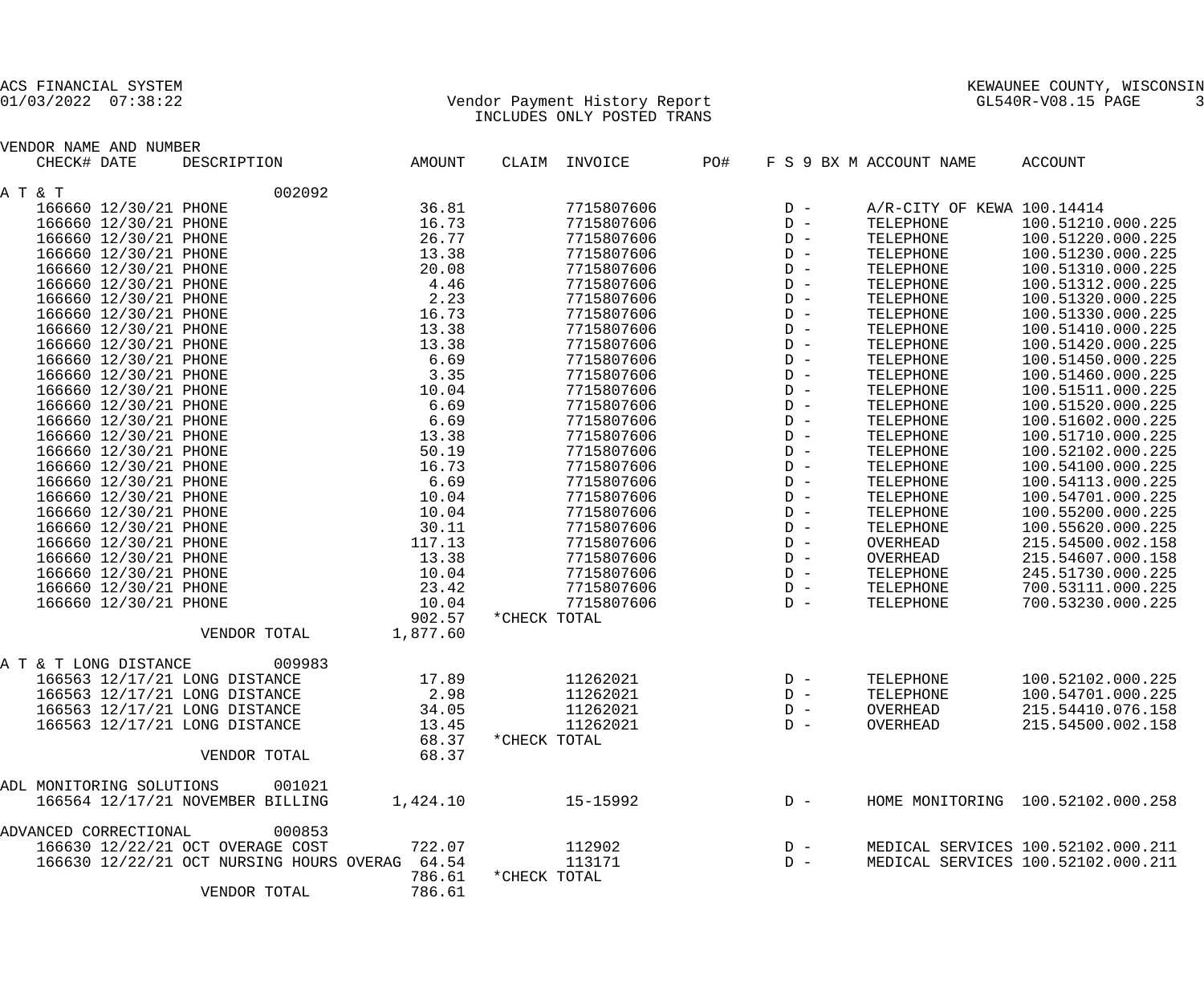ACS FINANCIAL SYSTEM
01/03/2022 07:38:22

KEWAUNEE COUNTY, WISCONSIN
GL540R-V08.15

Vendor Payment History Report
INCLUDES ONLY POSTED TRANS

| VENDOR NAME AND NUMBER / CHECK# | DATE | DESCRIPTION | AMOUNT | CLAIM | INVOICE | PO# | F S 9 BX M | ACCOUNT NAME | ACCOUNT |
|---|---|---|---|---|---|---|---|---|---|
| A T & T 002092 | | | | | | | | | |
| 166660 | 12/30/21 | PHONE | 36.81 | | 7715807606 | | D - | A/R-CITY OF KEWA | 100.14414 |
| 166660 | 12/30/21 | PHONE | 16.73 | | 7715807606 | | D - | TELEPHONE | 100.51210.000.225 |
| 166660 | 12/30/21 | PHONE | 26.77 | | 7715807606 | | D - | TELEPHONE | 100.51220.000.225 |
| 166660 | 12/30/21 | PHONE | 13.38 | | 7715807606 | | D - | TELEPHONE | 100.51230.000.225 |
| 166660 | 12/30/21 | PHONE | 20.08 | | 7715807606 | | D - | TELEPHONE | 100.51310.000.225 |
| 166660 | 12/30/21 | PHONE | 4.46 | | 7715807606 | | D - | TELEPHONE | 100.51312.000.225 |
| 166660 | 12/30/21 | PHONE | 2.23 | | 7715807606 | | D - | TELEPHONE | 100.51320.000.225 |
| 166660 | 12/30/21 | PHONE | 16.73 | | 7715807606 | | D - | TELEPHONE | 100.51330.000.225 |
| 166660 | 12/30/21 | PHONE | 13.38 | | 7715807606 | | D - | TELEPHONE | 100.51410.000.225 |
| 166660 | 12/30/21 | PHONE | 13.38 | | 7715807606 | | D - | TELEPHONE | 100.51420.000.225 |
| 166660 | 12/30/21 | PHONE | 6.69 | | 7715807606 | | D - | TELEPHONE | 100.51450.000.225 |
| 166660 | 12/30/21 | PHONE | 3.35 | | 7715807606 | | D - | TELEPHONE | 100.51460.000.225 |
| 166660 | 12/30/21 | PHONE | 10.04 | | 7715807606 | | D - | TELEPHONE | 100.51511.000.225 |
| 166660 | 12/30/21 | PHONE | 6.69 | | 7715807606 | | D - | TELEPHONE | 100.51520.000.225 |
| 166660 | 12/30/21 | PHONE | 6.69 | | 7715807606 | | D - | TELEPHONE | 100.51602.000.225 |
| 166660 | 12/30/21 | PHONE | 13.38 | | 7715807606 | | D - | TELEPHONE | 100.51710.000.225 |
| 166660 | 12/30/21 | PHONE | 50.19 | | 7715807606 | | D - | TELEPHONE | 100.52102.000.225 |
| 166660 | 12/30/21 | PHONE | 16.73 | | 7715807606 | | D - | TELEPHONE | 100.54100.000.225 |
| 166660 | 12/30/21 | PHONE | 6.69 | | 7715807606 | | D - | TELEPHONE | 100.54113.000.225 |
| 166660 | 12/30/21 | PHONE | 10.04 | | 7715807606 | | D - | TELEPHONE | 100.54701.000.225 |
| 166660 | 12/30/21 | PHONE | 10.04 | | 7715807606 | | D - | TELEPHONE | 100.55200.000.225 |
| 166660 | 12/30/21 | PHONE | 30.11 | | 7715807606 | | D - | TELEPHONE | 100.55620.000.225 |
| 166660 | 12/30/21 | PHONE | 117.13 | | 7715807606 | | D - | OVERHEAD | 215.54500.002.158 |
| 166660 | 12/30/21 | PHONE | 13.38 | | 7715807606 | | D - | OVERHEAD | 215.54607.000.158 |
| 166660 | 12/30/21 | PHONE | 10.04 | | 7715807606 | | D - | TELEPHONE | 245.51730.000.225 |
| 166660 | 12/30/21 | PHONE | 23.42 | | 7715807606 | | D - | TELEPHONE | 700.53111.000.225 |
| 166660 | 12/30/21 | PHONE | 10.04 | | 7715807606 | | D - | TELEPHONE | 700.53230.000.225 |
| | | | 902.57 | *CHECK TOTAL | | | | | |
| | | VENDOR TOTAL | 1,877.60 | | | | | | |
| A T & T LONG DISTANCE 009983 | | | | | | | | | |
| 166563 | 12/17/21 | LONG DISTANCE | 17.89 | | 11262021 | | D - | TELEPHONE | 100.52102.000.225 |
| 166563 | 12/17/21 | LONG DISTANCE | 2.98 | | 11262021 | | D - | TELEPHONE | 100.54701.000.225 |
| 166563 | 12/17/21 | LONG DISTANCE | 34.05 | | 11262021 | | D - | OVERHEAD | 215.54410.076.158 |
| 166563 | 12/17/21 | LONG DISTANCE | 13.45 | | 11262021 | | D - | OVERHEAD | 215.54500.002.158 |
| | | | 68.37 | *CHECK TOTAL | | | | | |
| | | VENDOR TOTAL | 68.37 | | | | | | |
| ADL MONITORING SOLUTIONS 001021 | | | | | | | | | |
| 166564 | 12/17/21 | NOVEMBER BILLING | 1,424.10 | | 15-15992 | | D - | HOME MONITORING | 100.52102.000.258 |
| ADVANCED CORRECTIONAL 000853 | | | | | | | | | |
| 166630 | 12/22/21 | OCT OVERAGE COST | 722.07 | | 112902 | | D - | MEDICAL SERVICES | 100.52102.000.211 |
| 166630 | 12/22/21 | OCT NURSING HOURS OVERAG | 64.54 | | 113171 | | D - | MEDICAL SERVICES | 100.52102.000.211 |
| | | | 786.61 | *CHECK TOTAL | | | | | |
| | | VENDOR TOTAL | 786.61 | | | | | | |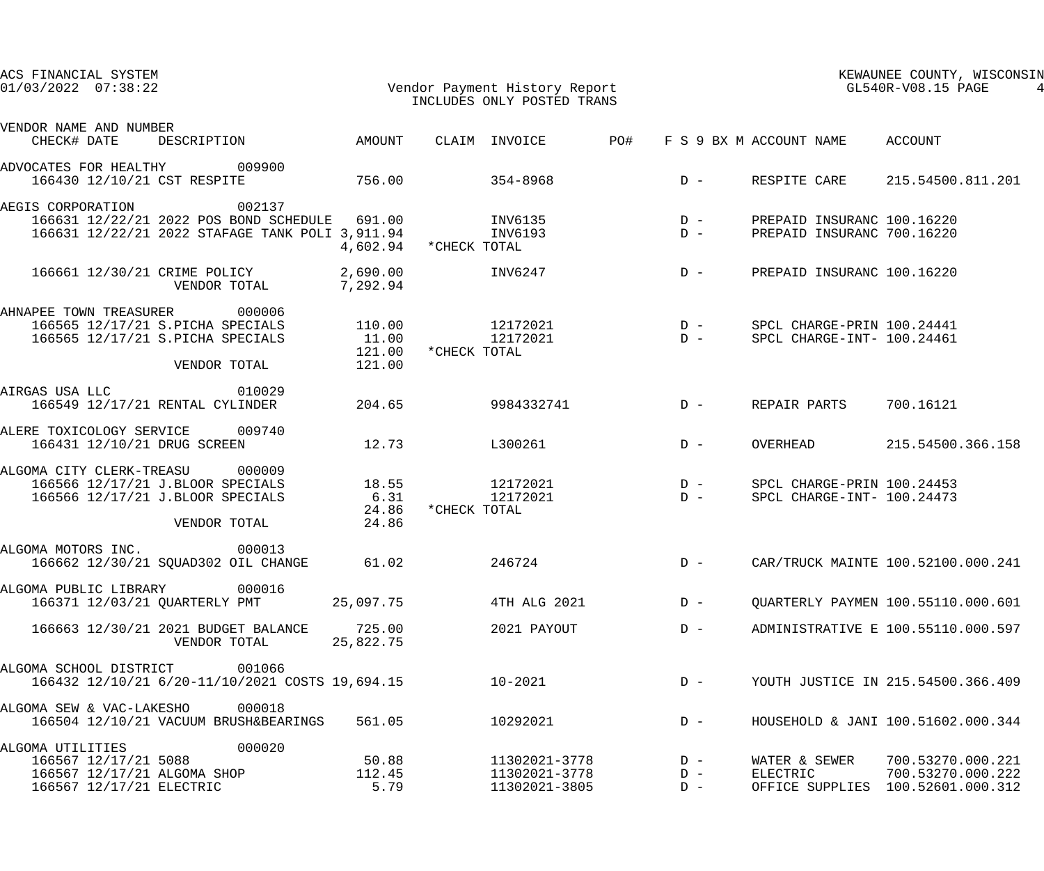ACS FINANCIAL SYSTEM
01/03/2022 07:38:22

Vendor Payment History Report
INCLUDES ONLY POSTED TRANS

KEWAUNEE COUNTY, WISCONSIN
GL540R-V08.15 PAGE 4

| VENDOR NAME AND NUMBER / CHECK# DATE | DESCRIPTION | AMOUNT | CLAIM | INVOICE | PO# | F S 9 BX M | ACCOUNT NAME | ACCOUNT |
|---|---|---|---|---|---|---|---|---|
| ADVOCATES FOR HEALTHY 009900 | | | | | | | | |
| 166430 12/10/21 | CST RESPITE | 756.00 | | 354-8968 | | D - | RESPITE CARE | 215.54500.811.201 |
| AEGIS CORPORATION 002137 | | | | | | | | |
| 166631 12/22/21 | 2022 POS BOND SCHEDULE | 691.00 | | INV6135 | | D - | PREPAID INSURANC | 100.16220 |
| 166631 12/22/21 | 2022 STAFAGE TANK POLI | 3,911.94 | | INV6193 | | D - | PREPAID INSURANC | 700.16220 |
| | | 4,602.94 | *CHECK TOTAL | | | | | |
| 166661 12/30/21 | CRIME POLICY | 2,690.00 | | INV6247 | | D - | PREPAID INSURANC | 100.16220 |
| | VENDOR TOTAL | 7,292.94 | | | | | | |
| AHNAPEE TOWN TREASURER 000006 | | | | | | | | |
| 166565 12/17/21 | S.PICHA SPECIALS | 110.00 | | 12172021 | | D - | SPCL CHARGE-PRIN | 100.24441 |
| 166565 12/17/21 | S.PICHA SPECIALS | 11.00 | | 12172021 | | D - | SPCL CHARGE-INT- | 100.24461 |
| | | 121.00 | *CHECK TOTAL | | | | | |
| | VENDOR TOTAL | 121.00 | | | | | | |
| AIRGAS USA LLC 010029 | | | | | | | | |
| 166549 12/17/21 | RENTAL CYLINDER | 204.65 | | 9984332741 | | D - | REPAIR PARTS | 700.16121 |
| ALERE TOXICOLOGY SERVICE 009740 | | | | | | | | |
| 166431 12/10/21 | DRUG SCREEN | 12.73 | | L300261 | | D - | OVERHEAD | 215.54500.366.158 |
| ALGOMA CITY CLERK-TREASU 000009 | | | | | | | | |
| 166566 12/17/21 | J.BLOOR SPECIALS | 18.55 | | 12172021 | | D - | SPCL CHARGE-PRIN | 100.24453 |
| 166566 12/17/21 | J.BLOOR SPECIALS | 6.31 | | 12172021 | | D - | SPCL CHARGE-INT- | 100.24473 |
| | | 24.86 | *CHECK TOTAL | | | | | |
| | VENDOR TOTAL | 24.86 | | | | | | |
| ALGOMA MOTORS INC. 000013 | | | | | | | | |
| 166662 12/30/21 | SQUAD302 OIL CHANGE | 61.02 | | 246724 | | D - | CAR/TRUCK MAINTE | 100.52100.000.241 |
| ALGOMA PUBLIC LIBRARY 000016 | | | | | | | | |
| 166371 12/03/21 | QUARTERLY PMT | 25,097.75 | | 4TH ALG 2021 | | D - | QUARTERLY PAYMEN | 100.55110.000.601 |
| 166663 12/30/21 | 2021 BUDGET BALANCE | 725.00 | | 2021 PAYOUT | | D - | ADMINISTRATIVE E | 100.55110.000.597 |
| | VENDOR TOTAL | 25,822.75 | | | | | | |
| ALGOMA SCHOOL DISTRICT 001066 | | | | | | | | |
| 166432 12/10/21 | 6/20-11/10/2021 COSTS | 19,694.15 | | 10-2021 | | D - | YOUTH JUSTICE IN | 215.54500.366.409 |
| ALGOMA SEW & VAC-LAKESHO 000018 | | | | | | | | |
| 166504 12/10/21 | VACUUM BRUSH&BEARINGS | 561.05 | | 10292021 | | D - | HOUSEHOLD & JANI | 100.51602.000.344 |
| ALGOMA UTILITIES 000020 | | | | | | | | |
| 166567 12/17/21 | 5088 | 50.88 | | 11302021-3778 | | D - | WATER & SEWER | 700.53270.000.221 |
| 166567 12/17/21 | ALGOMA SHOP | 112.45 | | 11302021-3778 | | D - | ELECTRIC | 700.53270.000.222 |
| 166567 12/17/21 | ELECTRIC | 5.79 | | 11302021-3805 | | D - | OFFICE SUPPLIES | 100.52601.000.312 |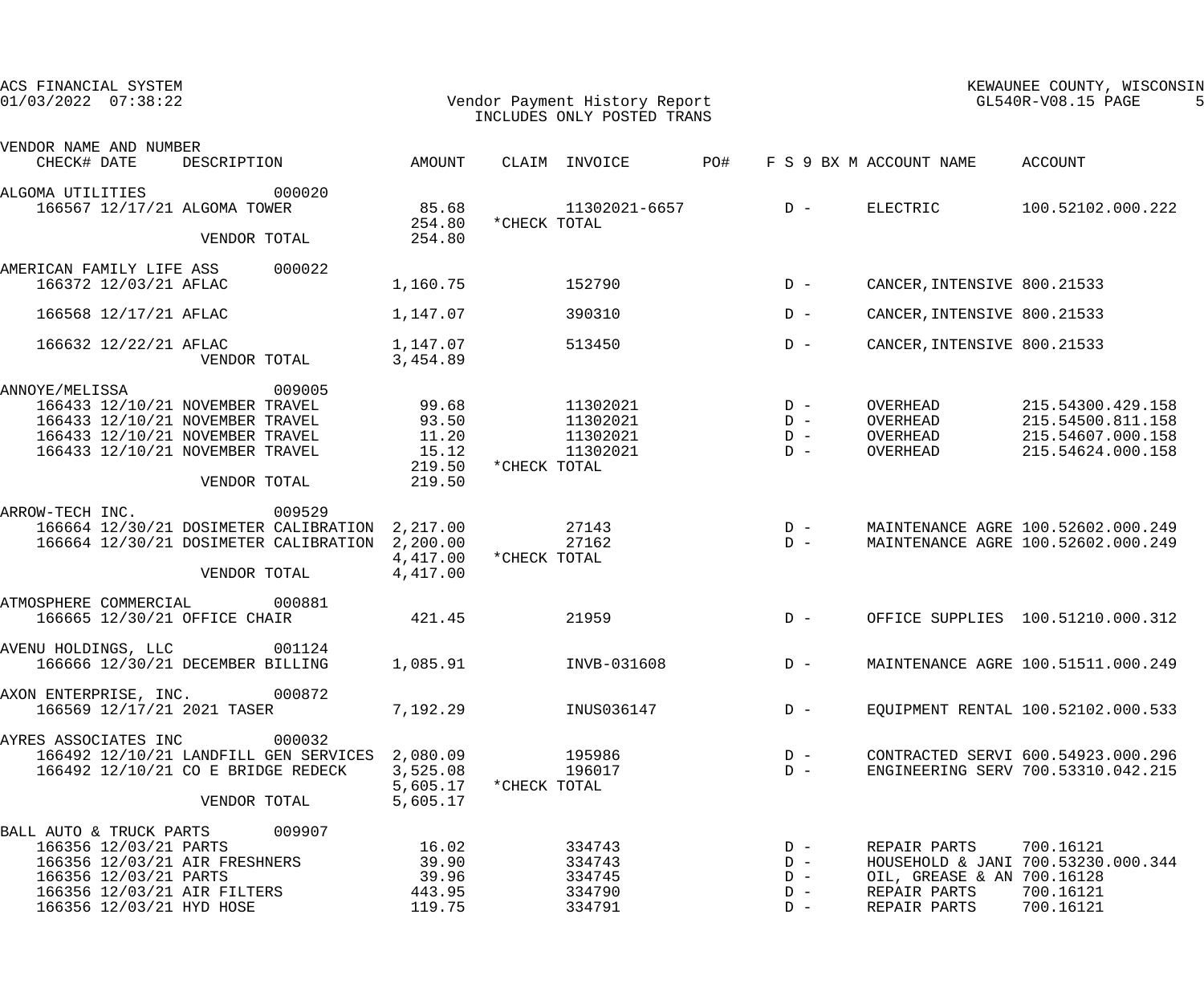ACS FINANCIAL SYSTEM
01/03/2022 07:38:22

KEWAUNEE COUNTY, WISCONSIN

Vendor Payment History Report
INCLUDES ONLY POSTED TRANS

| VENDOR NAME AND NUMBER / CHECK# DATE | DESCRIPTION | AMOUNT | CLAIM | INVOICE | PO# | F S 9 BX M | ACCOUNT NAME | ACCOUNT |
|---|---|---|---|---|---|---|---|---|
| ALGOMA UTILITIES 000020 | | | | | | | | |
| 166567 12/17/21 | ALGOMA TOWER | 85.68 | | 11302021-6657 | | D - | ELECTRIC | 100.52102.000.222 |
| | | 254.80 | *CHECK TOTAL | | | | | |
| | VENDOR TOTAL | 254.80 | | | | | | |
| AMERICAN FAMILY LIFE ASS 000022 | | | | | | | | |
| 166372 12/03/21 | AFLAC | 1,160.75 | | 152790 | | D - | CANCER,INTENSIVE | 800.21533 |
| 166568 12/17/21 | AFLAC | 1,147.07 | | 390310 | | D - | CANCER,INTENSIVE | 800.21533 |
| 166632 12/22/21 | AFLAC | 1,147.07 | | 513450 | | D - | CANCER,INTENSIVE | 800.21533 |
| | VENDOR TOTAL | 3,454.89 | | | | | | |
| ANNOYE/MELISSA 009005 | | | | | | | | |
| 166433 12/10/21 | NOVEMBER TRAVEL | 99.68 | | 11302021 | | D - | OVERHEAD | 215.54300.429.158 |
| 166433 12/10/21 | NOVEMBER TRAVEL | 93.50 | | 11302021 | | D - | OVERHEAD | 215.54500.811.158 |
| 166433 12/10/21 | NOVEMBER TRAVEL | 11.20 | | 11302021 | | D - | OVERHEAD | 215.54607.000.158 |
| 166433 12/10/21 | NOVEMBER TRAVEL | 15.12 | | 11302021 | | D - | OVERHEAD | 215.54624.000.158 |
| | | 219.50 | *CHECK TOTAL | | | | | |
| | VENDOR TOTAL | 219.50 | | | | | | |
| ARROW-TECH INC. 009529 | | | | | | | | |
| 166664 12/30/21 | DOSIMETER CALIBRATION | 2,217.00 | | 27143 | | D - | MAINTENANCE AGRE | 100.52602.000.249 |
| 166664 12/30/21 | DOSIMETER CALIBRATION | 2,200.00 | | 27162 | | D - | MAINTENANCE AGRE | 100.52602.000.249 |
| | | 4,417.00 | *CHECK TOTAL | | | | | |
| | VENDOR TOTAL | 4,417.00 | | | | | | |
| ATMOSPHERE COMMERCIAL 000881 | | | | | | | | |
| 166665 12/30/21 | OFFICE CHAIR | 421.45 | | 21959 | | D - | OFFICE SUPPLIES | 100.51210.000.312 |
| AVENU HOLDINGS, LLC 001124 | | | | | | | | |
| 166666 12/30/21 | DECEMBER BILLING | 1,085.91 | | INVB-031608 | | D - | MAINTENANCE AGRE | 100.51511.000.249 |
| AXON ENTERPRISE, INC. 000872 | | | | | | | | |
| 166569 12/17/21 | 2021 TASER | 7,192.29 | | INUS036147 | | D - | EQUIPMENT RENTAL | 100.52102.000.533 |
| AYRES ASSOCIATES INC 000032 | | | | | | | | |
| 166492 12/10/21 | LANDFILL GEN SERVICES | 2,080.09 | | 195986 | | D - | CONTRACTED SERVI | 600.54923.000.296 |
| 166492 12/10/21 | CO E BRIDGE REDECK | 3,525.08 | | 196017 | | D - | ENGINEERING SERV | 700.53310.042.215 |
| | | 5,605.17 | *CHECK TOTAL | | | | | |
| | VENDOR TOTAL | 5,605.17 | | | | | | |
| BALL AUTO & TRUCK PARTS 009907 | | | | | | | | |
| 166356 12/03/21 | PARTS | 16.02 | | 334743 | | D - | REPAIR PARTS | 700.16121 |
| 166356 12/03/21 | AIR FRESHNERS | 39.90 | | 334743 | | D - | HOUSEHOLD & JANI | 700.53230.000.344 |
| 166356 12/03/21 | PARTS | 39.96 | | 334745 | | D - | OIL, GREASE & AN | 700.16128 |
| 166356 12/03/21 | AIR FILTERS | 443.95 | | 334790 | | D - | REPAIR PARTS | 700.16121 |
| 166356 12/03/21 | HYD HOSE | 119.75 | | 334791 | | D - | REPAIR PARTS | 700.16121 |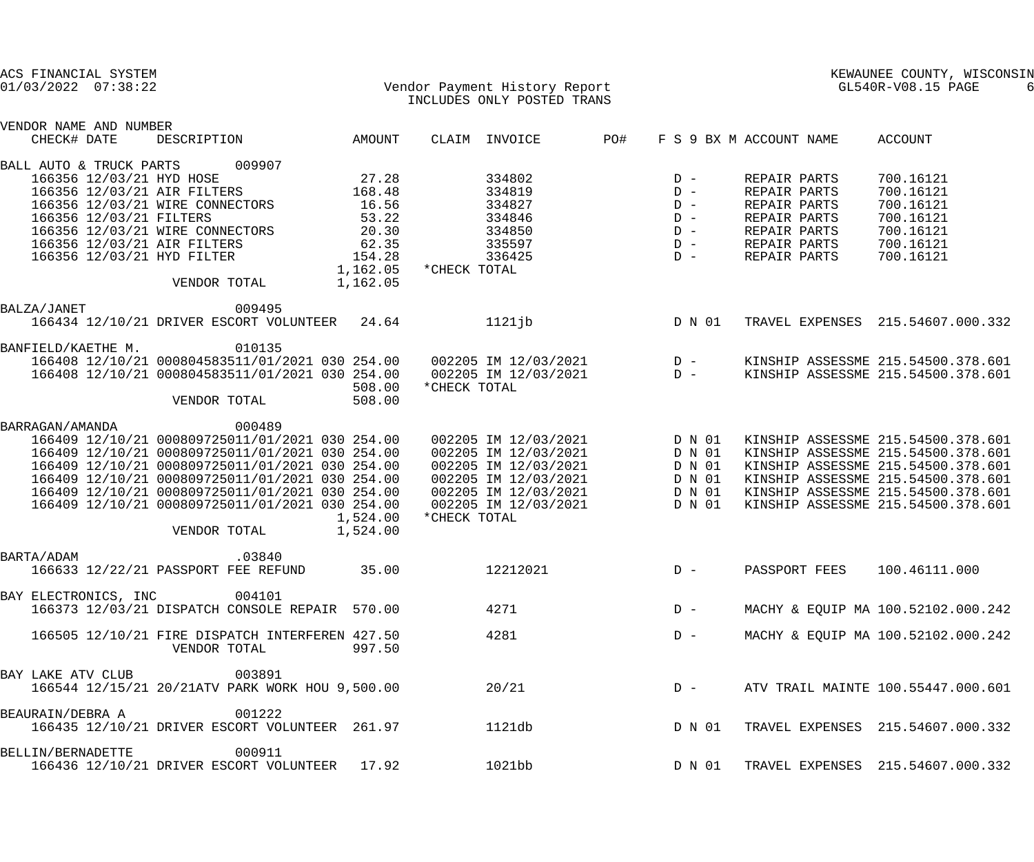ACS FINANCIAL SYSTEM
01/03/2022 07:38:22

Vendor Payment History Report
INCLUDES ONLY POSTED TRANS

KEWAUNEE COUNTY, WISCONSIN
GL540R-V08.15 PAGE 6

| VENDOR NAME AND NUMBER<br>CHECK# DATE | DESCRIPTION | AMOUNT | CLAIM | INVOICE | PO# | F S 9 BX M | ACCOUNT NAME | ACCOUNT |
|---|---|---|---|---|---|---|---|---|
| BALL AUTO & TRUCK PARTS 009907 | | | | | | | | |
| 166356 12/03/21 | HYD HOSE | 27.28 | | 334802 | | D - | REPAIR PARTS | 700.16121 |
| 166356 12/03/21 | AIR FILTERS | 168.48 | | 334819 | | D - | REPAIR PARTS | 700.16121 |
| 166356 12/03/21 | WIRE CONNECTORS | 16.56 | | 334827 | | D - | REPAIR PARTS | 700.16121 |
| 166356 12/03/21 | FILTERS | 53.22 | | 334846 | | D - | REPAIR PARTS | 700.16121 |
| 166356 12/03/21 | WIRE CONNECTORS | 20.30 | | 334850 | | D - | REPAIR PARTS | 700.16121 |
| 166356 12/03/21 | AIR FILTERS | 62.35 | | 335597 | | D - | REPAIR PARTS | 700.16121 |
| 166356 12/03/21 | HYD FILTER | 154.28 | | 336425 | | D - | REPAIR PARTS | 700.16121 |
| | | 1,162.05 | *CHECK TOTAL | | | | | |
| | VENDOR TOTAL | 1,162.05 | | | | | | |
| BALZA/JANET 009495 | | | | | | | | |
| 166434 12/10/21 | DRIVER ESCORT VOLUNTEER | 24.64 | | 1121jb | | D N 01 | TRAVEL EXPENSES | 215.54607.000.332 |
| BANFIELD/KAETHE M. 010135 | | | | | | | | |
| 166408 12/10/21 | 000804583511/01/2021 030 | 254.00 | 002205 | IM 12/03/2021 | | D - | KINSHIP ASSESSME | 215.54500.378.601 |
| 166408 12/10/21 | 000804583511/01/2021 030 | 254.00 | 002205 | IM 12/03/2021 | | D - | KINSHIP ASSESSME | 215.54500.378.601 |
| | | 508.00 | *CHECK TOTAL | | | | | |
| | VENDOR TOTAL | 508.00 | | | | | | |
| BARRAGAN/AMANDA 000489 | | | | | | | | |
| 166409 12/10/21 | 000809725011/01/2021 030 | 254.00 | 002205 | IM 12/03/2021 | | D N 01 | KINSHIP ASSESSME | 215.54500.378.601 |
| 166409 12/10/21 | 000809725011/01/2021 030 | 254.00 | 002205 | IM 12/03/2021 | | D N 01 | KINSHIP ASSESSME | 215.54500.378.601 |
| 166409 12/10/21 | 000809725011/01/2021 030 | 254.00 | 002205 | IM 12/03/2021 | | D N 01 | KINSHIP ASSESSME | 215.54500.378.601 |
| 166409 12/10/21 | 000809725011/01/2021 030 | 254.00 | 002205 | IM 12/03/2021 | | D N 01 | KINSHIP ASSESSME | 215.54500.378.601 |
| 166409 12/10/21 | 000809725011/01/2021 030 | 254.00 | 002205 | IM 12/03/2021 | | D N 01 | KINSHIP ASSESSME | 215.54500.378.601 |
| 166409 12/10/21 | 000809725011/01/2021 030 | 254.00 | 002205 | IM 12/03/2021 | | D N 01 | KINSHIP ASSESSME | 215.54500.378.601 |
| | | 1,524.00 | *CHECK TOTAL | | | | | |
| | VENDOR TOTAL | 1,524.00 | | | | | | |
| BARTA/ADAM .03840 | | | | | | | | |
| 166633 12/22/21 | PASSPORT FEE REFUND | 35.00 | | 12212021 | | D - | PASSPORT FEES | 100.46111.000 |
| BAY ELECTRONICS, INC 004101 | | | | | | | | |
| 166373 12/03/21 | DISPATCH CONSOLE REPAIR | 570.00 | | 4271 | | D - | MACHY & EQUIP MA | 100.52102.000.242 |
| 166505 12/10/21 | FIRE DISPATCH INTERFEREN | 427.50 | | 4281 | | D - | MACHY & EQUIP MA | 100.52102.000.242 |
| | VENDOR TOTAL | 997.50 | | | | | | |
| BAY LAKE ATV CLUB 003891 | | | | | | | | |
| 166544 12/15/21 | 20/21ATV PARK WORK HOU | 9,500.00 | | 20/21 | | D - | ATV TRAIL MAINTE | 100.55447.000.601 |
| BEAURAIN/DEBRA A 001222 | | | | | | | | |
| 166435 12/10/21 | DRIVER ESCORT VOLUNTEER | 261.97 | | 1121db | | D N 01 | TRAVEL EXPENSES | 215.54607.000.332 |
| BELLIN/BERNADETTE 000911 | | | | | | | | |
| 166436 12/10/21 | DRIVER ESCORT VOLUNTEER | 17.92 | | 1021bb | | D N 01 | TRAVEL EXPENSES | 215.54607.000.332 |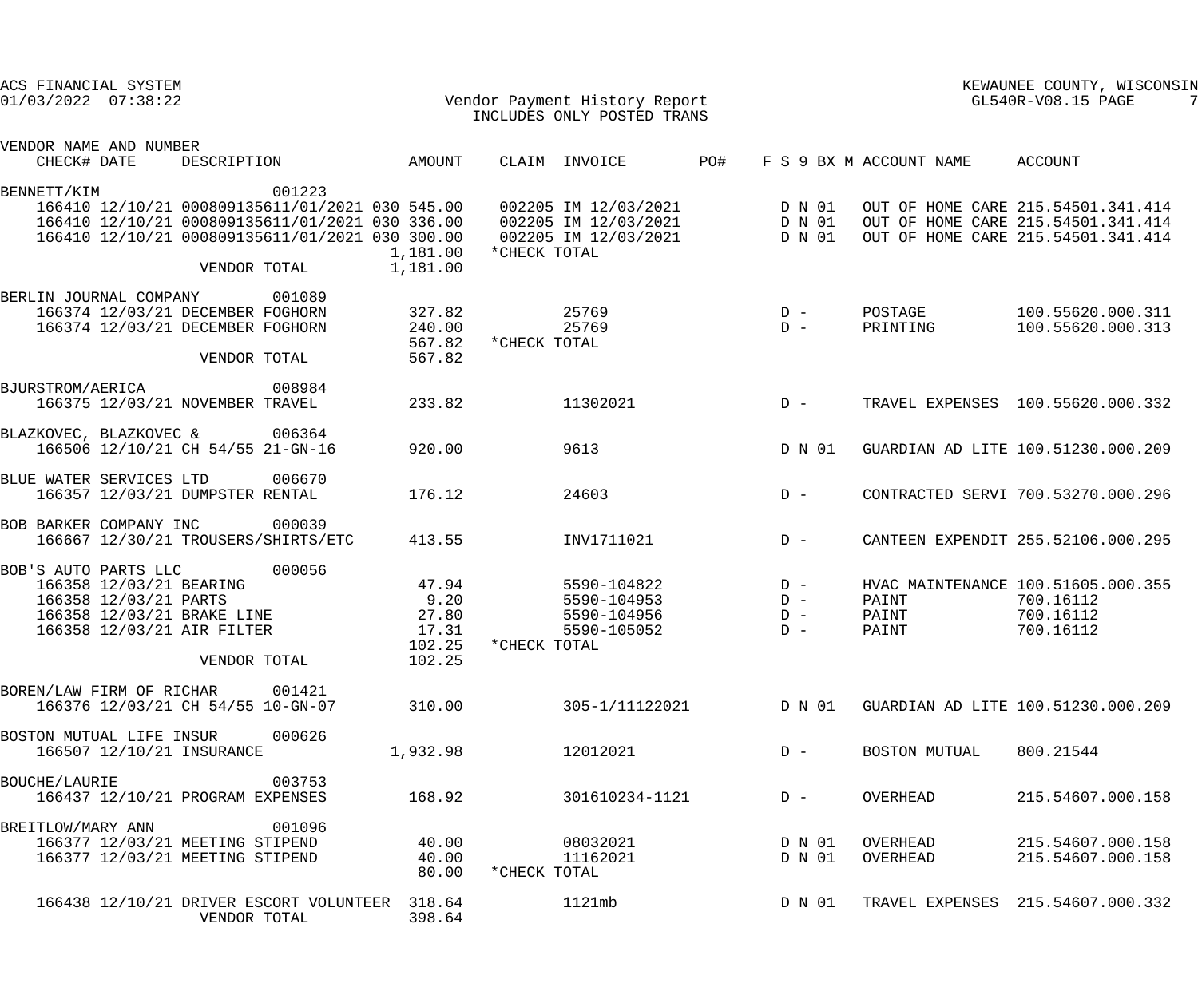ACS FINANCIAL SYSTEM
01/03/2022 07:38:22

Vendor Payment History Report
INCLUDES ONLY POSTED TRANS

KEWAUNEE COUNTY, WISCONSIN
GL540R-V08.15 PAGE 7

| VENDOR NAME AND NUMBER / CHECK# | DATE | DESCRIPTION | AMOUNT | CLAIM | INVOICE | PO# | F S 9 BX M | ACCOUNT NAME | ACCOUNT |
|---|---|---|---|---|---|---|---|---|---|
| BENNETT/KIM 001223 | | | | | | | | | |
| 166410 | 12/10/21 | 000809135611/01/2021 030 | 545.00 | 002205 | IM 12/03/2021 | | D N 01 | OUT OF HOME CARE | 215.54501.341.414 |
| 166410 | 12/10/21 | 000809135611/01/2021 030 | 336.00 | 002205 | IM 12/03/2021 | | D N 01 | OUT OF HOME CARE | 215.54501.341.414 |
| 166410 | 12/10/21 | 000809135611/01/2021 030 | 300.00 | 002205 | IM 12/03/2021 | | D N 01 | OUT OF HOME CARE | 215.54501.341.414 |
| | | | 1,181.00 | *CHECK TOTAL | | | | | |
| | | VENDOR TOTAL | 1,181.00 | | | | | | |
| BERLIN JOURNAL COMPANY 001089 | | | | | | | | | |
| 166374 | 12/03/21 | DECEMBER FOGHORN | 327.82 | | 25769 | | D - | POSTAGE | 100.55620.000.311 |
| 166374 | 12/03/21 | DECEMBER FOGHORN | 240.00 | | 25769 | | D - | PRINTING | 100.55620.000.313 |
| | | | 567.82 | *CHECK TOTAL | | | | | |
| | | VENDOR TOTAL | 567.82 | | | | | | |
| BJURSTROM/AERICA 008984 | | | | | | | | | |
| 166375 | 12/03/21 | NOVEMBER TRAVEL | 233.82 | | 11302021 | | D - | TRAVEL EXPENSES | 100.55620.000.332 |
| BLAZKOVEC, BLAZKOVEC & 006364 | | | | | | | | | |
| 166506 | 12/10/21 | CH 54/55 21-GN-16 | 920.00 | | 9613 | | D N 01 | GUARDIAN AD LITE | 100.51230.000.209 |
| BLUE WATER SERVICES LTD 006670 | | | | | | | | | |
| 166357 | 12/03/21 | DUMPSTER RENTAL | 176.12 | | 24603 | | D - | CONTRACTED SERVI | 700.53270.000.296 |
| BOB BARKER COMPANY INC 000039 | | | | | | | | | |
| 166667 | 12/30/21 | TROUSERS/SHIRTS/ETC | 413.55 | | INV1711021 | | D - | CANTEEN EXPENDIT | 255.52106.000.295 |
| BOB'S AUTO PARTS LLC 000056 | | | | | | | | | |
| 166358 | 12/03/21 | BEARING | 47.94 | | 5590-104822 | | D - | HVAC MAINTENANCE | 100.51605.000.355 |
| 166358 | 12/03/21 | PARTS | 9.20 | | 5590-104953 | | D - | PAINT | 700.16112 |
| 166358 | 12/03/21 | BRAKE LINE | 27.80 | | 5590-104956 | | D - | PAINT | 700.16112 |
| 166358 | 12/03/21 | AIR FILTER | 17.31 | | 5590-105052 | | D - | PAINT | 700.16112 |
| | | | 102.25 | *CHECK TOTAL | | | | | |
| | | VENDOR TOTAL | 102.25 | | | | | | |
| BOREN/LAW FIRM OF RICHAR 001421 | | | | | | | | | |
| 166376 | 12/03/21 | CH 54/55 10-GN-07 | 310.00 | | 305-1/11122021 | | D N 01 | GUARDIAN AD LITE | 100.51230.000.209 |
| BOSTON MUTUAL LIFE INSUR 000626 | | | | | | | | | |
| 166507 | 12/10/21 | INSURANCE | 1,932.98 | | 12012021 | | D - | BOSTON MUTUAL | 800.21544 |
| BOUCHE/LAURIE 003753 | | | | | | | | | |
| 166437 | 12/10/21 | PROGRAM EXPENSES | 168.92 | | 301610234-1121 | | D - | OVERHEAD | 215.54607.000.158 |
| BREITLOW/MARY ANN 001096 | | | | | | | | | |
| 166377 | 12/03/21 | MEETING STIPEND | 40.00 | | 08032021 | | D N 01 | OVERHEAD | 215.54607.000.158 |
| 166377 | 12/03/21 | MEETING STIPEND | 40.00 | | 11162021 | | D N 01 | OVERHEAD | 215.54607.000.158 |
| | | | 80.00 | *CHECK TOTAL | | | | | |
| 166438 | 12/10/21 | DRIVER ESCORT VOLUNTEER | 318.64 | | 1121mb | | D N 01 | TRAVEL EXPENSES | 215.54607.000.332 |
| | | VENDOR TOTAL | 398.64 | | | | | | |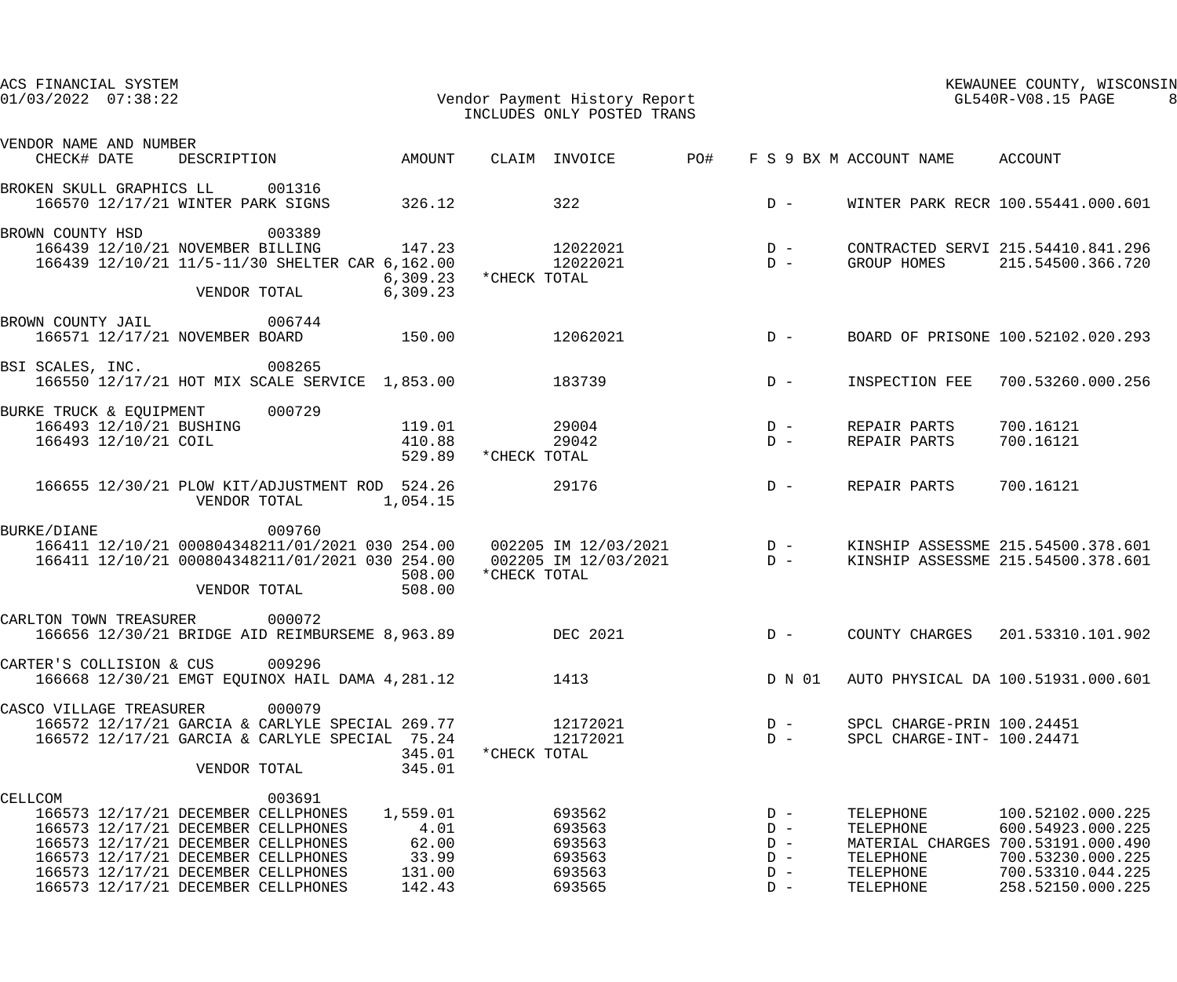ACS FINANCIAL SYSTEM
01/03/2022 07:38:22

Vendor Payment History Report
INCLUDES ONLY POSTED TRANS

KEWAUNEE COUNTY, WISCONSIN
GL540R-V08.15

| VENDOR NAME AND NUMBER / CHECK# | DATE | DESCRIPTION | AMOUNT | CLAIM | INVOICE | PO# | F S 9 BX M | ACCOUNT NAME | ACCOUNT |
|---|---|---|---|---|---|---|---|---|---|
| BROKEN SKULL GRAPHICS LL 001316 | | | | | | | | | |
| 166570 | 12/17/21 | WINTER PARK SIGNS | 326.12 | | 322 | | D - | WINTER PARK RECR | 100.55441.000.601 |
| BROWN COUNTY HSD 003389 | | | | | | | | | |
| 166439 | 12/10/21 | NOVEMBER BILLING | 147.23 | | 12022021 | | D - | CONTRACTED SERVI | 215.54410.841.296 |
| 166439 | 12/10/21 | 11/5-11/30 SHELTER CAR | 6,162.00 | | 12022021 | | D - | GROUP HOMES | 215.54500.366.720 |
| | | | 6,309.23 | *CHECK TOTAL | | | | | |
| | | VENDOR TOTAL | 6,309.23 | | | | | | |
| BROWN COUNTY JAIL 006744 | | | | | | | | | |
| 166571 | 12/17/21 | NOVEMBER BOARD | 150.00 | | 12062021 | | D - | BOARD OF PRISONE | 100.52102.020.293 |
| BSI SCALES, INC. 008265 | | | | | | | | | |
| 166550 | 12/17/21 | HOT MIX SCALE SERVICE | 1,853.00 | | 183739 | | D - | INSPECTION FEE | 700.53260.000.256 |
| BURKE TRUCK & EQUIPMENT 000729 | | | | | | | | | |
| 166493 | 12/10/21 | BUSHING | 119.01 | | 29004 | | D - | REPAIR PARTS | 700.16121 |
| 166493 | 12/10/21 | COIL | 410.88 | | 29042 | | D - | REPAIR PARTS | 700.16121 |
| | | | 529.89 | *CHECK TOTAL | | | | | |
| 166655 | 12/30/21 | PLOW KIT/ADJUSTMENT ROD | 524.26 | | 29176 | | D - | REPAIR PARTS | 700.16121 |
| | | VENDOR TOTAL | 1,054.15 | | | | | | |
| BURKE/DIANE 009760 | | | | | | | | | |
| 166411 | 12/10/21 | 000804348211/01/2021 030 | 254.00 | 002205 | IM 12/03/2021 | | D - | KINSHIP ASSESSME | 215.54500.378.601 |
| 166411 | 12/10/21 | 000804348211/01/2021 030 | 254.00 | 002205 | IM 12/03/2021 | | D - | KINSHIP ASSESSME | 215.54500.378.601 |
| | | | 508.00 | *CHECK TOTAL | | | | | |
| | | VENDOR TOTAL | 508.00 | | | | | | |
| CARLTON TOWN TREASURER 000072 | | | | | | | | | |
| 166656 | 12/30/21 | BRIDGE AID REIMBURSEME | 8,963.89 | | DEC 2021 | | D - | COUNTY CHARGES | 201.53310.101.902 |
| CARTER'S COLLISION & CUS 009296 | | | | | | | | | |
| 166668 | 12/30/21 | EMGT EQUINOX HAIL DAMA | 4,281.12 | | 1413 | | D N 01 | AUTO PHYSICAL DA | 100.51931.000.601 |
| CASCO VILLAGE TREASURER 000079 | | | | | | | | | |
| 166572 | 12/17/21 | GARCIA & CARLYLE SPECIAL | 269.77 | | 12172021 | | D - | SPCL CHARGE-PRIN | 100.24451 |
| 166572 | 12/17/21 | GARCIA & CARLYLE SPECIAL | 75.24 | | 12172021 | | D - | SPCL CHARGE-INT- | 100.24471 |
| | | | 345.01 | *CHECK TOTAL | | | | | |
| | | VENDOR TOTAL | 345.01 | | | | | | |
| CELLCOM 003691 | | | | | | | | | |
| 166573 | 12/17/21 | DECEMBER CELLPHONES | 1,559.01 | | 693562 | | D - | TELEPHONE | 100.52102.000.225 |
| 166573 | 12/17/21 | DECEMBER CELLPHONES | 4.01 | | 693563 | | D - | TELEPHONE | 600.54923.000.225 |
| 166573 | 12/17/21 | DECEMBER CELLPHONES | 62.00 | | 693563 | | D - | MATERIAL CHARGES | 700.53191.000.490 |
| 166573 | 12/17/21 | DECEMBER CELLPHONES | 33.99 | | 693563 | | D - | TELEPHONE | 700.53230.000.225 |
| 166573 | 12/17/21 | DECEMBER CELLPHONES | 131.00 | | 693563 | | D - | TELEPHONE | 700.53310.044.225 |
| 166573 | 12/17/21 | DECEMBER CELLPHONES | 142.43 | | 693565 | | D - | TELEPHONE | 258.52150.000.225 |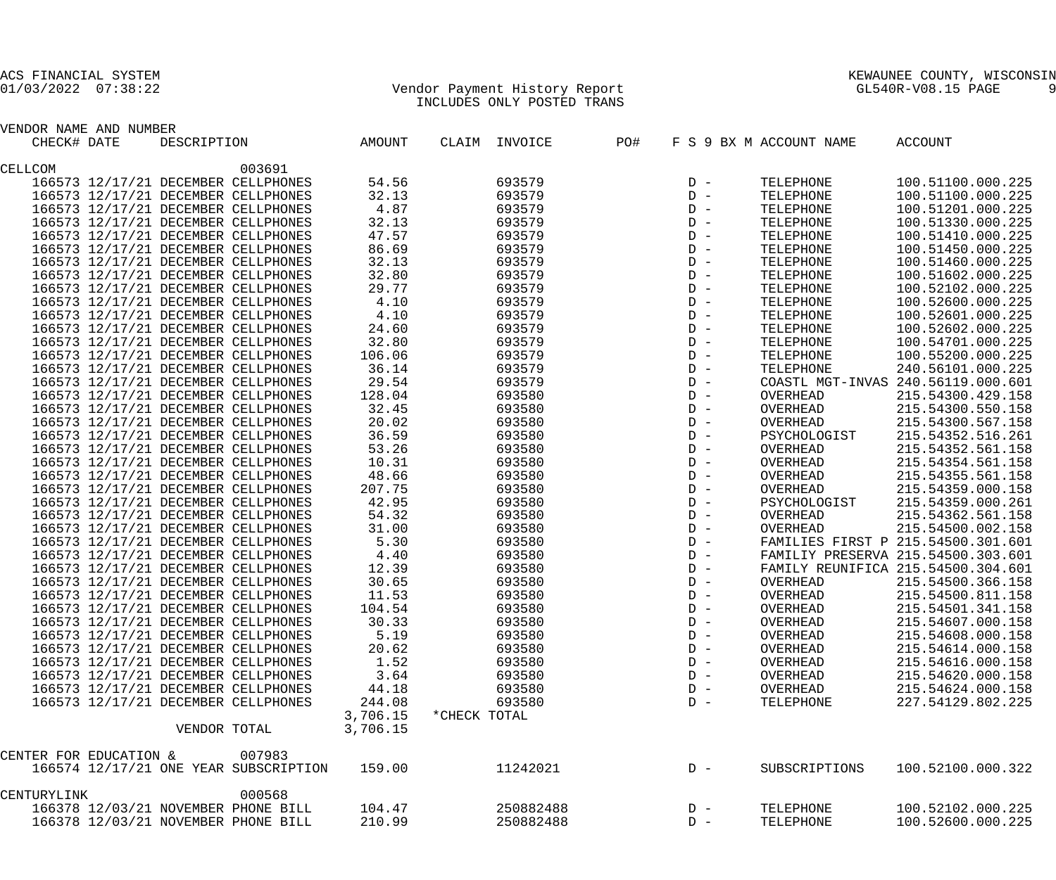ACS FINANCIAL SYSTEM
01/03/2022 07:38:22

Vendor Payment History Report
INCLUDES ONLY POSTED TRANS

KEWAUNEE COUNTY, WISCONSIN
GL540R-V08.15 PAGE 9

| VENDOR NAME AND NUMBER | | | | | | | | | |
|---|---|---|---|---|---|---|---|---|---|
| CHECK# | DATE | DESCRIPTION | AMOUNT | CLAIM | INVOICE | PO# | F S 9 BX M | ACCOUNT NAME | ACCOUNT |
| CELLCOM | | 003691 | | | | | | | |
| 166573 | 12/17/21 | DECEMBER CELLPHONES | 54.56 | | 693579 | | D - | TELEPHONE | 100.51100.000.225 |
| 166573 | 12/17/21 | DECEMBER CELLPHONES | 32.13 | | 693579 | | D - | TELEPHONE | 100.51100.000.225 |
| 166573 | 12/17/21 | DECEMBER CELLPHONES | 4.87 | | 693579 | | D - | TELEPHONE | 100.51201.000.225 |
| 166573 | 12/17/21 | DECEMBER CELLPHONES | 32.13 | | 693579 | | D - | TELEPHONE | 100.51330.000.225 |
| 166573 | 12/17/21 | DECEMBER CELLPHONES | 47.57 | | 693579 | | D - | TELEPHONE | 100.51410.000.225 |
| 166573 | 12/17/21 | DECEMBER CELLPHONES | 86.69 | | 693579 | | D - | TELEPHONE | 100.51450.000.225 |
| 166573 | 12/17/21 | DECEMBER CELLPHONES | 32.13 | | 693579 | | D - | TELEPHONE | 100.51460.000.225 |
| 166573 | 12/17/21 | DECEMBER CELLPHONES | 32.80 | | 693579 | | D - | TELEPHONE | 100.51602.000.225 |
| 166573 | 12/17/21 | DECEMBER CELLPHONES | 29.77 | | 693579 | | D - | TELEPHONE | 100.52102.000.225 |
| 166573 | 12/17/21 | DECEMBER CELLPHONES | 4.10 | | 693579 | | D - | TELEPHONE | 100.52600.000.225 |
| 166573 | 12/17/21 | DECEMBER CELLPHONES | 4.10 | | 693579 | | D - | TELEPHONE | 100.52601.000.225 |
| 166573 | 12/17/21 | DECEMBER CELLPHONES | 24.60 | | 693579 | | D - | TELEPHONE | 100.52602.000.225 |
| 166573 | 12/17/21 | DECEMBER CELLPHONES | 32.80 | | 693579 | | D - | TELEPHONE | 100.54701.000.225 |
| 166573 | 12/17/21 | DECEMBER CELLPHONES | 106.06 | | 693579 | | D - | TELEPHONE | 100.55200.000.225 |
| 166573 | 12/17/21 | DECEMBER CELLPHONES | 36.14 | | 693579 | | D - | TELEPHONE | 240.56101.000.225 |
| 166573 | 12/17/21 | DECEMBER CELLPHONES | 29.54 | | 693579 | | D - | COASTL MGT-INVAS | 240.56119.000.601 |
| 166573 | 12/17/21 | DECEMBER CELLPHONES | 128.04 | | 693580 | | D - | OVERHEAD | 215.54300.429.158 |
| 166573 | 12/17/21 | DECEMBER CELLPHONES | 32.45 | | 693580 | | D - | OVERHEAD | 215.54300.550.158 |
| 166573 | 12/17/21 | DECEMBER CELLPHONES | 20.02 | | 693580 | | D - | OVERHEAD | 215.54300.567.158 |
| 166573 | 12/17/21 | DECEMBER CELLPHONES | 36.59 | | 693580 | | D - | PSYCHOLOGIST | 215.54352.516.261 |
| 166573 | 12/17/21 | DECEMBER CELLPHONES | 53.26 | | 693580 | | D - | OVERHEAD | 215.54352.561.158 |
| 166573 | 12/17/21 | DECEMBER CELLPHONES | 10.31 | | 693580 | | D - | OVERHEAD | 215.54354.561.158 |
| 166573 | 12/17/21 | DECEMBER CELLPHONES | 48.66 | | 693580 | | D - | OVERHEAD | 215.54355.561.158 |
| 166573 | 12/17/21 | DECEMBER CELLPHONES | 207.75 | | 693580 | | D - | OVERHEAD | 215.54359.000.158 |
| 166573 | 12/17/21 | DECEMBER CELLPHONES | 42.95 | | 693580 | | D - | PSYCHOLOGIST | 215.54359.000.261 |
| 166573 | 12/17/21 | DECEMBER CELLPHONES | 54.32 | | 693580 | | D - | OVERHEAD | 215.54362.561.158 |
| 166573 | 12/17/21 | DECEMBER CELLPHONES | 31.00 | | 693580 | | D - | OVERHEAD | 215.54500.002.158 |
| 166573 | 12/17/21 | DECEMBER CELLPHONES | 5.30 | | 693580 | | D - | FAMILIES FIRST P | 215.54500.301.601 |
| 166573 | 12/17/21 | DECEMBER CELLPHONES | 4.40 | | 693580 | | D - | FAMILIY PRESERVA | 215.54500.303.601 |
| 166573 | 12/17/21 | DECEMBER CELLPHONES | 12.39 | | 693580 | | D - | FAMILY REUNIFICA | 215.54500.304.601 |
| 166573 | 12/17/21 | DECEMBER CELLPHONES | 30.65 | | 693580 | | D - | OVERHEAD | 215.54500.366.158 |
| 166573 | 12/17/21 | DECEMBER CELLPHONES | 11.53 | | 693580 | | D - | OVERHEAD | 215.54500.811.158 |
| 166573 | 12/17/21 | DECEMBER CELLPHONES | 104.54 | | 693580 | | D - | OVERHEAD | 215.54501.341.158 |
| 166573 | 12/17/21 | DECEMBER CELLPHONES | 30.33 | | 693580 | | D - | OVERHEAD | 215.54607.000.158 |
| 166573 | 12/17/21 | DECEMBER CELLPHONES | 5.19 | | 693580 | | D - | OVERHEAD | 215.54608.000.158 |
| 166573 | 12/17/21 | DECEMBER CELLPHONES | 20.62 | | 693580 | | D - | OVERHEAD | 215.54614.000.158 |
| 166573 | 12/17/21 | DECEMBER CELLPHONES | 1.52 | | 693580 | | D - | OVERHEAD | 215.54616.000.158 |
| 166573 | 12/17/21 | DECEMBER CELLPHONES | 3.64 | | 693580 | | D - | OVERHEAD | 215.54620.000.158 |
| 166573 | 12/17/21 | DECEMBER CELLPHONES | 44.18 | | 693580 | | D - | OVERHEAD | 215.54624.000.158 |
| 166573 | 12/17/21 | DECEMBER CELLPHONES | 244.08 | | 693580 | | D - | TELEPHONE | 227.54129.802.225 |
| | | | 3,706.15 | *CHECK TOTAL | | | | | |
| | | VENDOR TOTAL | 3,706.15 | | | | | | |
| CENTER FOR EDUCATION & | | 007983 | | | | | | | |
| 166574 | 12/17/21 | ONE YEAR SUBSCRIPTION | 159.00 | | 11242021 | | D - | SUBSCRIPTIONS | 100.52100.000.322 |
| CENTURYLINK | | 000568 | | | | | | | |
| 166378 | 12/03/21 | NOVEMBER PHONE BILL | 104.47 | | 250882488 | | D - | TELEPHONE | 100.52102.000.225 |
| 166378 | 12/03/21 | NOVEMBER PHONE BILL | 210.99 | | 250882488 | | D - | TELEPHONE | 100.52600.000.225 |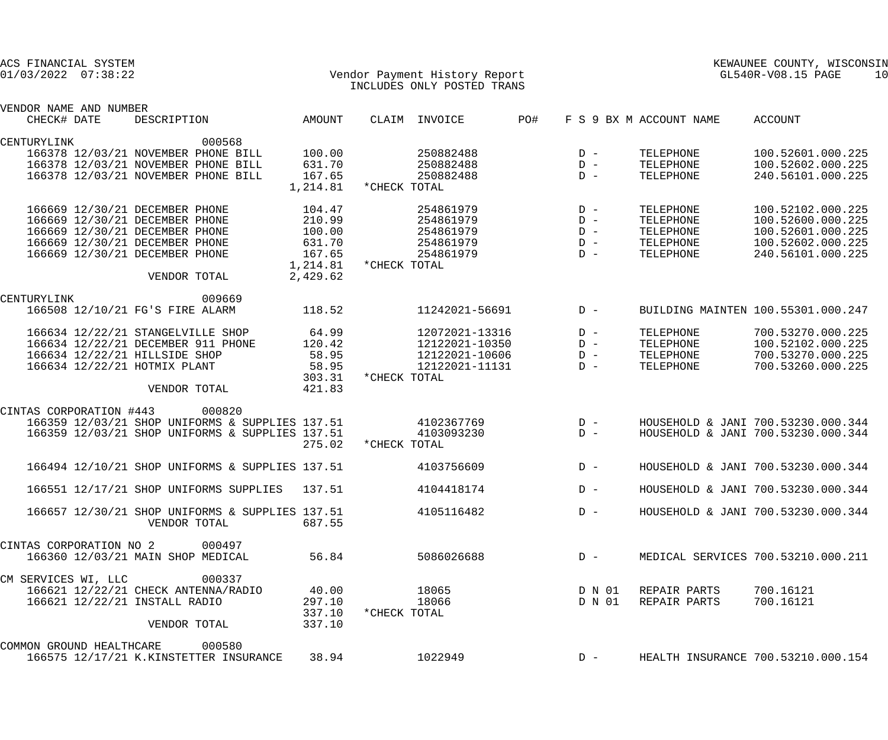ACS FINANCIAL SYSTEM
01/03/2022 07:38:22

Vendor Payment History Report
INCLUDES ONLY POSTED TRANS

KEWAUNEE COUNTY, WISCONSIN
GL540R-V08.15 PAGE 10

| VENDOR NAME AND NUMBER CHECK# DATE | DESCRIPTION | AMOUNT | CLAIM | INVOICE | PO# | F S 9 BX M | ACCOUNT NAME | ACCOUNT |
|---|---|---|---|---|---|---|---|---|
| CENTURYLINK | 000568 | | | | | | | |
| 166378 12/03/21 | NOVEMBER PHONE BILL | 100.00 | | 250882488 | | D - | TELEPHONE | 100.52601.000.225 |
| 166378 12/03/21 | NOVEMBER PHONE BILL | 631.70 | | 250882488 | | D - | TELEPHONE | 100.52602.000.225 |
| 166378 12/03/21 | NOVEMBER PHONE BILL | 167.65 | | 250882488 | | D - | TELEPHONE | 240.56101.000.225 |
| | | 1,214.81 | *CHECK TOTAL | | | | | |
| 166669 12/30/21 | DECEMBER PHONE | 104.47 | | 254861979 | | D - | TELEPHONE | 100.52102.000.225 |
| 166669 12/30/21 | DECEMBER PHONE | 210.99 | | 254861979 | | D - | TELEPHONE | 100.52600.000.225 |
| 166669 12/30/21 | DECEMBER PHONE | 100.00 | | 254861979 | | D - | TELEPHONE | 100.52601.000.225 |
| 166669 12/30/21 | DECEMBER PHONE | 631.70 | | 254861979 | | D - | TELEPHONE | 100.52602.000.225 |
| 166669 12/30/21 | DECEMBER PHONE | 167.65 | | 254861979 | | D - | TELEPHONE | 240.56101.000.225 |
| | | 1,214.81 | *CHECK TOTAL | | | | | |
| | VENDOR TOTAL | 2,429.62 | | | | | | |
| CENTURYLINK | 009669 | | | | | | | |
| 166508 12/10/21 | FG'S FIRE ALARM | 118.52 | | 11242021-56691 | | D - | BUILDING MAINTEN | 100.55301.000.247 |
| 166634 12/22/21 | STANGELVILLE SHOP | 64.99 | | 12072021-13316 | | D - | TELEPHONE | 700.53270.000.225 |
| 166634 12/22/21 | DECEMBER 911 PHONE | 120.42 | | 12122021-10350 | | D - | TELEPHONE | 100.52102.000.225 |
| 166634 12/22/21 | HILLSIDE SHOP | 58.95 | | 12122021-10606 | | D - | TELEPHONE | 700.53270.000.225 |
| 166634 12/22/21 | HOTMIX PLANT | 58.95 | | 12122021-11131 | | D - | TELEPHONE | 700.53260.000.225 |
| | | 303.31 | *CHECK TOTAL | | | | | |
| | VENDOR TOTAL | 421.83 | | | | | | |
| CINTAS CORPORATION #443 | 000820 | | | | | | | |
| 166359 12/03/21 | SHOP UNIFORMS & SUPPLIES | 137.51 | | 4102367769 | | D - | HOUSEHOLD & JANI | 700.53230.000.344 |
| 166359 12/03/21 | SHOP UNIFORMS & SUPPLIES | 137.51 | | 4103093230 | | D - | HOUSEHOLD & JANI | 700.53230.000.344 |
| | | 275.02 | *CHECK TOTAL | | | | | |
| 166494 12/10/21 | SHOP UNIFORMS & SUPPLIES | 137.51 | | 4103756609 | | D - | HOUSEHOLD & JANI | 700.53230.000.344 |
| 166551 12/17/21 | SHOP UNIFORMS SUPPLIES | 137.51 | | 4104418174 | | D - | HOUSEHOLD & JANI | 700.53230.000.344 |
| 166657 12/30/21 | SHOP UNIFORMS & SUPPLIES | 137.51 | | 4105116482 | | D - | HOUSEHOLD & JANI | 700.53230.000.344 |
| | VENDOR TOTAL | 687.55 | | | | | | |
| CINTAS CORPORATION NO 2 | 000497 | | | | | | | |
| 166360 12/03/21 | MAIN SHOP MEDICAL | 56.84 | | 5086026688 | | D - | MEDICAL SERVICES | 700.53210.000.211 |
| CM SERVICES WI, LLC | 000337 | | | | | | | |
| 166621 12/22/21 | CHECK ANTENNA/RADIO | 40.00 | | 18065 | | D N 01 | REPAIR PARTS | 700.16121 |
| 166621 12/22/21 | INSTALL RADIO | 297.10 | | 18066 | | D N 01 | REPAIR PARTS | 700.16121 |
| | | 337.10 | *CHECK TOTAL | | | | | |
| | VENDOR TOTAL | 337.10 | | | | | | |
| COMMON GROUND HEALTHCARE | 000580 | | | | | | | |
| 166575 12/17/21 | K.KINSTETTER INSURANCE | 38.94 | | 1022949 | | D - | HEALTH INSURANCE | 700.53210.000.154 |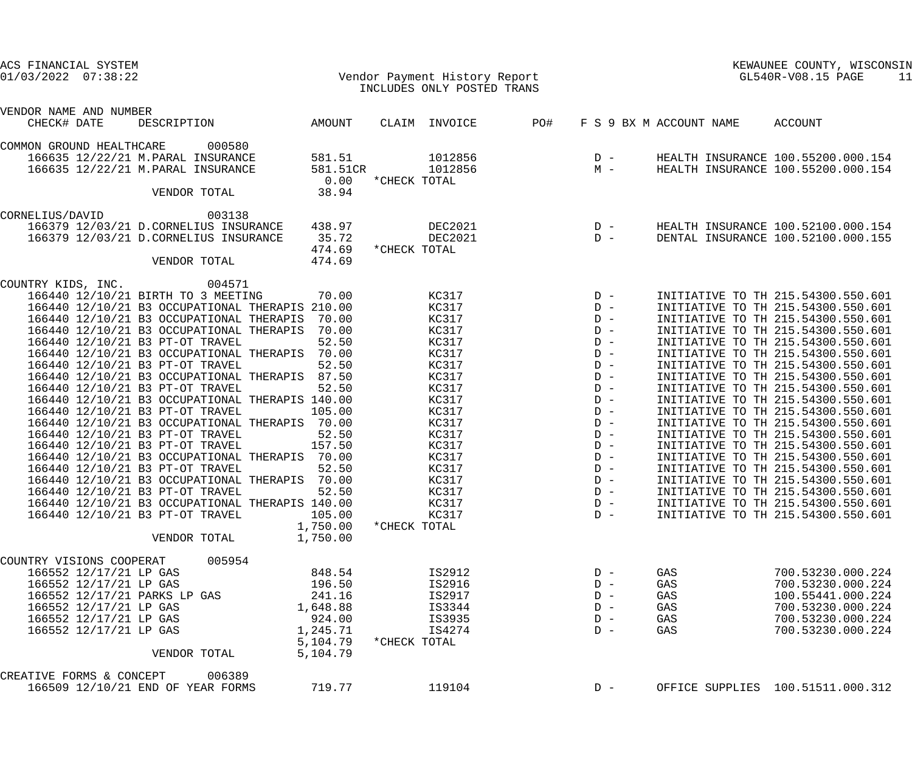ACS FINANCIAL SYSTEM
01/03/2022 07:38:22

Vendor Payment History Report
INCLUDES ONLY POSTED TRANS

KEWAUNEE COUNTY, WISCONSIN
GL540R-V08.15

| VENDOR NAME AND NUMBER CHECK# DATE | DESCRIPTION | AMOUNT | CLAIM | INVOICE | PO# | F S 9 BX M | ACCOUNT NAME | ACCOUNT |
|---|---|---|---|---|---|---|---|---|
| COMMON GROUND HEALTHCARE 000580 | | | | | | | | |
| 166635 12/22/21 | M.PARAL INSURANCE | 581.51 | | 1012856 | | D - | HEALTH INSURANCE | 100.55200.000.154 |
| 166635 12/22/21 | M.PARAL INSURANCE | 581.51CR | | 1012856 | | M - | HEALTH INSURANCE | 100.55200.000.154 |
| | | 0.00 | *CHECK TOTAL | | | | | |
| | VENDOR TOTAL | 38.94 | | | | | | |
| CORNELIUS/DAVID 003138 | | | | | | | | |
| 166379 12/03/21 | D.CORNELIUS INSURANCE | 438.97 | | DEC2021 | | D - | HEALTH INSURANCE | 100.52100.000.154 |
| 166379 12/03/21 | D.CORNELIUS INSURANCE | 35.72 | | DEC2021 | | D - | DENTAL INSURANCE | 100.52100.000.155 |
| | | 474.69 | *CHECK TOTAL | | | | | |
| | VENDOR TOTAL | 474.69 | | | | | | |
| COUNTRY KIDS, INC. 004571 | | | | | | | | |
| 166440 12/10/21 | BIRTH TO 3 MEETING | 70.00 | | KC317 | | D - | INITIATIVE TO TH | 215.54300.550.601 |
| 166440 12/10/21 | B3 OCCUPATIONAL THERAPIS | 210.00 | | KC317 | | D - | INITIATIVE TO TH | 215.54300.550.601 |
| 166440 12/10/21 | B3 OCCUPATIONAL THERAPIS | 70.00 | | KC317 | | D - | INITIATIVE TO TH | 215.54300.550.601 |
| 166440 12/10/21 | B3 OCCUPATIONAL THERAPIS | 70.00 | | KC317 | | D - | INITIATIVE TO TH | 215.54300.550.601 |
| 166440 12/10/21 | B3 PT-OT TRAVEL | 52.50 | | KC317 | | D - | INITIATIVE TO TH | 215.54300.550.601 |
| 166440 12/10/21 | B3 OCCUPATIONAL THERAPIS | 70.00 | | KC317 | | D - | INITIATIVE TO TH | 215.54300.550.601 |
| 166440 12/10/21 | B3 PT-OT TRAVEL | 52.50 | | KC317 | | D - | INITIATIVE TO TH | 215.54300.550.601 |
| 166440 12/10/21 | B3 OCCUPATIONAL THERAPIS | 87.50 | | KC317 | | D - | INITIATIVE TO TH | 215.54300.550.601 |
| 166440 12/10/21 | B3 PT-OT TRAVEL | 52.50 | | KC317 | | D - | INITIATIVE TO TH | 215.54300.550.601 |
| 166440 12/10/21 | B3 OCCUPATIONAL THERAPIS | 140.00 | | KC317 | | D - | INITIATIVE TO TH | 215.54300.550.601 |
| 166440 12/10/21 | B3 PT-OT TRAVEL | 105.00 | | KC317 | | D - | INITIATIVE TO TH | 215.54300.550.601 |
| 166440 12/10/21 | B3 OCCUPATIONAL THERAPIS | 70.00 | | KC317 | | D - | INITIATIVE TO TH | 215.54300.550.601 |
| 166440 12/10/21 | B3 PT-OT TRAVEL | 52.50 | | KC317 | | D - | INITIATIVE TO TH | 215.54300.550.601 |
| 166440 12/10/21 | B3 PT-OT TRAVEL | 157.50 | | KC317 | | D - | INITIATIVE TO TH | 215.54300.550.601 |
| 166440 12/10/21 | B3 OCCUPATIONAL THERAPIS | 70.00 | | KC317 | | D - | INITIATIVE TO TH | 215.54300.550.601 |
| 166440 12/10/21 | B3 PT-OT TRAVEL | 52.50 | | KC317 | | D - | INITIATIVE TO TH | 215.54300.550.601 |
| 166440 12/10/21 | B3 OCCUPATIONAL THERAPIS | 70.00 | | KC317 | | D - | INITIATIVE TO TH | 215.54300.550.601 |
| 166440 12/10/21 | B3 PT-OT TRAVEL | 52.50 | | KC317 | | D - | INITIATIVE TO TH | 215.54300.550.601 |
| 166440 12/10/21 | B3 OCCUPATIONAL THERAPIS | 140.00 | | KC317 | | D - | INITIATIVE TO TH | 215.54300.550.601 |
| 166440 12/10/21 | B3 PT-OT TRAVEL | 105.00 | | KC317 | | D - | INITIATIVE TO TH | 215.54300.550.601 |
| | | 1,750.00 | *CHECK TOTAL | | | | | |
| | VENDOR TOTAL | 1,750.00 | | | | | | |
| COUNTRY VISIONS COOPERAT 005954 | | | | | | | | |
| 166552 12/17/21 | LP GAS | 848.54 | | IS2912 | | D - | GAS | 700.53230.000.224 |
| 166552 12/17/21 | LP GAS | 196.50 | | IS2916 | | D - | GAS | 700.53230.000.224 |
| 166552 12/17/21 | PARKS LP GAS | 241.16 | | IS2917 | | D - | GAS | 100.55441.000.224 |
| 166552 12/17/21 | LP GAS | 1,648.88 | | IS3344 | | D - | GAS | 700.53230.000.224 |
| 166552 12/17/21 | LP GAS | 924.00 | | IS3935 | | D - | GAS | 700.53230.000.224 |
| 166552 12/17/21 | LP GAS | 1,245.71 | | IS4274 | | D - | GAS | 700.53230.000.224 |
| | | 5,104.79 | *CHECK TOTAL | | | | | |
| | VENDOR TOTAL | 5,104.79 | | | | | | |
| CREATIVE FORMS & CONCEPT 006389 | | | | | | | | |
| 166509 12/10/21 | END OF YEAR FORMS | 719.77 | | 119104 | | D - | OFFICE SUPPLIES | 100.51511.000.312 |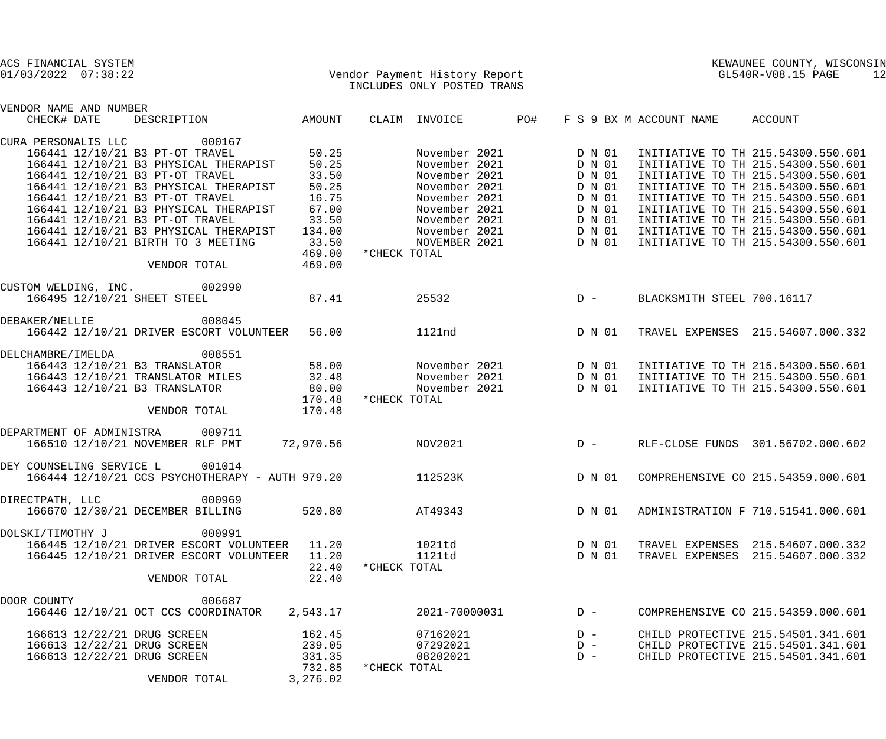ACS FINANCIAL SYSTEM
01/03/2022 07:38:22

Vendor Payment History Report
INCLUDES ONLY POSTED TRANS

KEWAUNEE COUNTY, WISCONSIN
GL540R-V08.15 PAGE 12

| VENDOR NAME AND NUMBER CHECK# DATE | DESCRIPTION | AMOUNT | CLAIM | INVOICE | PO# | F S 9 BX M | ACCOUNT NAME | ACCOUNT |
|---|---|---|---|---|---|---|---|---|
| CURA PERSONALIS LLC 000167 | | | | | | | | |
| 166441 12/10/21 | B3 PT-OT TRAVEL | 50.25 | | November 2021 | | D N 01 | INITIATIVE TO TH | 215.54300.550.601 |
| 166441 12/10/21 | B3 PHYSICAL THERAPIST | 50.25 | | November 2021 | | D N 01 | INITIATIVE TO TH | 215.54300.550.601 |
| 166441 12/10/21 | B3 PT-OT TRAVEL | 33.50 | | November 2021 | | D N 01 | INITIATIVE TO TH | 215.54300.550.601 |
| 166441 12/10/21 | B3 PHYSICAL THERAPIST | 50.25 | | November 2021 | | D N 01 | INITIATIVE TO TH | 215.54300.550.601 |
| 166441 12/10/21 | B3 PT-OT TRAVEL | 16.75 | | November 2021 | | D N 01 | INITIATIVE TO TH | 215.54300.550.601 |
| 166441 12/10/21 | B3 PHYSICAL THERAPIST | 67.00 | | November 2021 | | D N 01 | INITIATIVE TO TH | 215.54300.550.601 |
| 166441 12/10/21 | B3 PT-OT TRAVEL | 33.50 | | November 2021 | | D N 01 | INITIATIVE TO TH | 215.54300.550.601 |
| 166441 12/10/21 | B3 PHYSICAL THERAPIST | 134.00 | | November 2021 | | D N 01 | INITIATIVE TO TH | 215.54300.550.601 |
| 166441 12/10/21 | BIRTH TO 3 MEETING | 33.50 | | NOVEMBER 2021 | | D N 01 | INITIATIVE TO TH | 215.54300.550.601 |
| | | 469.00 | *CHECK TOTAL | | | | | |
| | VENDOR TOTAL | 469.00 | | | | | | |
| CUSTOM WELDING, INC. 002990 | | | | | | | | |
| 166495 12/10/21 | SHEET STEEL | 87.41 | | 25532 | | D - | BLACKSMITH STEEL | 700.16117 |
| DEBAKER/NELLIE 008045 | | | | | | | | |
| 166442 12/10/21 | DRIVER ESCORT VOLUNTEER | 56.00 | | 1121nd | | D N 01 | TRAVEL EXPENSES | 215.54607.000.332 |
| DELCHAMBRE/IMELDA 008551 | | | | | | | | |
| 166443 12/10/21 | B3 TRANSLATOR | 58.00 | | November 2021 | | D N 01 | INITIATIVE TO TH | 215.54300.550.601 |
| 166443 12/10/21 | TRANSLATOR MILES | 32.48 | | November 2021 | | D N 01 | INITIATIVE TO TH | 215.54300.550.601 |
| 166443 12/10/21 | B3 TRANSLATOR | 80.00 | | November 2021 | | D N 01 | INITIATIVE TO TH | 215.54300.550.601 |
| | | 170.48 | *CHECK TOTAL | | | | | |
| | VENDOR TOTAL | 170.48 | | | | | | |
| DEPARTMENT OF ADMINISTRA 009711 | | | | | | | | |
| 166510 12/10/21 | NOVEMBER RLF PMT | 72,970.56 | | NOV2021 | | D - | RLF-CLOSE FUNDS | 301.56702.000.602 |
| DEY COUNSELING SERVICE L 001014 | | | | | | | | |
| 166444 12/10/21 | CCS PSYCHOTHERAPY - AUTH | 979.20 | | 112523K | | D N 01 | COMPREHENSIVE CO | 215.54359.000.601 |
| DIRECTPATH, LLC 000969 | | | | | | | | |
| 166670 12/30/21 | DECEMBER BILLING | 520.80 | | AT49343 | | D N 01 | ADMINISTRATION F | 710.51541.000.601 |
| DOLSKI/TIMOTHY J 000991 | | | | | | | | |
| 166445 12/10/21 | DRIVER ESCORT VOLUNTEER | 11.20 | | 1021td | | D N 01 | TRAVEL EXPENSES | 215.54607.000.332 |
| 166445 12/10/21 | DRIVER ESCORT VOLUNTEER | 11.20 | | 1121td | | D N 01 | TRAVEL EXPENSES | 215.54607.000.332 |
| | | 22.40 | *CHECK TOTAL | | | | | |
| | VENDOR TOTAL | 22.40 | | | | | | |
| DOOR COUNTY 006687 | | | | | | | | |
| 166446 12/10/21 | OCT CCS COORDINATOR | 2,543.17 | | 2021-70000031 | | D - | COMPREHENSIVE CO | 215.54359.000.601 |
| 166613 12/22/21 | DRUG SCREEN | 162.45 | | 07162021 | | D - | CHILD PROTECTIVE | 215.54501.341.601 |
| 166613 12/22/21 | DRUG SCREEN | 239.05 | | 07292021 | | D - | CHILD PROTECTIVE | 215.54501.341.601 |
| 166613 12/22/21 | DRUG SCREEN | 331.35 | | 08202021 | | D - | CHILD PROTECTIVE | 215.54501.341.601 |
| | | 732.85 | *CHECK TOTAL | | | | | |
| | VENDOR TOTAL | 3,276.02 | | | | | | |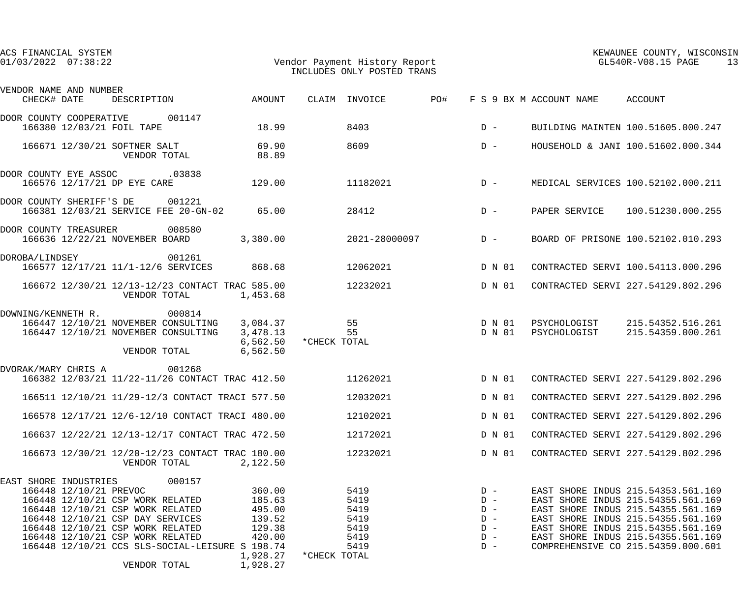ACS FINANCIAL SYSTEM
01/03/2022 07:38:22

Vendor Payment History Report
INCLUDES ONLY POSTED TRANS

KEWAUNEE COUNTY, WISCONSIN
GL540R-V08.15 PAGE 13

| VENDOR NAME AND NUMBER CHECK# DATE | DESCRIPTION | AMOUNT | CLAIM | INVOICE | PO# | F S 9 BX M | ACCOUNT NAME | ACCOUNT |
|---|---|---|---|---|---|---|---|---|
| DOOR COUNTY COOPERATIVE 001147 | | | | | | | | |
| 166380 12/03/21 | FOIL TAPE | 18.99 | | 8403 | | D - | BUILDING MAINTEN | 100.51605.000.247 |
| 166671 12/30/21 | SOFTNER SALT | 69.90 | | 8609 | | D - | HOUSEHOLD & JANI | 100.51602.000.344 |
| | VENDOR TOTAL | 88.89 | | | | | | |
| DOOR COUNTY EYE ASSOC .03838 | | | | | | | | |
| 166576 12/17/21 | DP EYE CARE | 129.00 | | 11182021 | | D - | MEDICAL SERVICES | 100.52102.000.211 |
| DOOR COUNTY SHERIFF'S DE 001221 | | | | | | | | |
| 166381 12/03/21 | SERVICE FEE 20-GN-02 | 65.00 | | 28412 | | D - | PAPER SERVICE | 100.51230.000.255 |
| DOOR COUNTY TREASURER 008580 | | | | | | | | |
| 166636 12/22/21 | NOVEMBER BOARD | 3,380.00 | | 2021-28000097 | | D - | BOARD OF PRISONE | 100.52102.010.293 |
| DOROBA/LINDSEY 001261 | | | | | | | | |
| 166577 12/17/21 | 11/1-12/6 SERVICES | 868.68 | | 12062021 | | D N 01 | CONTRACTED SERVI | 100.54113.000.296 |
| 166672 12/30/21 | 12/13-12/23 CONTACT TRAC | 585.00 | | 12232021 | | D N 01 | CONTRACTED SERVI | 227.54129.802.296 |
| | VENDOR TOTAL | 1,453.68 | | | | | | |
| DOWNING/KENNETH R. 000814 | | | | | | | | |
| 166447 12/10/21 | NOVEMBER CONSULTING | 3,084.37 | | 55 | | D N 01 | PSYCHOLOGIST | 215.54352.516.261 |
| 166447 12/10/21 | NOVEMBER CONSULTING | 3,478.13 | | 55 | | D N 01 | PSYCHOLOGIST | 215.54359.000.261 |
| | | 6,562.50 | *CHECK TOTAL | | | | | |
| | VENDOR TOTAL | 6,562.50 | | | | | | |
| DVORAK/MARY CHRIS A 001268 | | | | | | | | |
| 166382 12/03/21 | 11/22-11/26 CONTACT TRAC | 412.50 | | 11262021 | | D N 01 | CONTRACTED SERVI | 227.54129.802.296 |
| 166511 12/10/21 | 11/29-12/3 CONTACT TRACI | 577.50 | | 12032021 | | D N 01 | CONTRACTED SERVI | 227.54129.802.296 |
| 166578 12/17/21 | 12/6-12/10 CONTACT TRACI | 480.00 | | 12102021 | | D N 01 | CONTRACTED SERVI | 227.54129.802.296 |
| 166637 12/22/21 | 12/13-12/17 CONTACT TRAC | 472.50 | | 12172021 | | D N 01 | CONTRACTED SERVI | 227.54129.802.296 |
| 166673 12/30/21 | 12/20-12/23 CONTACT TRAC | 180.00 | | 12232021 | | D N 01 | CONTRACTED SERVI | 227.54129.802.296 |
| | VENDOR TOTAL | 2,122.50 | | | | | | |
| EAST SHORE INDUSTRIES 000157 | | | | | | | | |
| 166448 12/10/21 | PREVOC | 360.00 | | 5419 | | D - | EAST SHORE INDUS | 215.54353.561.169 |
| 166448 12/10/21 | CSP WORK RELATED | 185.63 | | 5419 | | D - | EAST SHORE INDUS | 215.54355.561.169 |
| 166448 12/10/21 | CSP WORK RELATED | 495.00 | | 5419 | | D - | EAST SHORE INDUS | 215.54355.561.169 |
| 166448 12/10/21 | CSP DAY SERVICES | 139.52 | | 5419 | | D - | EAST SHORE INDUS | 215.54355.561.169 |
| 166448 12/10/21 | CSP WORK RELATED | 129.38 | | 5419 | | D - | EAST SHORE INDUS | 215.54355.561.169 |
| 166448 12/10/21 | CSP WORK RELATED | 420.00 | | 5419 | | D - | EAST SHORE INDUS | 215.54355.561.169 |
| 166448 12/10/21 | CCS SLS-SOCIAL-LEISURE S | 198.74 | | 5419 | | D - | COMPREHENSIVE CO | 215.54359.000.601 |
| | | 1,928.27 | *CHECK TOTAL | | | | | |
| | VENDOR TOTAL | 1,928.27 | | | | | | |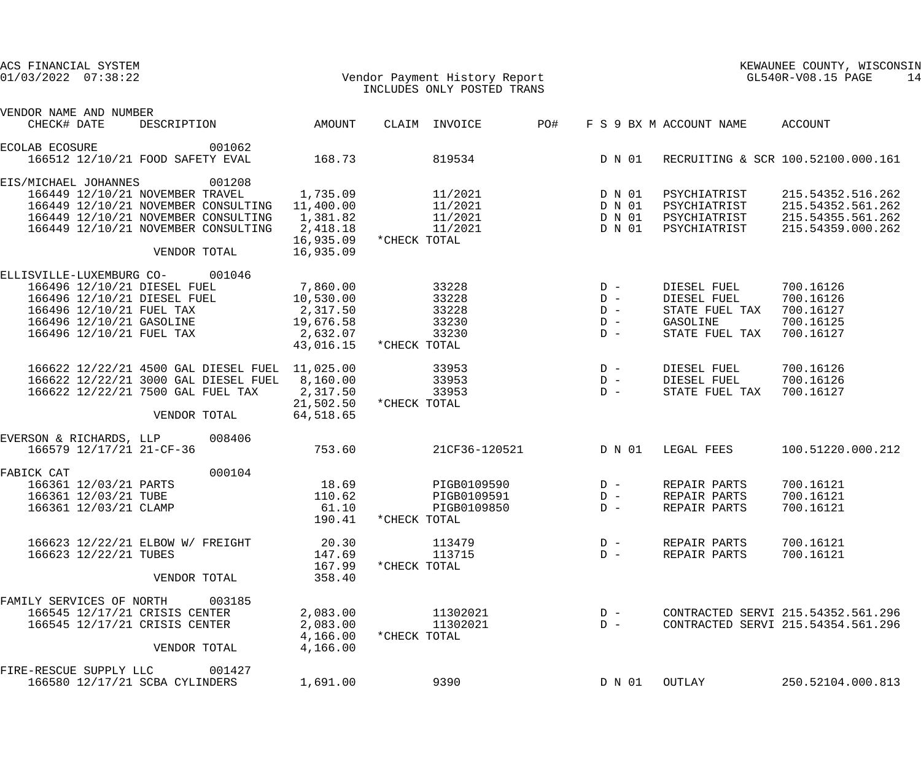ACS FINANCIAL SYSTEM
01/03/2022 07:38:22

KEWAUNEE COUNTY, WISCONSIN
GL540R-V08.15

Vendor Payment History Report
INCLUDES ONLY POSTED TRANS

| VENDOR NAME AND NUMBER CHECK# DATE | DESCRIPTION | AMOUNT | CLAIM | INVOICE | PO# | F S 9 BX M | ACCOUNT NAME | ACCOUNT |
|---|---|---|---|---|---|---|---|---|
| ECOLAB ECOSURE 001062 | | | | | | | | |
| 166512 12/10/21 | FOOD SAFETY EVAL | 168.73 | | 819534 | | D N 01 | RECRUITING & SCR | 100.52100.000.161 |
| EIS/MICHAEL JOHANNES 001208 | | | | | | | | |
| 166449 12/10/21 | NOVEMBER TRAVEL | 1,735.09 | | 11/2021 | | D N 01 | PSYCHIATRIST | 215.54352.516.262 |
| 166449 12/10/21 | NOVEMBER CONSULTING | 11,400.00 | | 11/2021 | | D N 01 | PSYCHIATRIST | 215.54352.561.262 |
| 166449 12/10/21 | NOVEMBER CONSULTING | 1,381.82 | | 11/2021 | | D N 01 | PSYCHIATRIST | 215.54355.561.262 |
| 166449 12/10/21 | NOVEMBER CONSULTING | 2,418.18 | | 11/2021 | | D N 01 | PSYCHIATRIST | 215.54359.000.262 |
| | | 16,935.09 | *CHECK TOTAL | | | | | |
| | VENDOR TOTAL | 16,935.09 | | | | | | |
| ELLISVILLE-LUXEMBURG CO- 001046 | | | | | | | | |
| 166496 12/10/21 | DIESEL FUEL | 7,860.00 | | 33228 | | D - | DIESEL FUEL | 700.16126 |
| 166496 12/10/21 | DIESEL FUEL | 10,530.00 | | 33228 | | D - | DIESEL FUEL | 700.16126 |
| 166496 12/10/21 | FUEL TAX | 2,317.50 | | 33228 | | D - | STATE FUEL TAX | 700.16127 |
| 166496 12/10/21 | GASOLINE | 19,676.58 | | 33230 | | D - | GASOLINE | 700.16125 |
| 166496 12/10/21 | FUEL TAX | 2,632.07 | | 33230 | | D - | STATE FUEL TAX | 700.16127 |
| | | 43,016.15 | *CHECK TOTAL | | | | | |
| 166622 12/22/21 | 4500 GAL DIESEL FUEL | 11,025.00 | | 33953 | | D - | DIESEL FUEL | 700.16126 |
| 166622 12/22/21 | 3000 GAL DIESEL FUEL | 8,160.00 | | 33953 | | D - | DIESEL FUEL | 700.16126 |
| 166622 12/22/21 | 7500 GAL FUEL TAX | 2,317.50 | | 33953 | | D - | STATE FUEL TAX | 700.16127 |
| | | 21,502.50 | *CHECK TOTAL | | | | | |
| | VENDOR TOTAL | 64,518.65 | | | | | | |
| EVERSON & RICHARDS, LLP 008406 | | | | | | | | |
| 166579 12/17/21 | 21-CF-36 | 753.60 | | 21CF36-120521 | | D N 01 | LEGAL FEES | 100.51220.000.212 |
| FABICK CAT 000104 | | | | | | | | |
| 166361 12/03/21 | PARTS | 18.69 | | PIGB0109590 | | D - | REPAIR PARTS | 700.16121 |
| 166361 12/03/21 | TUBE | 110.62 | | PIGB0109591 | | D - | REPAIR PARTS | 700.16121 |
| 166361 12/03/21 | CLAMP | 61.10 | | PIGB0109850 | | D - | REPAIR PARTS | 700.16121 |
| | | 190.41 | *CHECK TOTAL | | | | | |
| 166623 12/22/21 | ELBOW W/ FREIGHT | 20.30 | | 113479 | | D - | REPAIR PARTS | 700.16121 |
| 166623 12/22/21 | TUBES | 147.69 | | 113715 | | D - | REPAIR PARTS | 700.16121 |
| | | 167.99 | *CHECK TOTAL | | | | | |
| | VENDOR TOTAL | 358.40 | | | | | | |
| FAMILY SERVICES OF NORTH 003185 | | | | | | | | |
| 166545 12/17/21 | CRISIS CENTER | 2,083.00 | | 11302021 | | D - | CONTRACTED SERVI | 215.54352.561.296 |
| 166545 12/17/21 | CRISIS CENTER | 2,083.00 | | 11302021 | | D - | CONTRACTED SERVI | 215.54354.561.296 |
| | | 4,166.00 | *CHECK TOTAL | | | | | |
| | VENDOR TOTAL | 4,166.00 | | | | | | |
| FIRE-RESCUE SUPPLY LLC 001427 | | | | | | | | |
| 166580 12/17/21 | SCBA CYLINDERS | 1,691.00 | | 9390 | | D N 01 | OUTLAY | 250.52104.000.813 |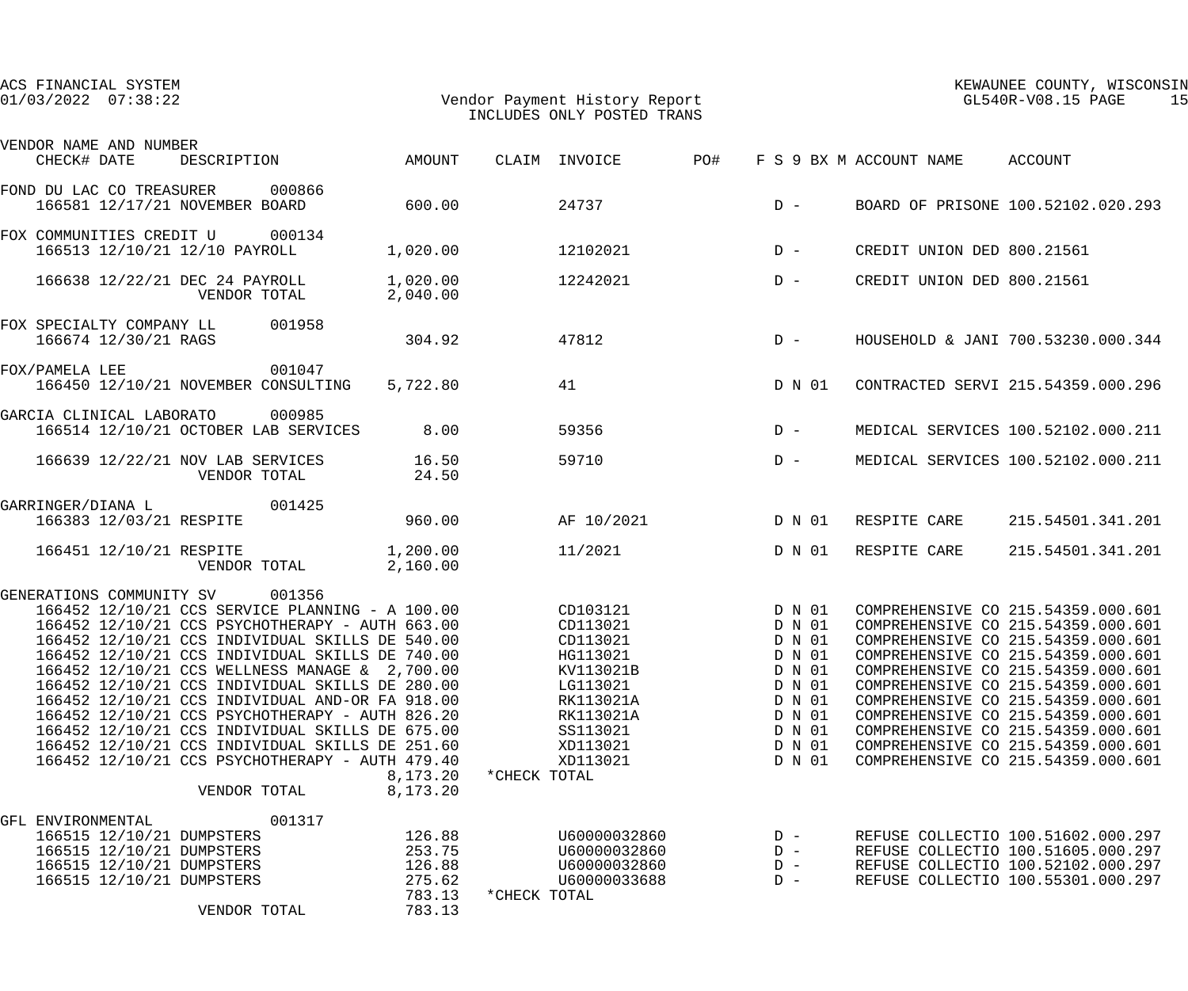ACS FINANCIAL SYSTEM
01/03/2022 07:38:22

Vendor Payment History Report
INCLUDES ONLY POSTED TRANS

KEWAUNEE COUNTY, WISCONSIN
GL540R-V08.15 PAGE 15

| VENDOR NAME AND NUMBER / CHECK# DATE | DESCRIPTION | AMOUNT | CLAIM | INVOICE | PO# | F S 9 BX M | ACCOUNT NAME | ACCOUNT |
|---|---|---|---|---|---|---|---|---|
| FOND DU LAC CO TREASURER 000866 | | | | | | | | |
| 166581 12/17/21 | NOVEMBER BOARD | 600.00 | | 24737 | | D - | BOARD OF PRISONE | 100.52102.020.293 |
| FOX COMMUNITIES CREDIT U 000134 | | | | | | | | |
| 166513 12/10/21 | 12/10 PAYROLL | 1,020.00 | | 12102021 | | D - | CREDIT UNION DED | 800.21561 |
| 166638 12/22/21 | DEC 24 PAYROLL | 1,020.00 | | 12242021 | | D - | CREDIT UNION DED | 800.21561 |
| | VENDOR TOTAL | 2,040.00 | | | | | | |
| FOX SPECIALTY COMPANY LL 001958 | | | | | | | | |
| 166674 12/30/21 | RAGS | 304.92 | | 47812 | | D - | HOUSEHOLD & JANI | 700.53230.000.344 |
| FOX/PAMELA LEE 001047 | | | | | | | | |
| 166450 12/10/21 | NOVEMBER CONSULTING | 5,722.80 | | 41 | | D N 01 | CONTRACTED SERVI | 215.54359.000.296 |
| GARCIA CLINICAL LABORATO 000985 | | | | | | | | |
| 166514 12/10/21 | OCTOBER LAB SERVICES | 8.00 | | 59356 | | D - | MEDICAL SERVICES | 100.52102.000.211 |
| 166639 12/22/21 | NOV LAB SERVICES | 16.50 | | 59710 | | D - | MEDICAL SERVICES | 100.52102.000.211 |
| | VENDOR TOTAL | 24.50 | | | | | | |
| GARRINGER/DIANA L 001425 | | | | | | | | |
| 166383 12/03/21 | RESPITE | 960.00 | | AF 10/2021 | | D N 01 | RESPITE CARE | 215.54501.341.201 |
| 166451 12/10/21 | RESPITE | 1,200.00 | | 11/2021 | | D N 01 | RESPITE CARE | 215.54501.341.201 |
| | VENDOR TOTAL | 2,160.00 | | | | | | |
| GENERATIONS COMMUNITY SV 001356 | | | | | | | | |
| 166452 12/10/21 | CCS SERVICE PLANNING - A | 100.00 | | CD103121 | | D N 01 | COMPREHENSIVE CO | 215.54359.000.601 |
| 166452 12/10/21 | CCS PSYCHOTHERAPY - AUTH | 663.00 | | CD113021 | | D N 01 | COMPREHENSIVE CO | 215.54359.000.601 |
| 166452 12/10/21 | CCS INDIVIDUAL SKILLS DE | 540.00 | | CD113021 | | D N 01 | COMPREHENSIVE CO | 215.54359.000.601 |
| 166452 12/10/21 | CCS INDIVIDUAL SKILLS DE | 740.00 | | HG113021 | | D N 01 | COMPREHENSIVE CO | 215.54359.000.601 |
| 166452 12/10/21 | CCS WELLNESS MANAGE & | 2,700.00 | | KV113021B | | D N 01 | COMPREHENSIVE CO | 215.54359.000.601 |
| 166452 12/10/21 | CCS INDIVIDUAL SKILLS DE | 280.00 | | LG113021 | | D N 01 | COMPREHENSIVE CO | 215.54359.000.601 |
| 166452 12/10/21 | CCS INDIVIDUAL AND-OR FA | 918.00 | | RK113021A | | D N 01 | COMPREHENSIVE CO | 215.54359.000.601 |
| 166452 12/10/21 | CCS PSYCHOTHERAPY - AUTH | 826.20 | | RK113021A | | D N 01 | COMPREHENSIVE CO | 215.54359.000.601 |
| 166452 12/10/21 | CCS INDIVIDUAL SKILLS DE | 675.00 | | SS113021 | | D N 01 | COMPREHENSIVE CO | 215.54359.000.601 |
| 166452 12/10/21 | CCS INDIVIDUAL SKILLS DE | 251.60 | | XD113021 | | D N 01 | COMPREHENSIVE CO | 215.54359.000.601 |
| 166452 12/10/21 | CCS PSYCHOTHERAPY - AUTH | 479.40 | | XD113021 | | D N 01 | COMPREHENSIVE CO | 215.54359.000.601 |
| | | 8,173.20 | *CHECK TOTAL | | | | | |
| | VENDOR TOTAL | 8,173.20 | | | | | | |
| GFL ENVIRONMENTAL 001317 | | | | | | | | |
| 166515 12/10/21 | DUMPSTERS | 126.88 | | U60000032860 | | D - | REFUSE COLLECTIO | 100.51602.000.297 |
| 166515 12/10/21 | DUMPSTERS | 253.75 | | U60000032860 | | D - | REFUSE COLLECTIO | 100.51605.000.297 |
| 166515 12/10/21 | DUMPSTERS | 126.88 | | U60000032860 | | D - | REFUSE COLLECTIO | 100.52102.000.297 |
| 166515 12/10/21 | DUMPSTERS | 275.62 | | U60000033688 | | D - | REFUSE COLLECTIO | 100.55301.000.297 |
| | | 783.13 | *CHECK TOTAL | | | | | |
| | VENDOR TOTAL | 783.13 | | | | | | |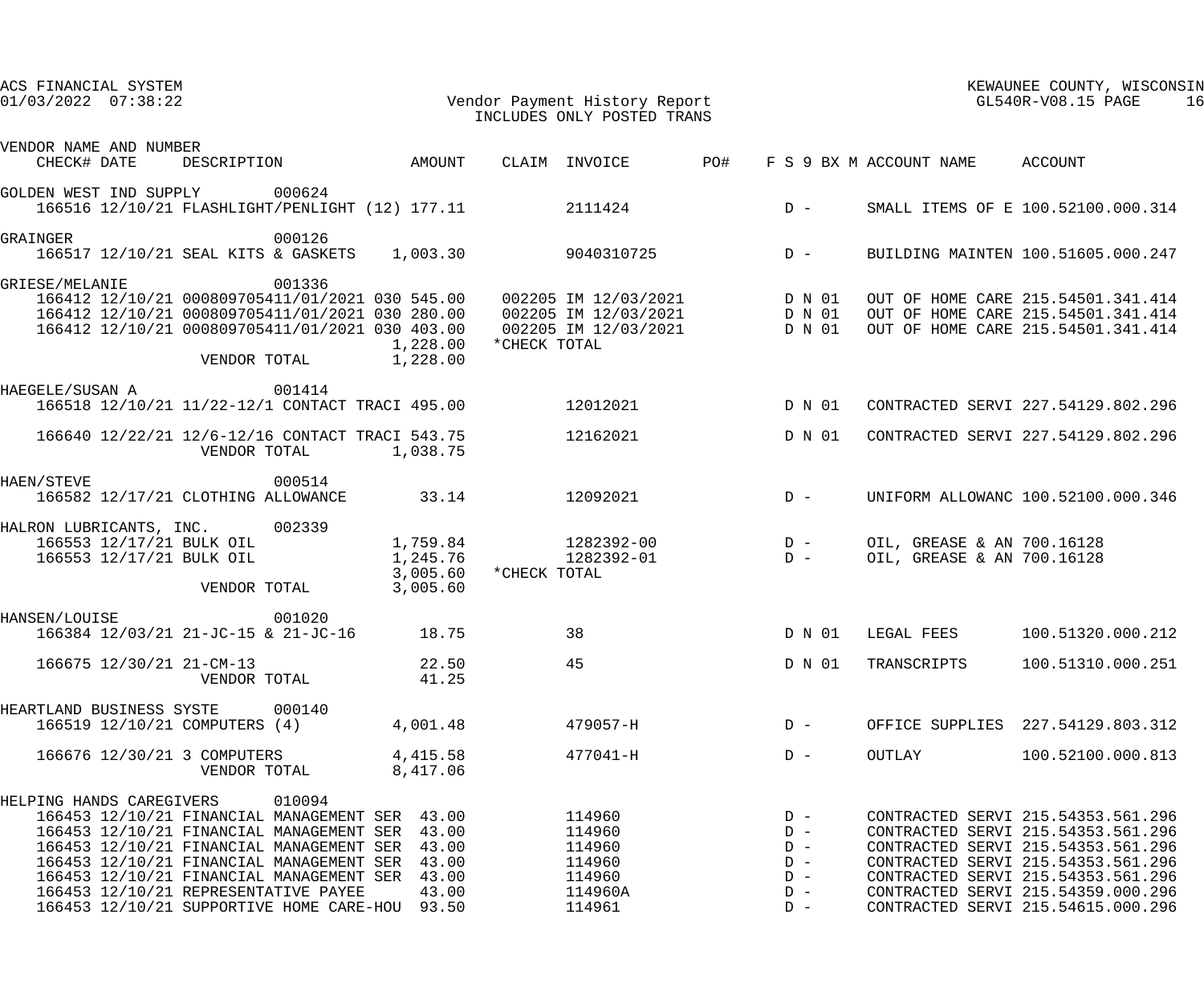ACS FINANCIAL SYSTEM
01/03/2022 07:38:22

Vendor Payment History Report
INCLUDES ONLY POSTED TRANS

KEWAUNEE COUNTY, WISCONSIN
GL540R-V08.15

| VENDOR NAME AND NUMBER / CHECK# DATE | DESCRIPTION | AMOUNT | CLAIM | INVOICE | PO# | F S 9 BX M | ACCOUNT NAME | ACCOUNT |
|---|---|---|---|---|---|---|---|---|
| GOLDEN WEST IND SUPPLY 000624 | | | | | | | | |
| 166516 12/10/21 | FLASHLIGHT/PENLIGHT (12) | 177.11 | | 2111424 | | D - | SMALL ITEMS OF E | 100.52100.000.314 |
| GRAINGER 000126 | | | | | | | | |
| 166517 12/10/21 | SEAL KITS & GASKETS | 1,003.30 | | 9040310725 | | D - | BUILDING MAINTEN | 100.51605.000.247 |
| GRIESE/MELANIE 001336 | | | | | | | | |
| 166412 12/10/21 | 000809705411/01/2021 030 | 545.00 | 002205 | IM 12/03/2021 | | D N 01 | OUT OF HOME CARE | 215.54501.341.414 |
| 166412 12/10/21 | 000809705411/01/2021 030 | 280.00 | 002205 | IM 12/03/2021 | | D N 01 | OUT OF HOME CARE | 215.54501.341.414 |
| 166412 12/10/21 | 000809705411/01/2021 030 | 403.00 | 002205 | IM 12/03/2021 | | D N 01 | OUT OF HOME CARE | 215.54501.341.414 |
| | | 1,228.00 | *CHECK TOTAL | | | | | |
| | VENDOR TOTAL | 1,228.00 | | | | | | |
| HAEGELE/SUSAN A 001414 | | | | | | | | |
| 166518 12/10/21 | 11/22-12/1 CONTACT TRACI | 495.00 | | 12012021 | | D N 01 | CONTRACTED SERVI | 227.54129.802.296 |
| 166640 12/22/21 | 12/6-12/16 CONTACT TRACI | 543.75 | | 12162021 | | D N 01 | CONTRACTED SERVI | 227.54129.802.296 |
| | VENDOR TOTAL | 1,038.75 | | | | | | |
| HAEN/STEVE 000514 | | | | | | | | |
| 166582 12/17/21 | CLOTHING ALLOWANCE | 33.14 | | 12092021 | | D - | UNIFORM ALLOWANC | 100.52100.000.346 |
| HALRON LUBRICANTS, INC. 002339 | | | | | | | | |
| 166553 12/17/21 | BULK OIL | 1,759.84 | | 1282392-00 | | D - | OIL, GREASE & AN | 700.16128 |
| 166553 12/17/21 | BULK OIL | 1,245.76 | | 1282392-01 | | D - | OIL, GREASE & AN | 700.16128 |
| | | 3,005.60 | *CHECK TOTAL | | | | | |
| | VENDOR TOTAL | 3,005.60 | | | | | | |
| HANSEN/LOUISE 001020 | | | | | | | | |
| 166384 12/03/21 | 21-JC-15 & 21-JC-16 | 18.75 | | 38 | | D N 01 | LEGAL FEES | 100.51320.000.212 |
| 166675 12/30/21 | 21-CM-13 | 22.50 | | 45 | | D N 01 | TRANSCRIPTS | 100.51310.000.251 |
| | VENDOR TOTAL | 41.25 | | | | | | |
| HEARTLAND BUSINESS SYSTE 000140 | | | | | | | | |
| 166519 12/10/21 | COMPUTERS (4) | 4,001.48 | | 479057-H | | D - | OFFICE SUPPLIES | 227.54129.803.312 |
| 166676 12/30/21 | 3 COMPUTERS | 4,415.58 | | 477041-H | | D - | OUTLAY | 100.52100.000.813 |
| | VENDOR TOTAL | 8,417.06 | | | | | | |
| HELPING HANDS CAREGIVERS 010094 | | | | | | | | |
| 166453 12/10/21 | FINANCIAL MANAGEMENT SER | 43.00 | | 114960 | | D - | CONTRACTED SERVI | 215.54353.561.296 |
| 166453 12/10/21 | FINANCIAL MANAGEMENT SER | 43.00 | | 114960 | | D - | CONTRACTED SERVI | 215.54353.561.296 |
| 166453 12/10/21 | FINANCIAL MANAGEMENT SER | 43.00 | | 114960 | | D - | CONTRACTED SERVI | 215.54353.561.296 |
| 166453 12/10/21 | FINANCIAL MANAGEMENT SER | 43.00 | | 114960 | | D - | CONTRACTED SERVI | 215.54353.561.296 |
| 166453 12/10/21 | FINANCIAL MANAGEMENT SER | 43.00 | | 114960 | | D - | CONTRACTED SERVI | 215.54353.561.296 |
| 166453 12/10/21 | REPRESENTATIVE PAYEE | 43.00 | | 114960A | | D - | CONTRACTED SERVI | 215.54359.000.296 |
| 166453 12/10/21 | SUPPORTIVE HOME CARE-HOU | 93.50 | | 114961 | | D - | CONTRACTED SERVI | 215.54615.000.296 |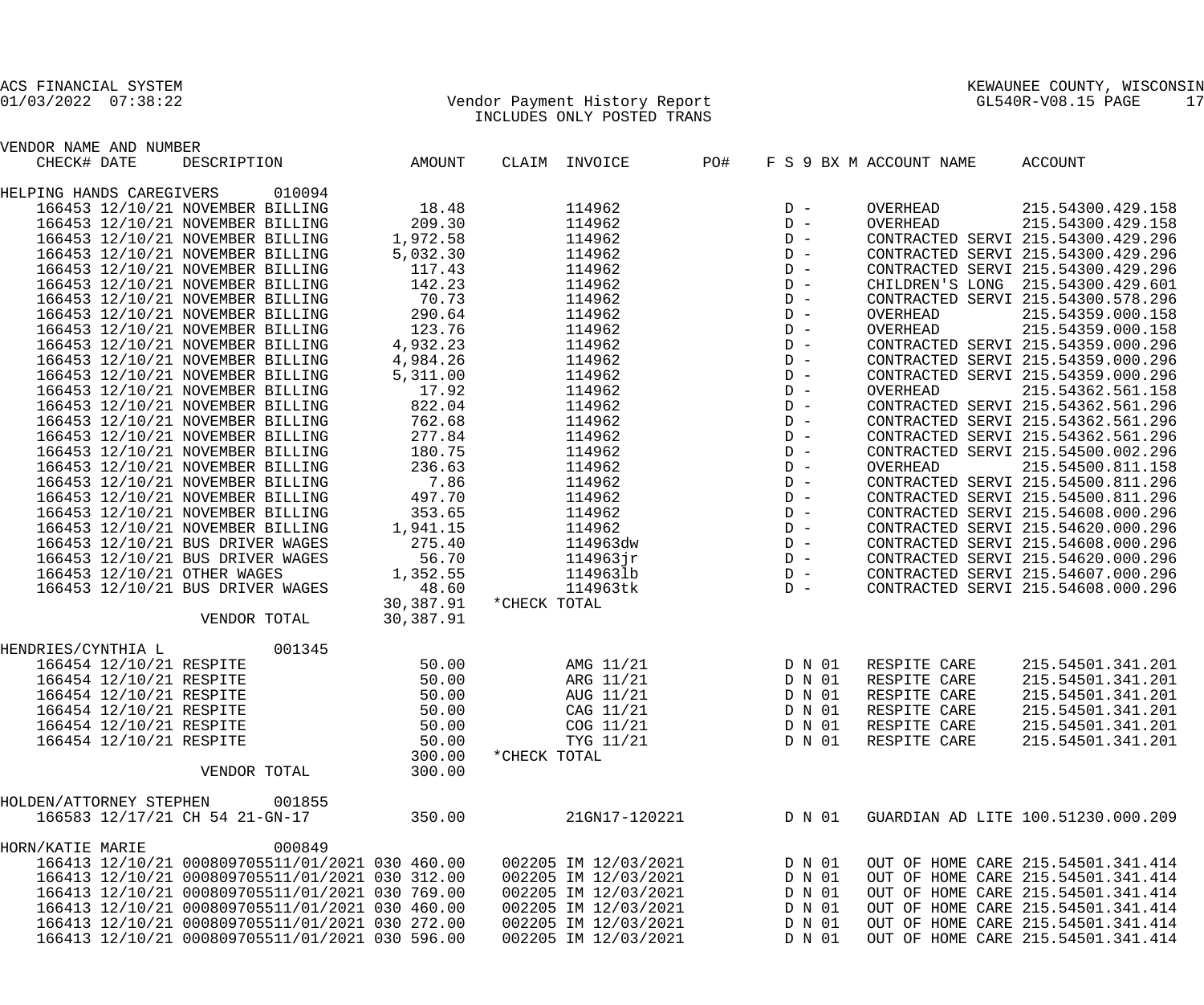ACS FINANCIAL SYSTEM
01/03/2022 07:38:22

Vendor Payment History Report
INCLUDES ONLY POSTED TRANS

KEWAUNEE COUNTY, WISCONSIN
GL540R-V08.15 PAGE 17

| VENDOR NAME AND NUMBER / CHECK# | DATE | DESCRIPTION | AMOUNT | CLAIM | INVOICE | PO# | F S 9 BX M | ACCOUNT NAME | ACCOUNT |
|---|---|---|---|---|---|---|---|---|---|
| HELPING HANDS CAREGIVERS 010094 | | | | | | | | | |
| 166453 | 12/10/21 | NOVEMBER BILLING | 18.48 | | 114962 | | D - | OVERHEAD | 215.54300.429.158 |
| 166453 | 12/10/21 | NOVEMBER BILLING | 209.30 | | 114962 | | D - | OVERHEAD | 215.54300.429.158 |
| 166453 | 12/10/21 | NOVEMBER BILLING | 1,972.58 | | 114962 | | D - | CONTRACTED SERVI | 215.54300.429.296 |
| 166453 | 12/10/21 | NOVEMBER BILLING | 5,032.30 | | 114962 | | D - | CONTRACTED SERVI | 215.54300.429.296 |
| 166453 | 12/10/21 | NOVEMBER BILLING | 117.43 | | 114962 | | D - | CONTRACTED SERVI | 215.54300.429.296 |
| 166453 | 12/10/21 | NOVEMBER BILLING | 142.23 | | 114962 | | D - | CHILDREN'S LONG | 215.54300.429.601 |
| 166453 | 12/10/21 | NOVEMBER BILLING | 70.73 | | 114962 | | D - | CONTRACTED SERVI | 215.54300.578.296 |
| 166453 | 12/10/21 | NOVEMBER BILLING | 290.64 | | 114962 | | D - | OVERHEAD | 215.54359.000.158 |
| 166453 | 12/10/21 | NOVEMBER BILLING | 123.76 | | 114962 | | D - | OVERHEAD | 215.54359.000.158 |
| 166453 | 12/10/21 | NOVEMBER BILLING | 4,932.23 | | 114962 | | D - | CONTRACTED SERVI | 215.54359.000.296 |
| 166453 | 12/10/21 | NOVEMBER BILLING | 4,984.26 | | 114962 | | D - | CONTRACTED SERVI | 215.54359.000.296 |
| 166453 | 12/10/21 | NOVEMBER BILLING | 5,311.00 | | 114962 | | D - | CONTRACTED SERVI | 215.54359.000.296 |
| 166453 | 12/10/21 | NOVEMBER BILLING | 17.92 | | 114962 | | D - | OVERHEAD | 215.54362.561.158 |
| 166453 | 12/10/21 | NOVEMBER BILLING | 822.04 | | 114962 | | D - | CONTRACTED SERVI | 215.54362.561.296 |
| 166453 | 12/10/21 | NOVEMBER BILLING | 762.68 | | 114962 | | D - | CONTRACTED SERVI | 215.54362.561.296 |
| 166453 | 12/10/21 | NOVEMBER BILLING | 277.84 | | 114962 | | D - | CONTRACTED SERVI | 215.54362.561.296 |
| 166453 | 12/10/21 | NOVEMBER BILLING | 180.75 | | 114962 | | D - | CONTRACTED SERVI | 215.54500.002.296 |
| 166453 | 12/10/21 | NOVEMBER BILLING | 236.63 | | 114962 | | D - | OVERHEAD | 215.54500.811.158 |
| 166453 | 12/10/21 | NOVEMBER BILLING | 7.86 | | 114962 | | D - | CONTRACTED SERVI | 215.54500.811.296 |
| 166453 | 12/10/21 | NOVEMBER BILLING | 497.70 | | 114962 | | D - | CONTRACTED SERVI | 215.54500.811.296 |
| 166453 | 12/10/21 | NOVEMBER BILLING | 353.65 | | 114962 | | D - | CONTRACTED SERVI | 215.54608.000.296 |
| 166453 | 12/10/21 | NOVEMBER BILLING | 1,941.15 | | 114962 | | D - | CONTRACTED SERVI | 215.54620.000.296 |
| 166453 | 12/10/21 | BUS DRIVER WAGES | 275.40 | | 114963dw | | D - | CONTRACTED SERVI | 215.54608.000.296 |
| 166453 | 12/10/21 | BUS DRIVER WAGES | 56.70 | | 114963jr | | D - | CONTRACTED SERVI | 215.54620.000.296 |
| 166453 | 12/10/21 | OTHER WAGES | 1,352.55 | | 114963lb | | D - | CONTRACTED SERVI | 215.54607.000.296 |
| 166453 | 12/10/21 | BUS DRIVER WAGES | 48.60 | | 114963tk | | D - | CONTRACTED SERVI | 215.54608.000.296 |
| | | | 30,387.91 | *CHECK TOTAL | | | | | |
| | | VENDOR TOTAL | 30,387.91 | | | | | | |
| HENDRIES/CYNTHIA L 001345 | | | | | | | | | |
| 166454 | 12/10/21 | RESPITE | 50.00 | | AMG 11/21 | | D N 01 | RESPITE CARE | 215.54501.341.201 |
| 166454 | 12/10/21 | RESPITE | 50.00 | | ARG 11/21 | | D N 01 | RESPITE CARE | 215.54501.341.201 |
| 166454 | 12/10/21 | RESPITE | 50.00 | | AUG 11/21 | | D N 01 | RESPITE CARE | 215.54501.341.201 |
| 166454 | 12/10/21 | RESPITE | 50.00 | | CAG 11/21 | | D N 01 | RESPITE CARE | 215.54501.341.201 |
| 166454 | 12/10/21 | RESPITE | 50.00 | | COG 11/21 | | D N 01 | RESPITE CARE | 215.54501.341.201 |
| 166454 | 12/10/21 | RESPITE | 50.00 | | TYG 11/21 | | D N 01 | RESPITE CARE | 215.54501.341.201 |
| | | | 300.00 | *CHECK TOTAL | | | | | |
| | | VENDOR TOTAL | 300.00 | | | | | | |
| HOLDEN/ATTORNEY STEPHEN 001855 | | | | | | | | | |
| 166583 | 12/17/21 | CH 54 21-GN-17 | 350.00 | | 21GN17-120221 | | D N 01 | GUARDIAN AD LITE | 100.51230.000.209 |
| HORN/KATIE MARIE 000849 | | | | | | | | | |
| 166413 | 12/10/21 | 000809705511/01/2021 030 | 460.00 | 002205 | IM 12/03/2021 | | D N 01 | OUT OF HOME CARE | 215.54501.341.414 |
| 166413 | 12/10/21 | 000809705511/01/2021 030 | 312.00 | 002205 | IM 12/03/2021 | | D N 01 | OUT OF HOME CARE | 215.54501.341.414 |
| 166413 | 12/10/21 | 000809705511/01/2021 030 | 769.00 | 002205 | IM 12/03/2021 | | D N 01 | OUT OF HOME CARE | 215.54501.341.414 |
| 166413 | 12/10/21 | 000809705511/01/2021 030 | 460.00 | 002205 | IM 12/03/2021 | | D N 01 | OUT OF HOME CARE | 215.54501.341.414 |
| 166413 | 12/10/21 | 000809705511/01/2021 030 | 272.00 | 002205 | IM 12/03/2021 | | D N 01 | OUT OF HOME CARE | 215.54501.341.414 |
| 166413 | 12/10/21 | 000809705511/01/2021 030 | 596.00 | 002205 | IM 12/03/2021 | | D N 01 | OUT OF HOME CARE | 215.54501.341.414 |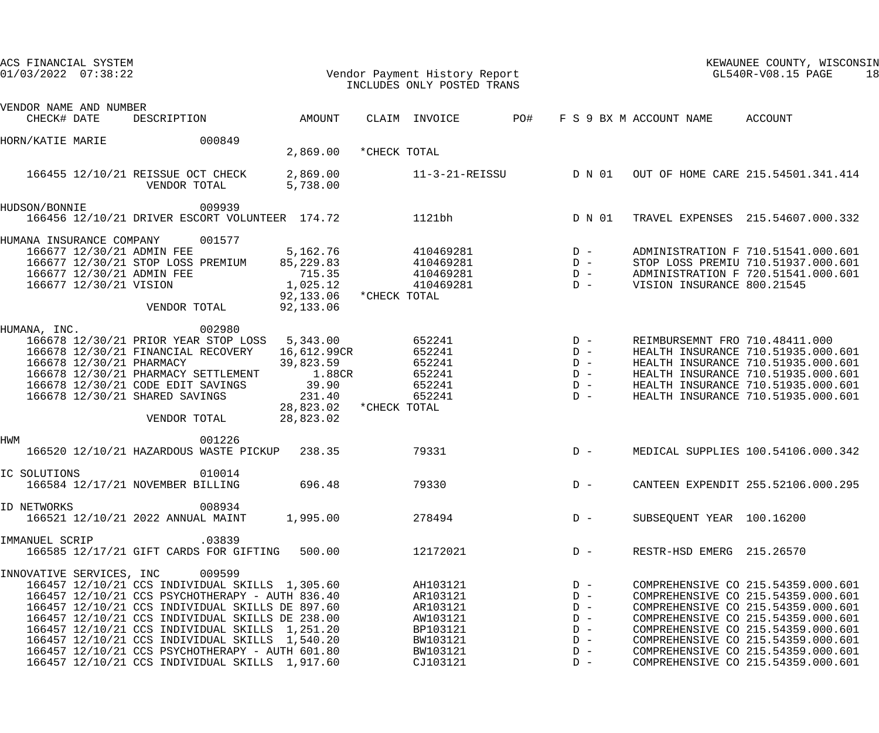VENDOR NAME AND NUMBER

| CHECK# | DATE | DESCRIPTION | AMOUNT | CLAIM | INVOICE | PO# | F S 9 BX M | ACCOUNT NAME | ACCOUNT |
|---|---|---|---|---|---|---|---|---|---|
| **HORN/KATIE MARIE 000849** | | | | | | | | | |
| | | | 2,869.00 | *CHECK TOTAL | | | | | |
| 166455 | 12/10/21 | REISSUE OCT CHECK | 2,869.00 | | 11-3-21-REISSU | | D N 01 | OUT OF HOME CARE | 215.54501.341.414 |
| | | VENDOR TOTAL | 5,738.00 | | | | | | |
| **HUDSON/BONNIE 009939** | | | | | | | | | |
| 166456 | 12/10/21 | DRIVER ESCORT VOLUNTEER | 174.72 | | 1121bh | | D N 01 | TRAVEL EXPENSES | 215.54607.000.332 |
| **HUMANA INSURANCE COMPANY 001577** | | | | | | | | | |
| 166677 | 12/30/21 | ADMIN FEE | 5,162.76 | | 410469281 | | D - | ADMINISTRATION F | 710.51541.000.601 |
| 166677 | 12/30/21 | STOP LOSS PREMIUM | 85,229.83 | | 410469281 | | D - | STOP LOSS PREMIU | 710.51937.000.601 |
| 166677 | 12/30/21 | ADMIN FEE | 715.35 | | 410469281 | | D - | ADMINISTRATION F | 720.51541.000.601 |
| 166677 | 12/30/21 | VISION | 1,025.12 | | 410469281 | | D - | VISION INSURANCE | 800.21545 |
| | | | 92,133.06 | *CHECK TOTAL | | | | | |
| | | VENDOR TOTAL | 92,133.06 | | | | | | |
| **HUMANA, INC. 002980** | | | | | | | | | |
| 166678 | 12/30/21 | PRIOR YEAR STOP LOSS | 5,343.00 | | 652241 | | D - | REIMBURSEMNT FRO | 710.48411.000 |
| 166678 | 12/30/21 | FINANCIAL RECOVERY | 16,612.99CR | | 652241 | | D - | HEALTH INSURANCE | 710.51935.000.601 |
| 166678 | 12/30/21 | PHARMACY | 39,823.59 | | 652241 | | D - | HEALTH INSURANCE | 710.51935.000.601 |
| 166678 | 12/30/21 | PHARMACY SETTLEMENT | 1.88CR | | 652241 | | D - | HEALTH INSURANCE | 710.51935.000.601 |
| 166678 | 12/30/21 | CODE EDIT SAVINGS | 39.90 | | 652241 | | D - | HEALTH INSURANCE | 710.51935.000.601 |
| 166678 | 12/30/21 | SHARED SAVINGS | 231.40 | | 652241 | | D - | HEALTH INSURANCE | 710.51935.000.601 |
| | | | 28,823.02 | *CHECK TOTAL | | | | | |
| | | VENDOR TOTAL | 28,823.02 | | | | | | |
| **HWM 001226** | | | | | | | | | |
| 166520 | 12/10/21 | HAZARDOUS WASTE PICKUP | 238.35 | | 79331 | | D - | MEDICAL SUPPLIES | 100.54106.000.342 |
| **IC SOLUTIONS 010014** | | | | | | | | | |
| 166584 | 12/17/21 | NOVEMBER BILLING | 696.48 | | 79330 | | D - | CANTEEN EXPENDIT | 255.52106.000.295 |
| **ID NETWORKS 008934** | | | | | | | | | |
| 166521 | 12/10/21 | 2022 ANNUAL MAINT | 1,995.00 | | 278494 | | D - | SUBSEQUENT YEAR | 100.16200 |
| **IMMANUEL SCRIP .03839** | | | | | | | | | |
| 166585 | 12/17/21 | GIFT CARDS FOR GIFTING | 500.00 | | 12172021 | | D - | RESTR-HSD EMERG | 215.26570 |
| **INNOVATIVE SERVICES, INC 009599** | | | | | | | | | |
| 166457 | 12/10/21 | CCS INDIVIDUAL SKILLS | 1,305.60 | | AH103121 | | D - | COMPREHENSIVE CO | 215.54359.000.601 |
| 166457 | 12/10/21 | CCS PSYCHOTHERAPY - AUTH | 836.40 | | AR103121 | | D - | COMPREHENSIVE CO | 215.54359.000.601 |
| 166457 | 12/10/21 | CCS INDIVIDUAL SKILLS DE | 897.60 | | AR103121 | | D - | COMPREHENSIVE CO | 215.54359.000.601 |
| 166457 | 12/10/21 | CCS INDIVIDUAL SKILLS DE | 238.00 | | AW103121 | | D - | COMPREHENSIVE CO | 215.54359.000.601 |
| 166457 | 12/10/21 | CCS INDIVIDUAL SKILLS | 1,251.20 | | BP103121 | | D - | COMPREHENSIVE CO | 215.54359.000.601 |
| 166457 | 12/10/21 | CCS INDIVIDUAL SKILLS | 1,540.20 | | BW103121 | | D - | COMPREHENSIVE CO | 215.54359.000.601 |
| 166457 | 12/10/21 | CCS PSYCHOTHERAPY - AUTH | 601.80 | | BW103121 | | D - | COMPREHENSIVE CO | 215.54359.000.601 |
| 166457 | 12/10/21 | CCS INDIVIDUAL SKILLS | 1,917.60 | | CJ103121 | | D - | COMPREHENSIVE CO | 215.54359.000.601 |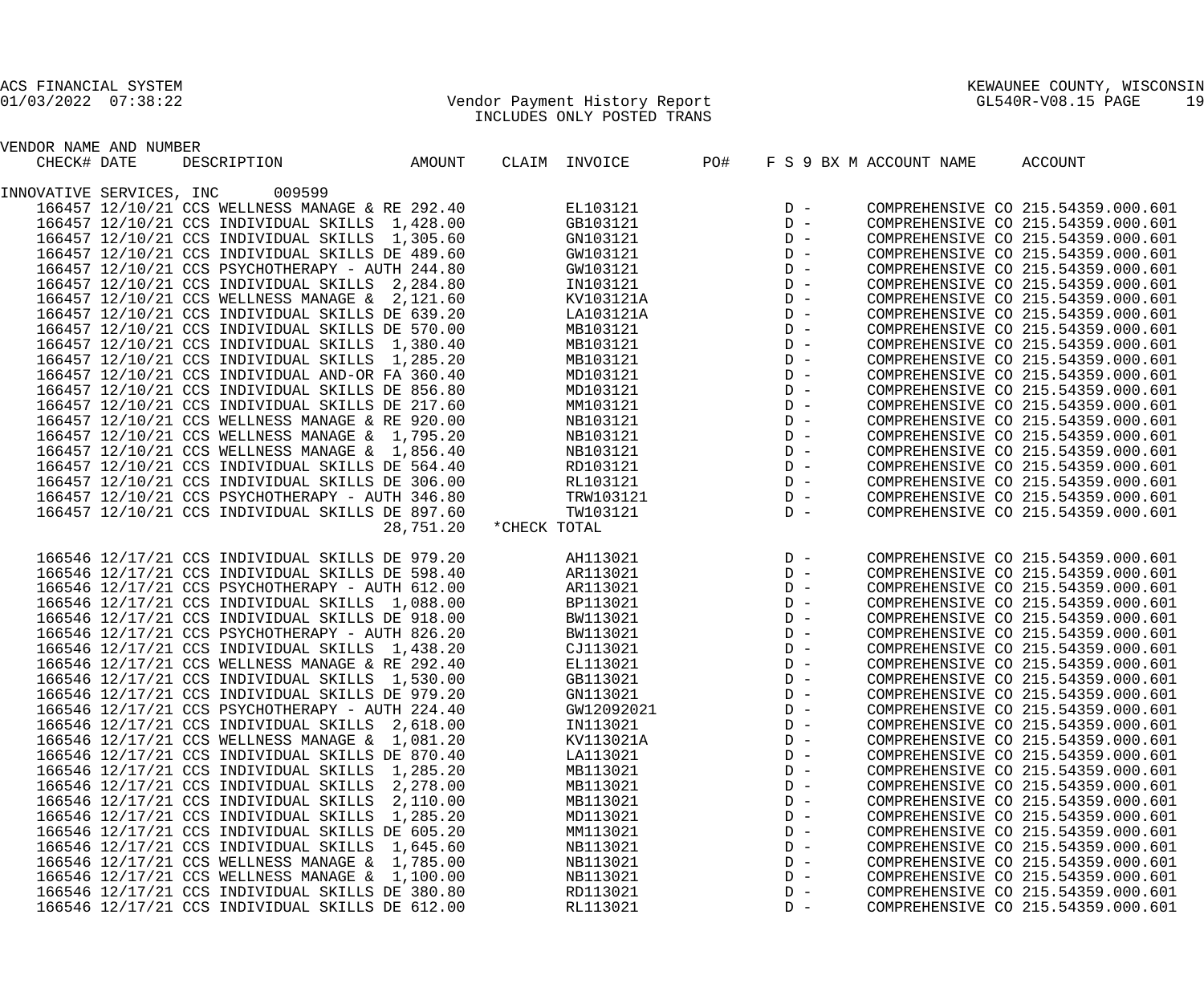ACS FINANCIAL SYSTEM
01/03/2022 07:38:22

KEWAUNEE COUNTY, WISCONSIN

Vendor Payment History Report
INCLUDES ONLY POSTED TRANS

GL540R-V08.15

| CHECK# | DATE | DESCRIPTION | AMOUNT | CLAIM | INVOICE | PO# | F S 9 BX M | ACCOUNT NAME | ACCOUNT |
|---|---|---|---|---|---|---|---|---|---|
| **INNOVATIVE SERVICES, INC 009599** | | | | | | | | | |
| 166457 | 12/10/21 | CCS WELLNESS MANAGE & RE | 292.40 | | EL103121 | | D - | COMPREHENSIVE CO | 215.54359.000.601 |
| 166457 | 12/10/21 | CCS INDIVIDUAL SKILLS | 1,428.00 | | GB103121 | | D - | COMPREHENSIVE CO | 215.54359.000.601 |
| 166457 | 12/10/21 | CCS INDIVIDUAL SKILLS | 1,305.60 | | GN103121 | | D - | COMPREHENSIVE CO | 215.54359.000.601 |
| 166457 | 12/10/21 | CCS INDIVIDUAL SKILLS DE | 489.60 | | GW103121 | | D - | COMPREHENSIVE CO | 215.54359.000.601 |
| 166457 | 12/10/21 | CCS PSYCHOTHERAPY - AUTH | 244.80 | | GW103121 | | D - | COMPREHENSIVE CO | 215.54359.000.601 |
| 166457 | 12/10/21 | CCS INDIVIDUAL SKILLS | 2,284.80 | | IN103121 | | D - | COMPREHENSIVE CO | 215.54359.000.601 |
| 166457 | 12/10/21 | CCS WELLNESS MANAGE & | 2,121.60 | | KV103121A | | D - | COMPREHENSIVE CO | 215.54359.000.601 |
| 166457 | 12/10/21 | CCS INDIVIDUAL SKILLS DE | 639.20 | | LA103121A | | D - | COMPREHENSIVE CO | 215.54359.000.601 |
| 166457 | 12/10/21 | CCS INDIVIDUAL SKILLS DE | 570.00 | | MB103121 | | D - | COMPREHENSIVE CO | 215.54359.000.601 |
| 166457 | 12/10/21 | CCS INDIVIDUAL SKILLS | 1,380.40 | | MB103121 | | D - | COMPREHENSIVE CO | 215.54359.000.601 |
| 166457 | 12/10/21 | CCS INDIVIDUAL SKILLS | 1,285.20 | | MB103121 | | D - | COMPREHENSIVE CO | 215.54359.000.601 |
| 166457 | 12/10/21 | CCS INDIVIDUAL AND-OR FA | 360.40 | | MD103121 | | D - | COMPREHENSIVE CO | 215.54359.000.601 |
| 166457 | 12/10/21 | CCS INDIVIDUAL SKILLS DE | 856.80 | | MD103121 | | D - | COMPREHENSIVE CO | 215.54359.000.601 |
| 166457 | 12/10/21 | CCS INDIVIDUAL SKILLS DE | 217.60 | | MM103121 | | D - | COMPREHENSIVE CO | 215.54359.000.601 |
| 166457 | 12/10/21 | CCS WELLNESS MANAGE & RE | 920.00 | | NB103121 | | D - | COMPREHENSIVE CO | 215.54359.000.601 |
| 166457 | 12/10/21 | CCS WELLNESS MANAGE & | 1,795.20 | | NB103121 | | D - | COMPREHENSIVE CO | 215.54359.000.601 |
| 166457 | 12/10/21 | CCS WELLNESS MANAGE & | 1,856.40 | | NB103121 | | D - | COMPREHENSIVE CO | 215.54359.000.601 |
| 166457 | 12/10/21 | CCS INDIVIDUAL SKILLS DE | 564.40 | | RD103121 | | D - | COMPREHENSIVE CO | 215.54359.000.601 |
| 166457 | 12/10/21 | CCS INDIVIDUAL SKILLS DE | 306.00 | | RL103121 | | D - | COMPREHENSIVE CO | 215.54359.000.601 |
| 166457 | 12/10/21 | CCS PSYCHOTHERAPY - AUTH | 346.80 | | TRW103121 | | D - | COMPREHENSIVE CO | 215.54359.000.601 |
| 166457 | 12/10/21 | CCS INDIVIDUAL SKILLS DE | 897.60 | | TW103121 | | D - | COMPREHENSIVE CO | 215.54359.000.601 |
| | | | 28,751.20 | *CHECK TOTAL | | | | | |
| 166546 | 12/17/21 | CCS INDIVIDUAL SKILLS DE | 979.20 | | AH113021 | | D - | COMPREHENSIVE CO | 215.54359.000.601 |
| 166546 | 12/17/21 | CCS INDIVIDUAL SKILLS DE | 598.40 | | AR113021 | | D - | COMPREHENSIVE CO | 215.54359.000.601 |
| 166546 | 12/17/21 | CCS PSYCHOTHERAPY - AUTH | 612.00 | | AR113021 | | D - | COMPREHENSIVE CO | 215.54359.000.601 |
| 166546 | 12/17/21 | CCS INDIVIDUAL SKILLS | 1,088.00 | | BP113021 | | D - | COMPREHENSIVE CO | 215.54359.000.601 |
| 166546 | 12/17/21 | CCS INDIVIDUAL SKILLS DE | 918.00 | | BW113021 | | D - | COMPREHENSIVE CO | 215.54359.000.601 |
| 166546 | 12/17/21 | CCS PSYCHOTHERAPY - AUTH | 826.20 | | BW113021 | | D - | COMPREHENSIVE CO | 215.54359.000.601 |
| 166546 | 12/17/21 | CCS INDIVIDUAL SKILLS | 1,438.20 | | CJ113021 | | D - | COMPREHENSIVE CO | 215.54359.000.601 |
| 166546 | 12/17/21 | CCS WELLNESS MANAGE & RE | 292.40 | | EL113021 | | D - | COMPREHENSIVE CO | 215.54359.000.601 |
| 166546 | 12/17/21 | CCS INDIVIDUAL SKILLS | 1,530.00 | | GB113021 | | D - | COMPREHENSIVE CO | 215.54359.000.601 |
| 166546 | 12/17/21 | CCS INDIVIDUAL SKILLS DE | 979.20 | | GN113021 | | D - | COMPREHENSIVE CO | 215.54359.000.601 |
| 166546 | 12/17/21 | CCS PSYCHOTHERAPY - AUTH | 224.40 | | GW12092021 | | D - | COMPREHENSIVE CO | 215.54359.000.601 |
| 166546 | 12/17/21 | CCS INDIVIDUAL SKILLS | 2,618.00 | | IN113021 | | D - | COMPREHENSIVE CO | 215.54359.000.601 |
| 166546 | 12/17/21 | CCS WELLNESS MANAGE & | 1,081.20 | | KV113021A | | D - | COMPREHENSIVE CO | 215.54359.000.601 |
| 166546 | 12/17/21 | CCS INDIVIDUAL SKILLS DE | 870.40 | | LA113021 | | D - | COMPREHENSIVE CO | 215.54359.000.601 |
| 166546 | 12/17/21 | CCS INDIVIDUAL SKILLS | 1,285.20 | | MB113021 | | D - | COMPREHENSIVE CO | 215.54359.000.601 |
| 166546 | 12/17/21 | CCS INDIVIDUAL SKILLS | 2,278.00 | | MB113021 | | D - | COMPREHENSIVE CO | 215.54359.000.601 |
| 166546 | 12/17/21 | CCS INDIVIDUAL SKILLS | 2,110.00 | | MB113021 | | D - | COMPREHENSIVE CO | 215.54359.000.601 |
| 166546 | 12/17/21 | CCS INDIVIDUAL SKILLS | 1,285.20 | | MD113021 | | D - | COMPREHENSIVE CO | 215.54359.000.601 |
| 166546 | 12/17/21 | CCS INDIVIDUAL SKILLS DE | 605.20 | | MM113021 | | D - | COMPREHENSIVE CO | 215.54359.000.601 |
| 166546 | 12/17/21 | CCS INDIVIDUAL SKILLS | 1,645.60 | | NB113021 | | D - | COMPREHENSIVE CO | 215.54359.000.601 |
| 166546 | 12/17/21 | CCS WELLNESS MANAGE & | 1,785.00 | | NB113021 | | D - | COMPREHENSIVE CO | 215.54359.000.601 |
| 166546 | 12/17/21 | CCS WELLNESS MANAGE & | 1,100.00 | | NB113021 | | D - | COMPREHENSIVE CO | 215.54359.000.601 |
| 166546 | 12/17/21 | CCS INDIVIDUAL SKILLS DE | 380.80 | | RD113021 | | D - | COMPREHENSIVE CO | 215.54359.000.601 |
| 166546 | 12/17/21 | CCS INDIVIDUAL SKILLS DE | 612.00 | | RL113021 | | D - | COMPREHENSIVE CO | 215.54359.000.601 |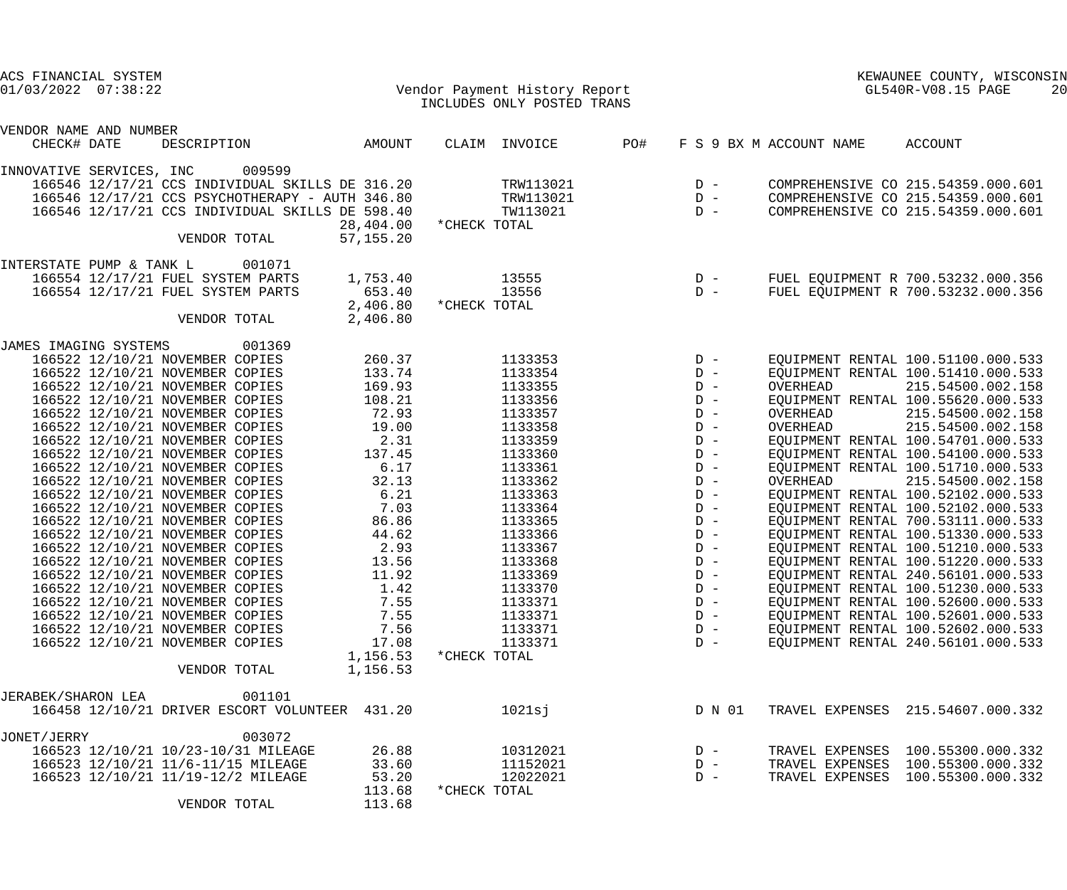ACS FINANCIAL SYSTEM
01/03/2022 07:38:22

Vendor Payment History Report
INCLUDES ONLY POSTED TRANS

KEWAUNEE COUNTY, WISCONSIN
GL540R-V08.15

| VENDOR NAME AND NUMBER CHECK# DATE DESCRIPTION | AMOUNT | CLAIM | INVOICE | PO# | F S 9 BX M | ACCOUNT NAME | ACCOUNT |
|---|---|---|---|---|---|---|---|
| INNOVATIVE SERVICES, INC 009599 | | | | | | | |
| 166546 12/17/21 CCS INDIVIDUAL SKILLS DE | 316.20 | | TRW113021 | | D - | COMPREHENSIVE CO | 215.54359.000.601 |
| 166546 12/17/21 CCS PSYCHOTHERAPY - AUTH | 346.80 | | TRW113021 | | D - | COMPREHENSIVE CO | 215.54359.000.601 |
| 166546 12/17/21 CCS INDIVIDUAL SKILLS DE | 598.40 | | TW113021 | | D - | COMPREHENSIVE CO | 215.54359.000.601 |
| | 28,404.00 | *CHECK TOTAL | | | | | |
| VENDOR TOTAL | 57,155.20 | | | | | | |
| INTERSTATE PUMP & TANK L 001071 | | | | | | | |
| 166554 12/17/21 FUEL SYSTEM PARTS | 1,753.40 | | 13555 | | D - | FUEL EQUIPMENT R | 700.53232.000.356 |
| 166554 12/17/21 FUEL SYSTEM PARTS | 653.40 | | 13556 | | D - | FUEL EQUIPMENT R | 700.53232.000.356 |
| | 2,406.80 | *CHECK TOTAL | | | | | |
| VENDOR TOTAL | 2,406.80 | | | | | | |
| JAMES IMAGING SYSTEMS 001369 | | | | | | | |
| 166522 12/10/21 NOVEMBER COPIES | 260.37 | | 1133353 | | D - | EQUIPMENT RENTAL | 100.51100.000.533 |
| 166522 12/10/21 NOVEMBER COPIES | 133.74 | | 1133354 | | D - | EQUIPMENT RENTAL | 100.51410.000.533 |
| 166522 12/10/21 NOVEMBER COPIES | 169.93 | | 1133355 | | D - | OVERHEAD | 215.54500.002.158 |
| 166522 12/10/21 NOVEMBER COPIES | 108.21 | | 1133356 | | D - | EQUIPMENT RENTAL | 100.55620.000.533 |
| 166522 12/10/21 NOVEMBER COPIES | 72.93 | | 1133357 | | D - | OVERHEAD | 215.54500.002.158 |
| 166522 12/10/21 NOVEMBER COPIES | 19.00 | | 1133358 | | D - | OVERHEAD | 215.54500.002.158 |
| 166522 12/10/21 NOVEMBER COPIES | 2.31 | | 1133359 | | D - | EQUIPMENT RENTAL | 100.54701.000.533 |
| 166522 12/10/21 NOVEMBER COPIES | 137.45 | | 1133360 | | D - | EQUIPMENT RENTAL | 100.54100.000.533 |
| 166522 12/10/21 NOVEMBER COPIES | 6.17 | | 1133361 | | D - | EQUIPMENT RENTAL | 100.51710.000.533 |
| 166522 12/10/21 NOVEMBER COPIES | 32.13 | | 1133362 | | D - | OVERHEAD | 215.54500.002.158 |
| 166522 12/10/21 NOVEMBER COPIES | 6.21 | | 1133363 | | D - | EQUIPMENT RENTAL | 100.52102.000.533 |
| 166522 12/10/21 NOVEMBER COPIES | 7.03 | | 1133364 | | D - | EQUIPMENT RENTAL | 100.52102.000.533 |
| 166522 12/10/21 NOVEMBER COPIES | 86.86 | | 1133365 | | D - | EQUIPMENT RENTAL | 700.53111.000.533 |
| 166522 12/10/21 NOVEMBER COPIES | 44.62 | | 1133366 | | D - | EQUIPMENT RENTAL | 100.51330.000.533 |
| 166522 12/10/21 NOVEMBER COPIES | 2.93 | | 1133367 | | D - | EQUIPMENT RENTAL | 100.51210.000.533 |
| 166522 12/10/21 NOVEMBER COPIES | 13.56 | | 1133368 | | D - | EQUIPMENT RENTAL | 100.51220.000.533 |
| 166522 12/10/21 NOVEMBER COPIES | 11.92 | | 1133369 | | D - | EQUIPMENT RENTAL | 240.56101.000.533 |
| 166522 12/10/21 NOVEMBER COPIES | 1.42 | | 1133370 | | D - | EQUIPMENT RENTAL | 100.51230.000.533 |
| 166522 12/10/21 NOVEMBER COPIES | 7.55 | | 1133371 | | D - | EQUIPMENT RENTAL | 100.52600.000.533 |
| 166522 12/10/21 NOVEMBER COPIES | 7.55 | | 1133371 | | D - | EQUIPMENT RENTAL | 100.52601.000.533 |
| 166522 12/10/21 NOVEMBER COPIES | 7.56 | | 1133371 | | D - | EQUIPMENT RENTAL | 100.52602.000.533 |
| 166522 12/10/21 NOVEMBER COPIES | 17.08 | | 1133371 | | D - | EQUIPMENT RENTAL | 240.56101.000.533 |
| | 1,156.53 | *CHECK TOTAL | | | | | |
| VENDOR TOTAL | 1,156.53 | | | | | | |
| JERABEK/SHARON LEA 001101 | | | | | | | |
| 166458 12/10/21 DRIVER ESCORT VOLUNTEER | 431.20 | | 1021sj | | D N 01 | TRAVEL EXPENSES | 215.54607.000.332 |
| JONET/JERRY 003072 | | | | | | | |
| 166523 12/10/21 10/23-10/31 MILEAGE | 26.88 | | 10312021 | | D - | TRAVEL EXPENSES | 100.55300.000.332 |
| 166523 12/10/21 11/6-11/15 MILEAGE | 33.60 | | 11152021 | | D - | TRAVEL EXPENSES | 100.55300.000.332 |
| 166523 12/10/21 11/19-12/2 MILEAGE | 53.20 | | 12022021 | | D - | TRAVEL EXPENSES | 100.55300.000.332 |
| | 113.68 | *CHECK TOTAL | | | | | |
| VENDOR TOTAL | 113.68 | | | | | | |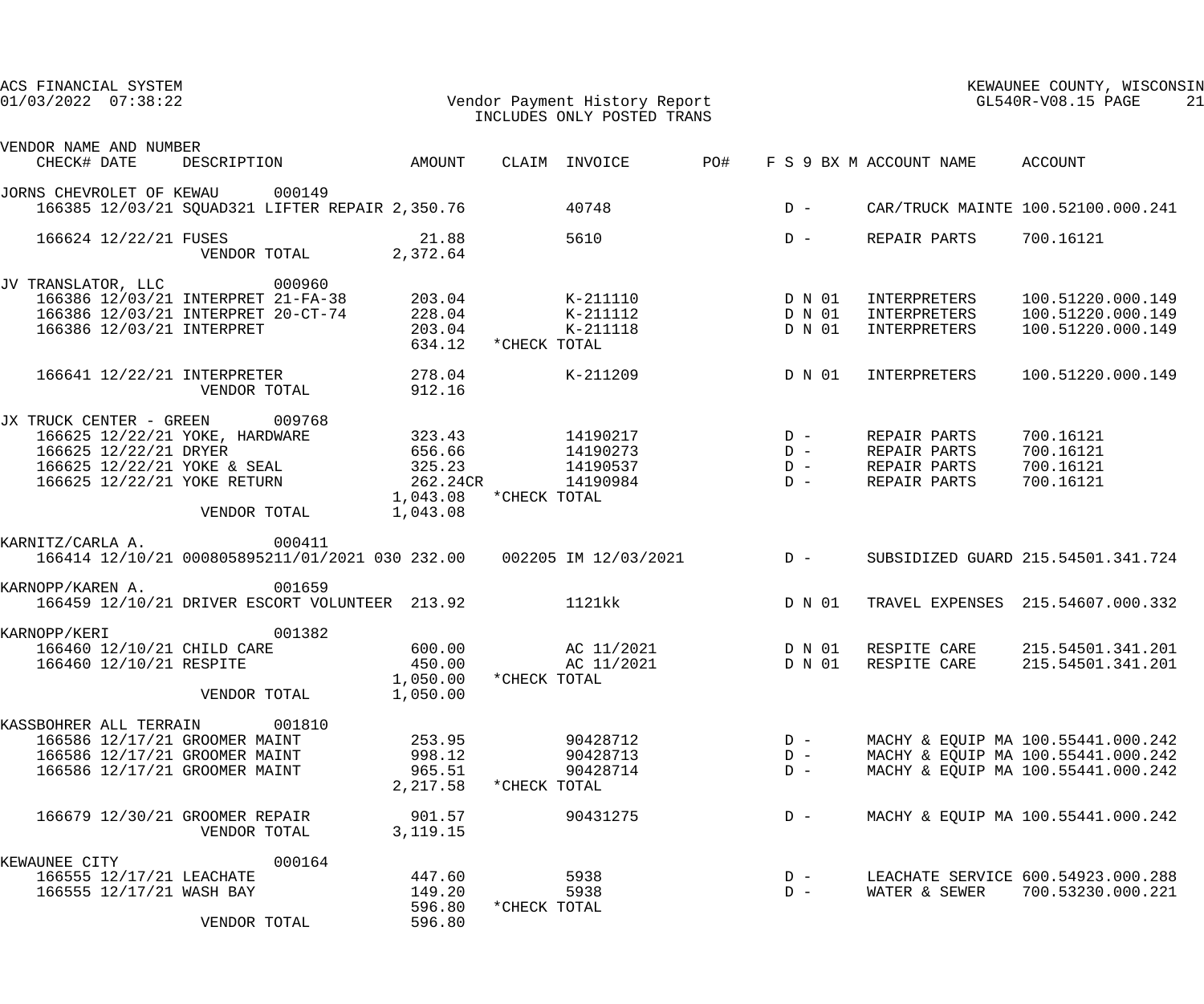ACS FINANCIAL SYSTEM
01/03/2022 07:38:22

# Vendor Payment History Report
INCLUDES ONLY POSTED TRANS

KEWAUNEE COUNTY, WISCONSIN
GL540R-V08.15

| VENDOR NAME AND NUMBER / CHECK# | DATE | DESCRIPTION | AMOUNT | CLAIM | INVOICE | PO# | F S 9 BX M | ACCOUNT NAME | ACCOUNT |
|---|---|---|---|---|---|---|---|---|---|
| **JORNS CHEVROLET OF KEWAU 000149** | | | | | | | | | |
| 166385 | 12/03/21 | SQUAD321 LIFTER REPAIR | 2,350.76 | | 40748 | | D - | CAR/TRUCK MAINTE | 100.52100.000.241 |
| 166624 | 12/22/21 | FUSES | 21.88 | | 5610 | | D - | REPAIR PARTS | 700.16121 |
| | | VENDOR TOTAL | 2,372.64 | | | | | | |
| **JV TRANSLATOR, LLC 000960** | | | | | | | | | |
| 166386 | 12/03/21 | INTERPRET 21-FA-38 | 203.04 | | K-211110 | | D N 01 | INTERPRETERS | 100.51220.000.149 |
| 166386 | 12/03/21 | INTERPRET 20-CT-74 | 228.04 | | K-211112 | | D N 01 | INTERPRETERS | 100.51220.000.149 |
| 166386 | 12/03/21 | INTERPRET | 203.04 | | K-211118 | | D N 01 | INTERPRETERS | 100.51220.000.149 |
| | | | 634.12 | *CHECK TOTAL | | | | | |
| 166641 | 12/22/21 | INTERPRETER | 278.04 | | K-211209 | | D N 01 | INTERPRETERS | 100.51220.000.149 |
| | | VENDOR TOTAL | 912.16 | | | | | | |
| **JX TRUCK CENTER - GREEN 009768** | | | | | | | | | |
| 166625 | 12/22/21 | YOKE, HARDWARE | 323.43 | | 14190217 | | D - | REPAIR PARTS | 700.16121 |
| 166625 | 12/22/21 | DRYER | 656.66 | | 14190273 | | D - | REPAIR PARTS | 700.16121 |
| 166625 | 12/22/21 | YOKE & SEAL | 325.23 | | 14190537 | | D - | REPAIR PARTS | 700.16121 |
| 166625 | 12/22/21 | YOKE RETURN | 262.24CR | | 14190984 | | D - | REPAIR PARTS | 700.16121 |
| | | | 1,043.08 | *CHECK TOTAL | | | | | |
| | | VENDOR TOTAL | 1,043.08 | | | | | | |
| **KARNITZ/CARLA A. 000411** | | | | | | | | | |
| 166414 | 12/10/21 | 000805895211/01/2021 030 | 232.00 | 002205 | IM 12/03/2021 | | D - | SUBSIDIZED GUARD | 215.54501.341.724 |
| **KARNOPP/KAREN A. 001659** | | | | | | | | | |
| 166459 | 12/10/21 | DRIVER ESCORT VOLUNTEER | 213.92 | | 1121kk | | D N 01 | TRAVEL EXPENSES | 215.54607.000.332 |
| **KARNOPP/KERI 001382** | | | | | | | | | |
| 166460 | 12/10/21 | CHILD CARE | 600.00 | | AC 11/2021 | | D N 01 | RESPITE CARE | 215.54501.341.201 |
| 166460 | 12/10/21 | RESPITE | 450.00 | | AC 11/2021 | | D N 01 | RESPITE CARE | 215.54501.341.201 |
| | | | 1,050.00 | *CHECK TOTAL | | | | | |
| | | VENDOR TOTAL | 1,050.00 | | | | | | |
| **KASSBOHRER ALL TERRAIN 001810** | | | | | | | | | |
| 166586 | 12/17/21 | GROOMER MAINT | 253.95 | | 90428712 | | D - | MACHY & EQUIP MA | 100.55441.000.242 |
| 166586 | 12/17/21 | GROOMER MAINT | 998.12 | | 90428713 | | D - | MACHY & EQUIP MA | 100.55441.000.242 |
| 166586 | 12/17/21 | GROOMER MAINT | 965.51 | | 90428714 | | D - | MACHY & EQUIP MA | 100.55441.000.242 |
| | | | 2,217.58 | *CHECK TOTAL | | | | | |
| 166679 | 12/30/21 | GROOMER REPAIR | 901.57 | | 90431275 | | D - | MACHY & EQUIP MA | 100.55441.000.242 |
| | | VENDOR TOTAL | 3,119.15 | | | | | | |
| **KEWAUNEE CITY 000164** | | | | | | | | | |
| 166555 | 12/17/21 | LEACHATE | 447.60 | | 5938 | | D - | LEACHATE SERVICE | 600.54923.000.288 |
| 166555 | 12/17/21 | WASH BAY | 149.20 | | 5938 | | D - | WATER & SEWER | 700.53230.000.221 |
| | | | 596.80 | *CHECK TOTAL | | | | | |
| | | VENDOR TOTAL | 596.80 | | | | | | |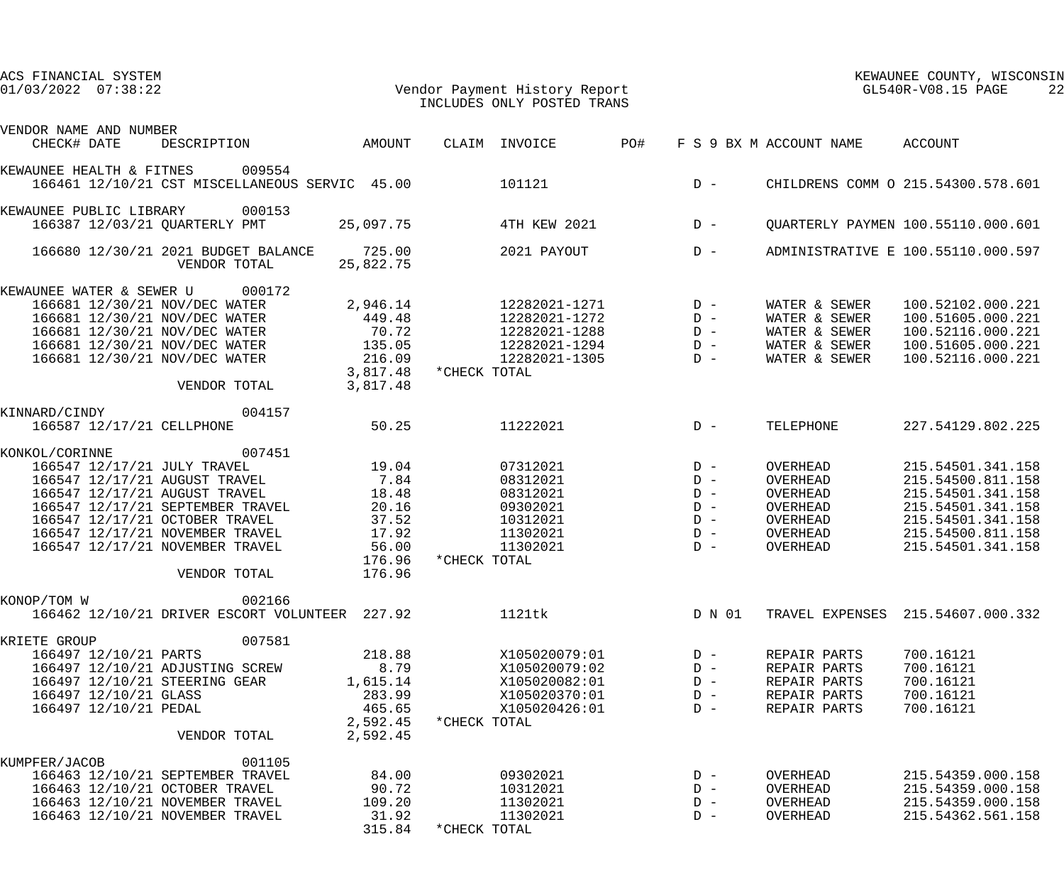# Vendor Payment History Report

INCLUDES ONLY POSTED TRANS

| VENDOR NAME AND NUMBER / CHECK# | DATE | DESCRIPTION | AMOUNT | CLAIM | INVOICE | PO# | F S 9 BX M | ACCOUNT NAME | ACCOUNT |
|---|---|---|---|---|---|---|---|---|---|
| KEWAUNEE HEALTH & FITNES 009554 | | | | | | | | | |
| 166461 | 12/10/21 | CST MISCELLANEOUS SERVIC | 45.00 | | 101121 | | D - | CHILDRENS COMM O | 215.54300.578.601 |
| KEWAUNEE PUBLIC LIBRARY 000153 | | | | | | | | | |
| 166387 | 12/03/21 | QUARTERLY PMT | 25,097.75 | | 4TH KEW 2021 | | D - | QUARTERLY PAYMEN | 100.55110.000.601 |
| 166680 | 12/30/21 | 2021 BUDGET BALANCE | 725.00 | | 2021 PAYOUT | | D - | ADMINISTRATIVE E | 100.55110.000.597 |
| | | VENDOR TOTAL | 25,822.75 | | | | | | |
| KEWAUNEE WATER & SEWER U 000172 | | | | | | | | | |
| 166681 | 12/30/21 | NOV/DEC WATER | 2,946.14 | | 12282021-1271 | | D - | WATER & SEWER | 100.52102.000.221 |
| 166681 | 12/30/21 | NOV/DEC WATER | 449.48 | | 12282021-1272 | | D - | WATER & SEWER | 100.51605.000.221 |
| 166681 | 12/30/21 | NOV/DEC WATER | 70.72 | | 12282021-1288 | | D - | WATER & SEWER | 100.52116.000.221 |
| 166681 | 12/30/21 | NOV/DEC WATER | 135.05 | | 12282021-1294 | | D - | WATER & SEWER | 100.51605.000.221 |
| 166681 | 12/30/21 | NOV/DEC WATER | 216.09 | | 12282021-1305 | | D - | WATER & SEWER | 100.52116.000.221 |
| | | | 3,817.48 | *CHECK TOTAL | | | | | |
| | | VENDOR TOTAL | 3,817.48 | | | | | | |
| KINNARD/CINDY 004157 | | | | | | | | | |
| 166587 | 12/17/21 | CELLPHONE | 50.25 | | 11222021 | | D - | TELEPHONE | 227.54129.802.225 |
| KONKOL/CORINNE 007451 | | | | | | | | | |
| 166547 | 12/17/21 | JULY TRAVEL | 19.04 | | 07312021 | | D - | OVERHEAD | 215.54501.341.158 |
| 166547 | 12/17/21 | AUGUST TRAVEL | 7.84 | | 08312021 | | D - | OVERHEAD | 215.54500.811.158 |
| 166547 | 12/17/21 | AUGUST TRAVEL | 18.48 | | 08312021 | | D - | OVERHEAD | 215.54501.341.158 |
| 166547 | 12/17/21 | SEPTEMBER TRAVEL | 20.16 | | 09302021 | | D - | OVERHEAD | 215.54501.341.158 |
| 166547 | 12/17/21 | OCTOBER TRAVEL | 37.52 | | 10312021 | | D - | OVERHEAD | 215.54501.341.158 |
| 166547 | 12/17/21 | NOVEMBER TRAVEL | 17.92 | | 11302021 | | D - | OVERHEAD | 215.54500.811.158 |
| 166547 | 12/17/21 | NOVEMBER TRAVEL | 56.00 | | 11302021 | | D - | OVERHEAD | 215.54501.341.158 |
| | | | 176.96 | *CHECK TOTAL | | | | | |
| | | VENDOR TOTAL | 176.96 | | | | | | |
| KONOP/TOM W 002166 | | | | | | | | | |
| 166462 | 12/10/21 | DRIVER ESCORT VOLUNTEER | 227.92 | | 1121tk | | D N 01 | TRAVEL EXPENSES | 215.54607.000.332 |
| KRIETE GROUP 007581 | | | | | | | | | |
| 166497 | 12/10/21 | PARTS | 218.88 | | X105020079:01 | | D - | REPAIR PARTS | 700.16121 |
| 166497 | 12/10/21 | ADJUSTING SCREW | 8.79 | | X105020079:02 | | D - | REPAIR PARTS | 700.16121 |
| 166497 | 12/10/21 | STEERING GEAR | 1,615.14 | | X105020082:01 | | D - | REPAIR PARTS | 700.16121 |
| 166497 | 12/10/21 | GLASS | 283.99 | | X105020370:01 | | D - | REPAIR PARTS | 700.16121 |
| 166497 | 12/10/21 | PEDAL | 465.65 | | X105020426:01 | | D - | REPAIR PARTS | 700.16121 |
| | | | 2,592.45 | *CHECK TOTAL | | | | | |
| | | VENDOR TOTAL | 2,592.45 | | | | | | |
| KUMPFER/JACOB 001105 | | | | | | | | | |
| 166463 | 12/10/21 | SEPTEMBER TRAVEL | 84.00 | | 09302021 | | D - | OVERHEAD | 215.54359.000.158 |
| 166463 | 12/10/21 | OCTOBER TRAVEL | 90.72 | | 10312021 | | D - | OVERHEAD | 215.54359.000.158 |
| 166463 | 12/10/21 | NOVEMBER TRAVEL | 109.20 | | 11302021 | | D - | OVERHEAD | 215.54359.000.158 |
| 166463 | 12/10/21 | NOVEMBER TRAVEL | 31.92 | | 11302021 | | D - | OVERHEAD | 215.54362.561.158 |
| | | | 315.84 | *CHECK TOTAL | | | | | |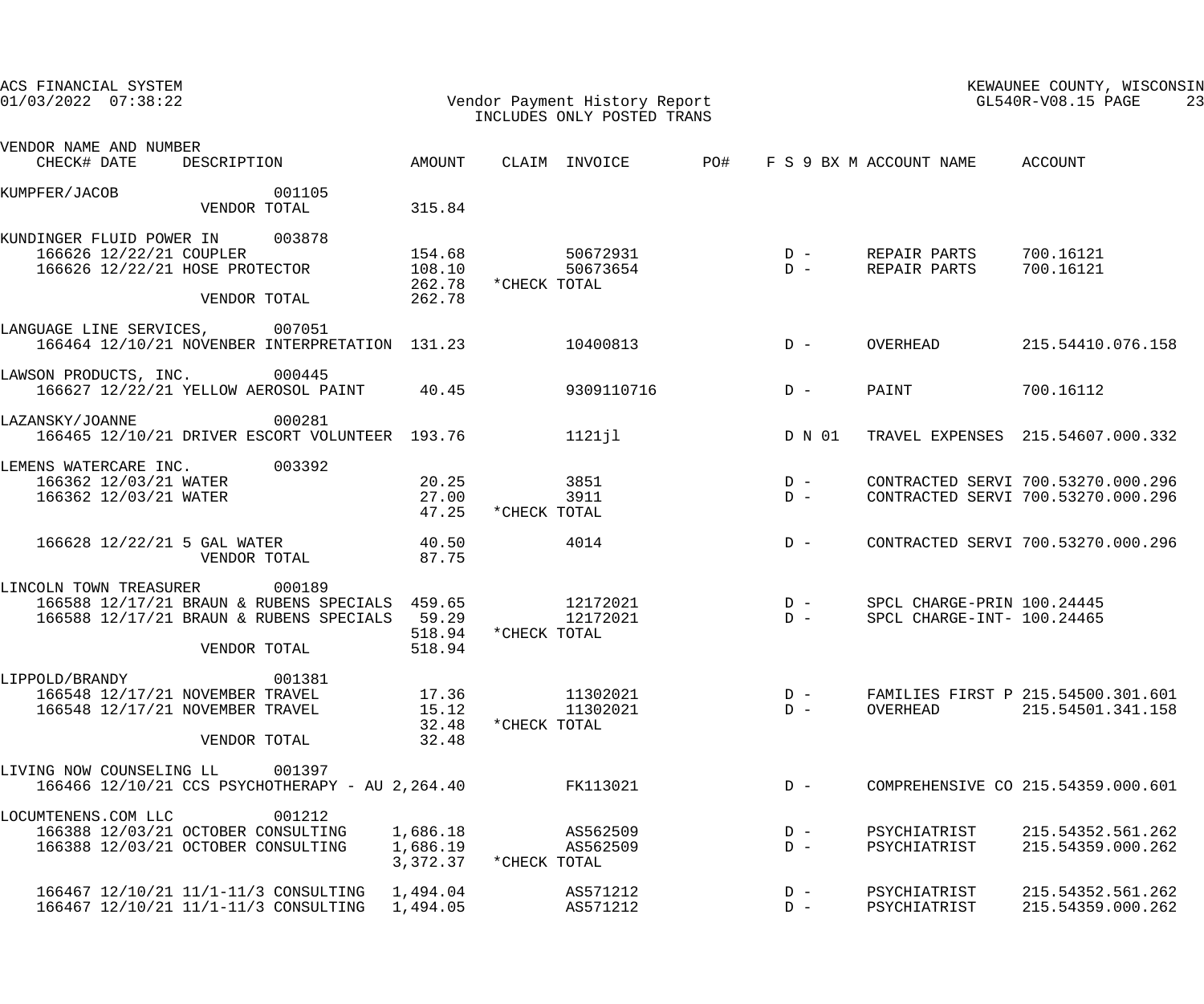ACS FINANCIAL SYSTEM
01/03/2022 07:38:22

Vendor Payment History Report
INCLUDES ONLY POSTED TRANS

KEWAUNEE COUNTY, WISCONSIN
GL540R-V08.15 PAGE 23

| VENDOR NAME AND NUMBER CHECK# DATE | DESCRIPTION | AMOUNT | CLAIM | INVOICE | PO# | F S 9 BX M | ACCOUNT NAME | ACCOUNT |
|---|---|---|---|---|---|---|---|---|
| KUMPFER/JACOB 001105 | | | | | | | | |
| | VENDOR TOTAL | 315.84 | | | | | | |
| KUNDINGER FLUID POWER IN 003878 | | | | | | | | |
| 166626 12/22/21 | COUPLER | 154.68 | | 50672931 | | D - | REPAIR PARTS | 700.16121 |
| 166626 12/22/21 | HOSE PROTECTOR | 108.10 | | 50673654 | | D - | REPAIR PARTS | 700.16121 |
| | | 262.78 | *CHECK TOTAL | | | | | |
| | VENDOR TOTAL | 262.78 | | | | | | |
| LANGUAGE LINE SERVICES, 007051 | | | | | | | | |
| 166464 12/10/21 | NOVENBER INTERPRETATION | 131.23 | | 10400813 | | D - | OVERHEAD | 215.54410.076.158 |
| LAWSON PRODUCTS, INC. 000445 | | | | | | | | |
| 166627 12/22/21 | YELLOW AEROSOL PAINT | 40.45 | | 9309110716 | | D - | PAINT | 700.16112 |
| LAZANSKY/JOANNE 000281 | | | | | | | | |
| 166465 12/10/21 | DRIVER ESCORT VOLUNTEER | 193.76 | | 1121jl | | D N 01 | TRAVEL EXPENSES | 215.54607.000.332 |
| LEMENS WATERCARE INC. 003392 | | | | | | | | |
| 166362 12/03/21 | WATER | 20.25 | | 3851 | | D - | CONTRACTED SERVI | 700.53270.000.296 |
| 166362 12/03/21 | WATER | 27.00 | | 3911 | | D - | CONTRACTED SERVI | 700.53270.000.296 |
| | | 47.25 | *CHECK TOTAL | | | | | |
| 166628 12/22/21 | 5 GAL WATER | 40.50 | | 4014 | | D - | CONTRACTED SERVI | 700.53270.000.296 |
| | VENDOR TOTAL | 87.75 | | | | | | |
| LINCOLN TOWN TREASURER 000189 | | | | | | | | |
| 166588 12/17/21 | BRAUN & RUBENS SPECIALS | 459.65 | | 12172021 | | D - | SPCL CHARGE-PRIN | 100.24445 |
| 166588 12/17/21 | BRAUN & RUBENS SPECIALS | 59.29 | | 12172021 | | D - | SPCL CHARGE-INT- | 100.24465 |
| | | 518.94 | *CHECK TOTAL | | | | | |
| | VENDOR TOTAL | 518.94 | | | | | | |
| LIPPOLD/BRANDY 001381 | | | | | | | | |
| 166548 12/17/21 | NOVEMBER TRAVEL | 17.36 | | 11302021 | | D - | FAMILIES FIRST P | 215.54500.301.601 |
| 166548 12/17/21 | NOVEMBER TRAVEL | 15.12 | | 11302021 | | D - | OVERHEAD | 215.54501.341.158 |
| | | 32.48 | *CHECK TOTAL | | | | | |
| | VENDOR TOTAL | 32.48 | | | | | | |
| LIVING NOW COUNSELING LL 001397 | | | | | | | | |
| 166466 12/10/21 | CCS PSYCHOTHERAPY - AU | 2,264.40 | | FK113021 | | D - | COMPREHENSIVE CO | 215.54359.000.601 |
| LOCUMTENENS.COM LLC 001212 | | | | | | | | |
| 166388 12/03/21 | OCTOBER CONSULTING | 1,686.18 | | AS562509 | | D - | PSYCHIATRIST | 215.54352.561.262 |
| 166388 12/03/21 | OCTOBER CONSULTING | 1,686.19 | | AS562509 | | D - | PSYCHIATRIST | 215.54359.000.262 |
| | | 3,372.37 | *CHECK TOTAL | | | | | |
| 166467 12/10/21 | 11/1-11/3 CONSULTING | 1,494.04 | | AS571212 | | D - | PSYCHIATRIST | 215.54352.561.262 |
| 166467 12/10/21 | 11/1-11/3 CONSULTING | 1,494.05 | | AS571212 | | D - | PSYCHIATRIST | 215.54359.000.262 |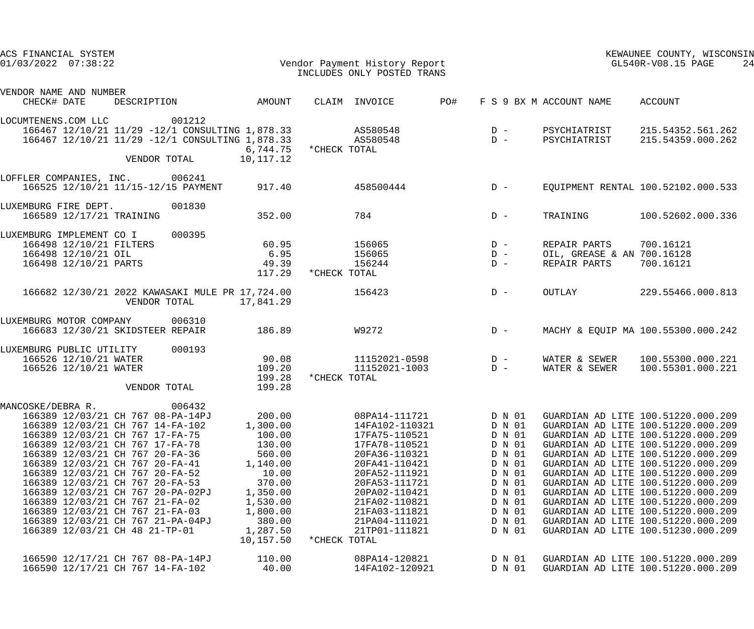ACS FINANCIAL SYSTEM
01/03/2022 07:38:22

Vendor Payment History Report
INCLUDES ONLY POSTED TRANS

KEWAUNEE COUNTY, WISCONSIN
GL540R-V08.15 PAGE 24

| VENDOR NAME AND NUMBER CHECK# DATE DESCRIPTION | AMOUNT | CLAIM | INVOICE | PO# | F S 9 BX M | ACCOUNT NAME | ACCOUNT |
|---|---|---|---|---|---|---|---|
| LOCUMTENENS.COM LLC 001212 | | | | | | | |
| 166467 12/10/21 11/29 -12/1 CONSULTING | 1,878.33 | | AS580548 | | D - | PSYCHIATRIST | 215.54352.561.262 |
| 166467 12/10/21 11/29 -12/1 CONSULTING | 1,878.33 | | AS580548 | | D - | PSYCHIATRIST | 215.54359.000.262 |
| | 6,744.75 | *CHECK TOTAL | | | | | |
| VENDOR TOTAL | 10,117.12 | | | | | | |
| LOFFLER COMPANIES, INC. 006241 | | | | | | | |
| 166525 12/10/21 11/15-12/15 PAYMENT | 917.40 | | 458500444 | | D - | EQUIPMENT RENTAL | 100.52102.000.533 |
| LUXEMBURG FIRE DEPT. 001830 | | | | | | | |
| 166589 12/17/21 TRAINING | 352.00 | | 784 | | D - | TRAINING | 100.52602.000.336 |
| LUXEMBURG IMPLEMENT CO I 000395 | | | | | | | |
| 166498 12/10/21 FILTERS | 60.95 | | 156065 | | D - | REPAIR PARTS | 700.16121 |
| 166498 12/10/21 OIL | 6.95 | | 156065 | | D - | OIL, GREASE & AN | 700.16128 |
| 166498 12/10/21 PARTS | 49.39 | | 156244 | | D - | REPAIR PARTS | 700.16121 |
| | 117.29 | *CHECK TOTAL | | | | | |
| 166682 12/30/21 2022 KAWASAKI MULE PR | 17,724.00 | | 156423 | | D - | OUTLAY | 229.55466.000.813 |
| VENDOR TOTAL | 17,841.29 | | | | | | |
| LUXEMBURG MOTOR COMPANY 006310 | | | | | | | |
| 166683 12/30/21 SKIDSTEER REPAIR | 186.89 | | W9272 | | D - | MACHY & EQUIP MA | 100.55300.000.242 |
| LUXEMBURG PUBLIC UTILITY 000193 | | | | | | | |
| 166526 12/10/21 WATER | 90.08 | | 11152021-0598 | | D - | WATER & SEWER | 100.55300.000.221 |
| 166526 12/10/21 WATER | 109.20 | | 11152021-1003 | | D - | WATER & SEWER | 100.55301.000.221 |
| | 199.28 | *CHECK TOTAL | | | | | |
| VENDOR TOTAL | 199.28 | | | | | | |
| MANCOSKE/DEBRA R. 006432 | | | | | | | |
| 166389 12/03/21 CH 767 08-PA-14PJ | 200.00 | | 08PA14-111721 | | D N 01 | GUARDIAN AD LITE | 100.51220.000.209 |
| 166389 12/03/21 CH 767 14-FA-102 | 1,300.00 | | 14FA102-110321 | | D N 01 | GUARDIAN AD LITE | 100.51220.000.209 |
| 166389 12/03/21 CH 767 17-FA-75 | 100.00 | | 17FA75-110521 | | D N 01 | GUARDIAN AD LITE | 100.51220.000.209 |
| 166389 12/03/21 CH 767 17-FA-78 | 130.00 | | 17FA78-110521 | | D N 01 | GUARDIAN AD LITE | 100.51220.000.209 |
| 166389 12/03/21 CH 767 20-FA-36 | 560.00 | | 20FA36-110321 | | D N 01 | GUARDIAN AD LITE | 100.51220.000.209 |
| 166389 12/03/21 CH 767 20-FA-41 | 1,140.00 | | 20FA41-110421 | | D N 01 | GUARDIAN AD LITE | 100.51220.000.209 |
| 166389 12/03/21 CH 767 20-FA-52 | 10.00 | | 20FA52-111921 | | D N 01 | GUARDIAN AD LITE | 100.51220.000.209 |
| 166389 12/03/21 CH 767 20-FA-53 | 370.00 | | 20FA53-111721 | | D N 01 | GUARDIAN AD LITE | 100.51220.000.209 |
| 166389 12/03/21 CH 767 20-PA-02PJ | 1,350.00 | | 20PA02-110421 | | D N 01 | GUARDIAN AD LITE | 100.51220.000.209 |
| 166389 12/03/21 CH 767 21-FA-02 | 1,530.00 | | 21FA02-110821 | | D N 01 | GUARDIAN AD LITE | 100.51220.000.209 |
| 166389 12/03/21 CH 767 21-FA-03 | 1,800.00 | | 21FA03-111821 | | D N 01 | GUARDIAN AD LITE | 100.51220.000.209 |
| 166389 12/03/21 CH 767 21-PA-04PJ | 380.00 | | 21PA04-111021 | | D N 01 | GUARDIAN AD LITE | 100.51220.000.209 |
| 166389 12/03/21 CH 48 21-TP-01 | 1,287.50 | | 21TP01-111821 | | D N 01 | GUARDIAN AD LITE | 100.51230.000.209 |
| | 10,157.50 | *CHECK TOTAL | | | | | |
| 166590 12/17/21 CH 767 08-PA-14PJ | 110.00 | | 08PA14-120821 | | D N 01 | GUARDIAN AD LITE | 100.51220.000.209 |
| 166590 12/17/21 CH 767 14-FA-102 | 40.00 | | 14FA102-120921 | | D N 01 | GUARDIAN AD LITE | 100.51220.000.209 |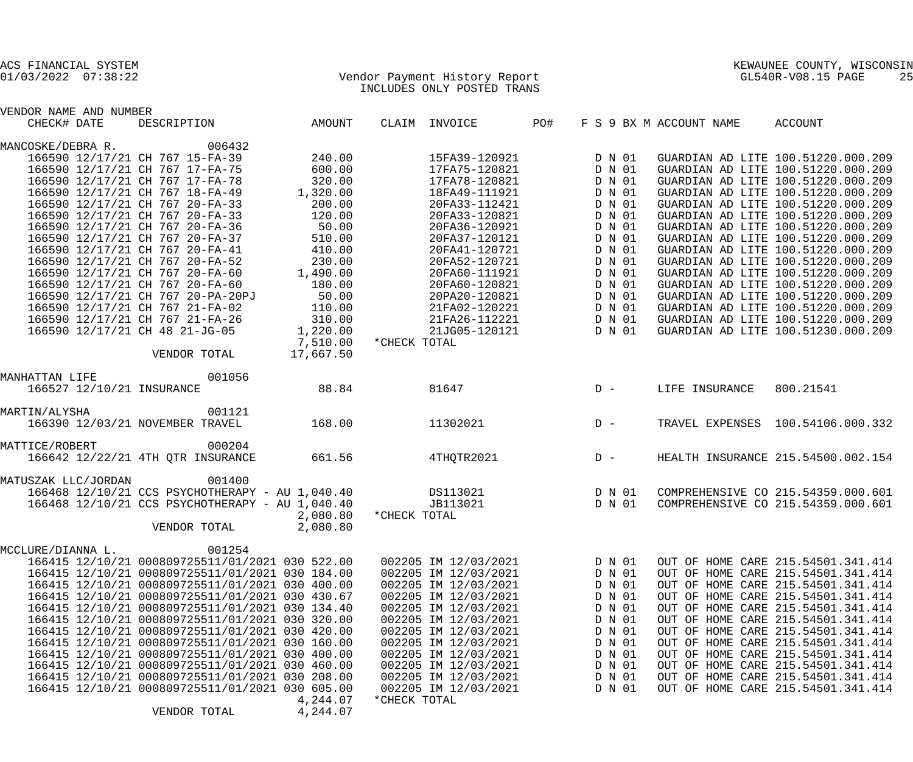ACS FINANCIAL SYSTEM
01/03/2022 07:38:22

# Vendor Payment History Report
INCLUDES ONLY POSTED TRANS

KEWAUNEE COUNTY, WISCONSIN
GL540R-V08.15

| VENDOR NAME AND NUMBER / CHECK# | DATE | DESCRIPTION | AMOUNT | CLAIM | INVOICE | PO# | F S 9 BX M | ACCOUNT NAME | ACCOUNT |
|---|---|---|---|---|---|---|---|---|---|
| MANCOSKE/DEBRA R. 006432 | | | | | | | | | |
| 166590 | 12/17/21 | CH 767 15-FA-39 | 240.00 | | 15FA39-120921 | | D N 01 | GUARDIAN AD LITE | 100.51220.000.209 |
| 166590 | 12/17/21 | CH 767 17-FA-75 | 600.00 | | 17FA75-120821 | | D N 01 | GUARDIAN AD LITE | 100.51220.000.209 |
| 166590 | 12/17/21 | CH 767 17-FA-78 | 320.00 | | 17FA78-120821 | | D N 01 | GUARDIAN AD LITE | 100.51220.000.209 |
| 166590 | 12/17/21 | CH 767 18-FA-49 | 1,320.00 | | 18FA49-111921 | | D N 01 | GUARDIAN AD LITE | 100.51220.000.209 |
| 166590 | 12/17/21 | CH 767 20-FA-33 | 200.00 | | 20FA33-112421 | | D N 01 | GUARDIAN AD LITE | 100.51220.000.209 |
| 166590 | 12/17/21 | CH 767 20-FA-33 | 120.00 | | 20FA33-120821 | | D N 01 | GUARDIAN AD LITE | 100.51220.000.209 |
| 166590 | 12/17/21 | CH 767 20-FA-36 | 50.00 | | 20FA36-120921 | | D N 01 | GUARDIAN AD LITE | 100.51220.000.209 |
| 166590 | 12/17/21 | CH 767 20-FA-37 | 510.00 | | 20FA37-120121 | | D N 01 | GUARDIAN AD LITE | 100.51220.000.209 |
| 166590 | 12/17/21 | CH 767 20-FA-41 | 410.00 | | 20FA41-120721 | | D N 01 | GUARDIAN AD LITE | 100.51220.000.209 |
| 166590 | 12/17/21 | CH 767 20-FA-52 | 230.00 | | 20FA52-120721 | | D N 01 | GUARDIAN AD LITE | 100.51220.000.209 |
| 166590 | 12/17/21 | CH 767 20-FA-60 | 1,490.00 | | 20FA60-111921 | | D N 01 | GUARDIAN AD LITE | 100.51220.000.209 |
| 166590 | 12/17/21 | CH 767 20-FA-60 | 180.00 | | 20FA60-120821 | | D N 01 | GUARDIAN AD LITE | 100.51220.000.209 |
| 166590 | 12/17/21 | CH 767 20-PA-20PJ | 50.00 | | 20PA20-120821 | | D N 01 | GUARDIAN AD LITE | 100.51220.000.209 |
| 166590 | 12/17/21 | CH 767 21-FA-02 | 110.00 | | 21FA02-120221 | | D N 01 | GUARDIAN AD LITE | 100.51220.000.209 |
| 166590 | 12/17/21 | CH 767 21-FA-26 | 310.00 | | 21FA26-112221 | | D N 01 | GUARDIAN AD LITE | 100.51220.000.209 |
| 166590 | 12/17/21 | CH 48 21-JG-05 | 1,220.00 | | 21JG05-120121 | | D N 01 | GUARDIAN AD LITE | 100.51230.000.209 |
| | | | 7,510.00 | *CHECK TOTAL | | | | | |
| | | VENDOR TOTAL | 17,667.50 | | | | | | |
| MANHATTAN LIFE 001056 | | | | | | | | | |
| 166527 | 12/10/21 | INSURANCE | 88.84 | | 81647 | | D - | LIFE INSURANCE | 800.21541 |
| MARTIN/ALYSHA 001121 | | | | | | | | | |
| 166390 | 12/03/21 | NOVEMBER TRAVEL | 168.00 | | 11302021 | | D - | TRAVEL EXPENSES | 100.54106.000.332 |
| MATTICE/ROBERT 000204 | | | | | | | | | |
| 166642 | 12/22/21 | 4TH QTR INSURANCE | 661.56 | | 4THQTR2021 | | D - | HEALTH INSURANCE | 215.54500.002.154 |
| MATUSZAK LLC/JORDAN 001400 | | | | | | | | | |
| 166468 | 12/10/21 | CCS PSYCHOTHERAPY - AU | 1,040.40 | | DS113021 | | D N 01 | COMPREHENSIVE CO | 215.54359.000.601 |
| 166468 | 12/10/21 | CCS PSYCHOTHERAPY - AU | 1,040.40 | | JB113021 | | D N 01 | COMPREHENSIVE CO | 215.54359.000.601 |
| | | | 2,080.80 | *CHECK TOTAL | | | | | |
| | | VENDOR TOTAL | 2,080.80 | | | | | | |
| MCCLURE/DIANNA L. 001254 | | | | | | | | | |
| 166415 | 12/10/21 | 000809725511/01/2021 030 | 522.00 | 002205 | IM 12/03/2021 | | D N 01 | OUT OF HOME CARE | 215.54501.341.414 |
| 166415 | 12/10/21 | 000809725511/01/2021 030 | 184.00 | 002205 | IM 12/03/2021 | | D N 01 | OUT OF HOME CARE | 215.54501.341.414 |
| 166415 | 12/10/21 | 000809725511/01/2021 030 | 400.00 | 002205 | IM 12/03/2021 | | D N 01 | OUT OF HOME CARE | 215.54501.341.414 |
| 166415 | 12/10/21 | 000809725511/01/2021 030 | 430.67 | 002205 | IM 12/03/2021 | | D N 01 | OUT OF HOME CARE | 215.54501.341.414 |
| 166415 | 12/10/21 | 000809725511/01/2021 030 | 134.40 | 002205 | IM 12/03/2021 | | D N 01 | OUT OF HOME CARE | 215.54501.341.414 |
| 166415 | 12/10/21 | 000809725511/01/2021 030 | 320.00 | 002205 | IM 12/03/2021 | | D N 01 | OUT OF HOME CARE | 215.54501.341.414 |
| 166415 | 12/10/21 | 000809725511/01/2021 030 | 420.00 | 002205 | IM 12/03/2021 | | D N 01 | OUT OF HOME CARE | 215.54501.341.414 |
| 166415 | 12/10/21 | 000809725511/01/2021 030 | 160.00 | 002205 | IM 12/03/2021 | | D N 01 | OUT OF HOME CARE | 215.54501.341.414 |
| 166415 | 12/10/21 | 000809725511/01/2021 030 | 400.00 | 002205 | IM 12/03/2021 | | D N 01 | OUT OF HOME CARE | 215.54501.341.414 |
| 166415 | 12/10/21 | 000809725511/01/2021 030 | 460.00 | 002205 | IM 12/03/2021 | | D N 01 | OUT OF HOME CARE | 215.54501.341.414 |
| 166415 | 12/10/21 | 000809725511/01/2021 030 | 208.00 | 002205 | IM 12/03/2021 | | D N 01 | OUT OF HOME CARE | 215.54501.341.414 |
| 166415 | 12/10/21 | 000809725511/01/2021 030 | 605.00 | 002205 | IM 12/03/2021 | | D N 01 | OUT OF HOME CARE | 215.54501.341.414 |
| | | | 4,244.07 | *CHECK TOTAL | | | | | |
| | | VENDOR TOTAL | 4,244.07 | | | | | | |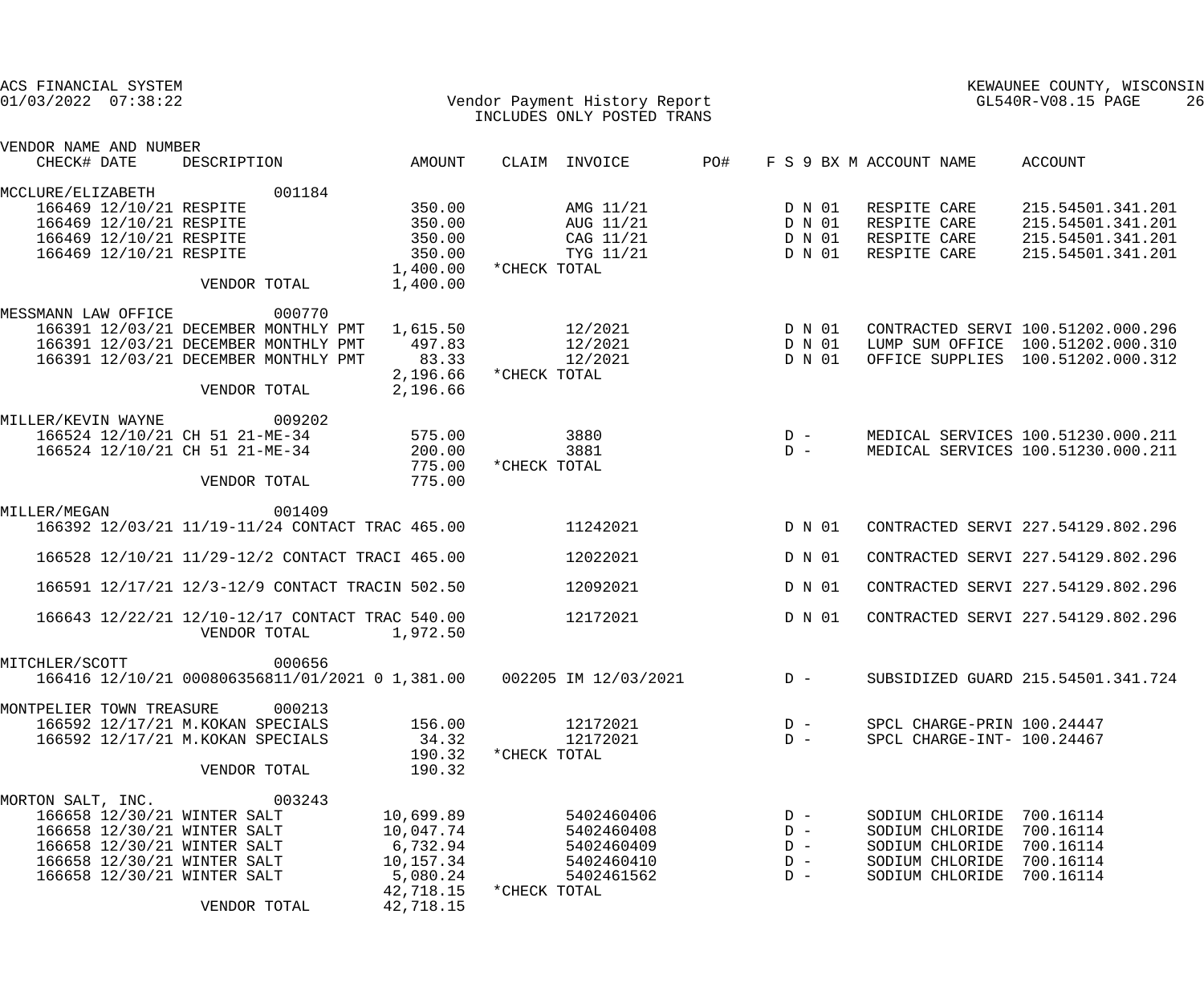ACS FINANCIAL SYSTEM
01/03/2022 07:38:22

Vendor Payment History Report
INCLUDES ONLY POSTED TRANS

KEWAUNEE COUNTY, WISCONSIN
GL540R-V08.15 PAGE 26

| VENDOR NAME AND NUMBER / CHECK# | DATE | DESCRIPTION | AMOUNT | CLAIM | INVOICE | PO# | F S 9 BX M | ACCOUNT NAME | ACCOUNT |
|---|---|---|---|---|---|---|---|---|---|
| MCCLURE/ELIZABETH 001184 | | | | | | | | | |
| 166469 | 12/10/21 | RESPITE | 350.00 | | AMG 11/21 | | D N 01 | RESPITE CARE | 215.54501.341.201 |
| 166469 | 12/10/21 | RESPITE | 350.00 | | AUG 11/21 | | D N 01 | RESPITE CARE | 215.54501.341.201 |
| 166469 | 12/10/21 | RESPITE | 350.00 | | CAG 11/21 | | D N 01 | RESPITE CARE | 215.54501.341.201 |
| 166469 | 12/10/21 | RESPITE | 350.00 | | TYG 11/21 | | D N 01 | RESPITE CARE | 215.54501.341.201 |
| | | | 1,400.00 | *CHECK TOTAL | | | | | |
| | | VENDOR TOTAL | 1,400.00 | | | | | | |
| MESSMANN LAW OFFICE 000770 | | | | | | | | | |
| 166391 | 12/03/21 | DECEMBER MONTHLY PMT | 1,615.50 | | 12/2021 | | D N 01 | CONTRACTED SERVI | 100.51202.000.296 |
| 166391 | 12/03/21 | DECEMBER MONTHLY PMT | 497.83 | | 12/2021 | | D N 01 | LUMP SUM OFFICE | 100.51202.000.310 |
| 166391 | 12/03/21 | DECEMBER MONTHLY PMT | 83.33 | | 12/2021 | | D N 01 | OFFICE SUPPLIES | 100.51202.000.312 |
| | | | 2,196.66 | *CHECK TOTAL | | | | | |
| | | VENDOR TOTAL | 2,196.66 | | | | | | |
| MILLER/KEVIN WAYNE 009202 | | | | | | | | | |
| 166524 | 12/10/21 | CH 51 21-ME-34 | 575.00 | | 3880 | | D - | MEDICAL SERVICES | 100.51230.000.211 |
| 166524 | 12/10/21 | CH 51 21-ME-34 | 200.00 | | 3881 | | D - | MEDICAL SERVICES | 100.51230.000.211 |
| | | | 775.00 | *CHECK TOTAL | | | | | |
| | | VENDOR TOTAL | 775.00 | | | | | | |
| MILLER/MEGAN 001409 | | | | | | | | | |
| 166392 | 12/03/21 | 11/19-11/24 CONTACT TRAC | 465.00 | | 11242021 | | D N 01 | CONTRACTED SERVI | 227.54129.802.296 |
| 166528 | 12/10/21 | 11/29-12/2 CONTACT TRACI | 465.00 | | 12022021 | | D N 01 | CONTRACTED SERVI | 227.54129.802.296 |
| 166591 | 12/17/21 | 12/3-12/9 CONTACT TRACIN | 502.50 | | 12092021 | | D N 01 | CONTRACTED SERVI | 227.54129.802.296 |
| 166643 | 12/22/21 | 12/10-12/17 CONTACT TRAC | 540.00 | | 12172021 | | D N 01 | CONTRACTED SERVI | 227.54129.802.296 |
| | | VENDOR TOTAL | 1,972.50 | | | | | | |
| MITCHLER/SCOTT 000656 | | | | | | | | | |
| 166416 | 12/10/21 | 000806356811/01/2021 0 | 1,381.00 | 002205 | IM 12/03/2021 | | D - | SUBSIDIZED GUARD | 215.54501.341.724 |
| MONTPELIER TOWN TREASURE 000213 | | | | | | | | | |
| 166592 | 12/17/21 | M.KOKAN SPECIALS | 156.00 | | 12172021 | | D - | SPCL CHARGE-PRIN | 100.24447 |
| 166592 | 12/17/21 | M.KOKAN SPECIALS | 34.32 | | 12172021 | | D - | SPCL CHARGE-INT- | 100.24467 |
| | | | 190.32 | *CHECK TOTAL | | | | | |
| | | VENDOR TOTAL | 190.32 | | | | | | |
| MORTON SALT, INC. 003243 | | | | | | | | | |
| 166658 | 12/30/21 | WINTER SALT | 10,699.89 | | 5402460406 | | D - | SODIUM CHLORIDE | 700.16114 |
| 166658 | 12/30/21 | WINTER SALT | 10,047.74 | | 5402460408 | | D - | SODIUM CHLORIDE | 700.16114 |
| 166658 | 12/30/21 | WINTER SALT | 6,732.94 | | 5402460409 | | D - | SODIUM CHLORIDE | 700.16114 |
| 166658 | 12/30/21 | WINTER SALT | 10,157.34 | | 5402460410 | | D - | SODIUM CHLORIDE | 700.16114 |
| 166658 | 12/30/21 | WINTER SALT | 5,080.24 | | 5402461562 | | D - | SODIUM CHLORIDE | 700.16114 |
| | | | 42,718.15 | *CHECK TOTAL | | | | | |
| | | VENDOR TOTAL | 42,718.15 | | | | | | |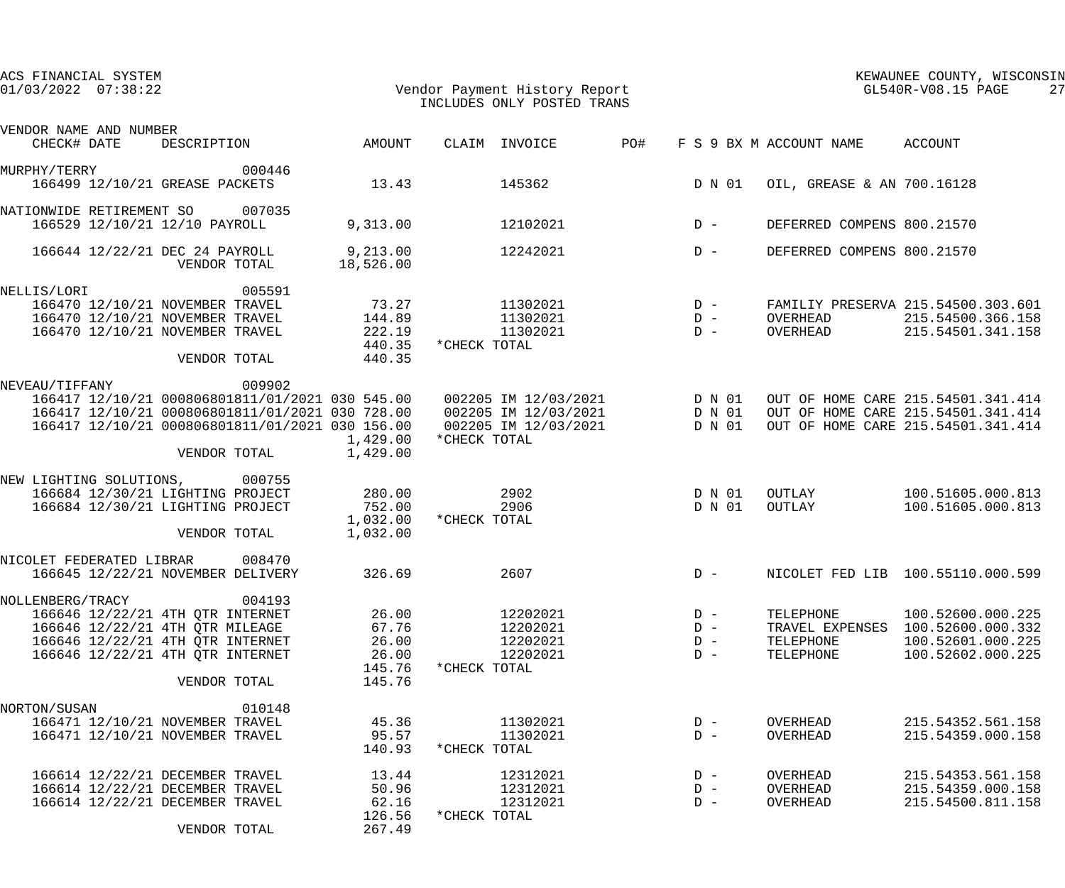ACS FINANCIAL SYSTEM
01/03/2022 07:38:22

Vendor Payment History Report
INCLUDES ONLY POSTED TRANS

KEWAUNEE COUNTY, WISCONSIN
GL540R-V08.15 PAGE 27

| VENDOR NAME AND NUMBER / CHECK# DATE | DESCRIPTION | AMOUNT | CLAIM | INVOICE | PO# | F S 9 BX M | ACCOUNT NAME | ACCOUNT |
|---|---|---|---|---|---|---|---|---|
| MURPHY/TERRY 000446 | | | | | | | | |
| 166499 12/10/21 | GREASE PACKETS | 13.43 | | 145362 | | D N 01 | OIL, GREASE & AN | 700.16128 |
| NATIONWIDE RETIREMENT SO 007035 | | | | | | | | |
| 166529 12/10/21 | 12/10 PAYROLL | 9,313.00 | | 12102021 | | D - | DEFERRED COMPENS | 800.21570 |
| 166644 12/22/21 | DEC 24 PAYROLL | 9,213.00 | | 12242021 | | D - | DEFERRED COMPENS | 800.21570 |
| | VENDOR TOTAL | 18,526.00 | | | | | | |
| NELLIS/LORI 005591 | | | | | | | | |
| 166470 12/10/21 | NOVEMBER TRAVEL | 73.27 | | 11302021 | | D - | FAMILIY PRESERVA | 215.54500.303.601 |
| 166470 12/10/21 | NOVEMBER TRAVEL | 144.89 | | 11302021 | | D - | OVERHEAD | 215.54500.366.158 |
| 166470 12/10/21 | NOVEMBER TRAVEL | 222.19 | | 11302021 | | D - | OVERHEAD | 215.54501.341.158 |
| | | 440.35 | *CHECK TOTAL | | | | | |
| | VENDOR TOTAL | 440.35 | | | | | | |
| NEVEAU/TIFFANY 009902 | | | | | | | | |
| 166417 12/10/21 | 000806801811/01/2021 030 | 545.00 | 002205 | IM 12/03/2021 | | D N 01 | OUT OF HOME CARE | 215.54501.341.414 |
| 166417 12/10/21 | 000806801811/01/2021 030 | 728.00 | 002205 | IM 12/03/2021 | | D N 01 | OUT OF HOME CARE | 215.54501.341.414 |
| 166417 12/10/21 | 000806801811/01/2021 030 | 156.00 | 002205 | IM 12/03/2021 | | D N 01 | OUT OF HOME CARE | 215.54501.341.414 |
| | | 1,429.00 | *CHECK TOTAL | | | | | |
| | VENDOR TOTAL | 1,429.00 | | | | | | |
| NEW LIGHTING SOLUTIONS, 000755 | | | | | | | | |
| 166684 12/30/21 | LIGHTING PROJECT | 280.00 | | 2902 | | D N 01 | OUTLAY | 100.51605.000.813 |
| 166684 12/30/21 | LIGHTING PROJECT | 752.00 | | 2906 | | D N 01 | OUTLAY | 100.51605.000.813 |
| | | 1,032.00 | *CHECK TOTAL | | | | | |
| | VENDOR TOTAL | 1,032.00 | | | | | | |
| NICOLET FEDERATED LIBRAR 008470 | | | | | | | | |
| 166645 12/22/21 | NOVEMBER DELIVERY | 326.69 | | 2607 | | D - | NICOLET FED LIB | 100.55110.000.599 |
| NOLLENBERG/TRACY 004193 | | | | | | | | |
| 166646 12/22/21 | 4TH QTR INTERNET | 26.00 | | 12202021 | | D - | TELEPHONE | 100.52600.000.225 |
| 166646 12/22/21 | 4TH QTR MILEAGE | 67.76 | | 12202021 | | D - | TRAVEL EXPENSES | 100.52600.000.332 |
| 166646 12/22/21 | 4TH QTR INTERNET | 26.00 | | 12202021 | | D - | TELEPHONE | 100.52601.000.225 |
| 166646 12/22/21 | 4TH QTR INTERNET | 26.00 | | 12202021 | | D - | TELEPHONE | 100.52602.000.225 |
| | | 145.76 | *CHECK TOTAL | | | | | |
| | VENDOR TOTAL | 145.76 | | | | | | |
| NORTON/SUSAN 010148 | | | | | | | | |
| 166471 12/10/21 | NOVEMBER TRAVEL | 45.36 | | 11302021 | | D - | OVERHEAD | 215.54352.561.158 |
| 166471 12/10/21 | NOVEMBER TRAVEL | 95.57 | | 11302021 | | D - | OVERHEAD | 215.54359.000.158 |
| | | 140.93 | *CHECK TOTAL | | | | | |
| 166614 12/22/21 | DECEMBER TRAVEL | 13.44 | | 12312021 | | D - | OVERHEAD | 215.54353.561.158 |
| 166614 12/22/21 | DECEMBER TRAVEL | 50.96 | | 12312021 | | D - | OVERHEAD | 215.54359.000.158 |
| 166614 12/22/21 | DECEMBER TRAVEL | 62.16 | | 12312021 | | D - | OVERHEAD | 215.54500.811.158 |
| | | 126.56 | *CHECK TOTAL | | | | | |
| | VENDOR TOTAL | 267.49 | | | | | | |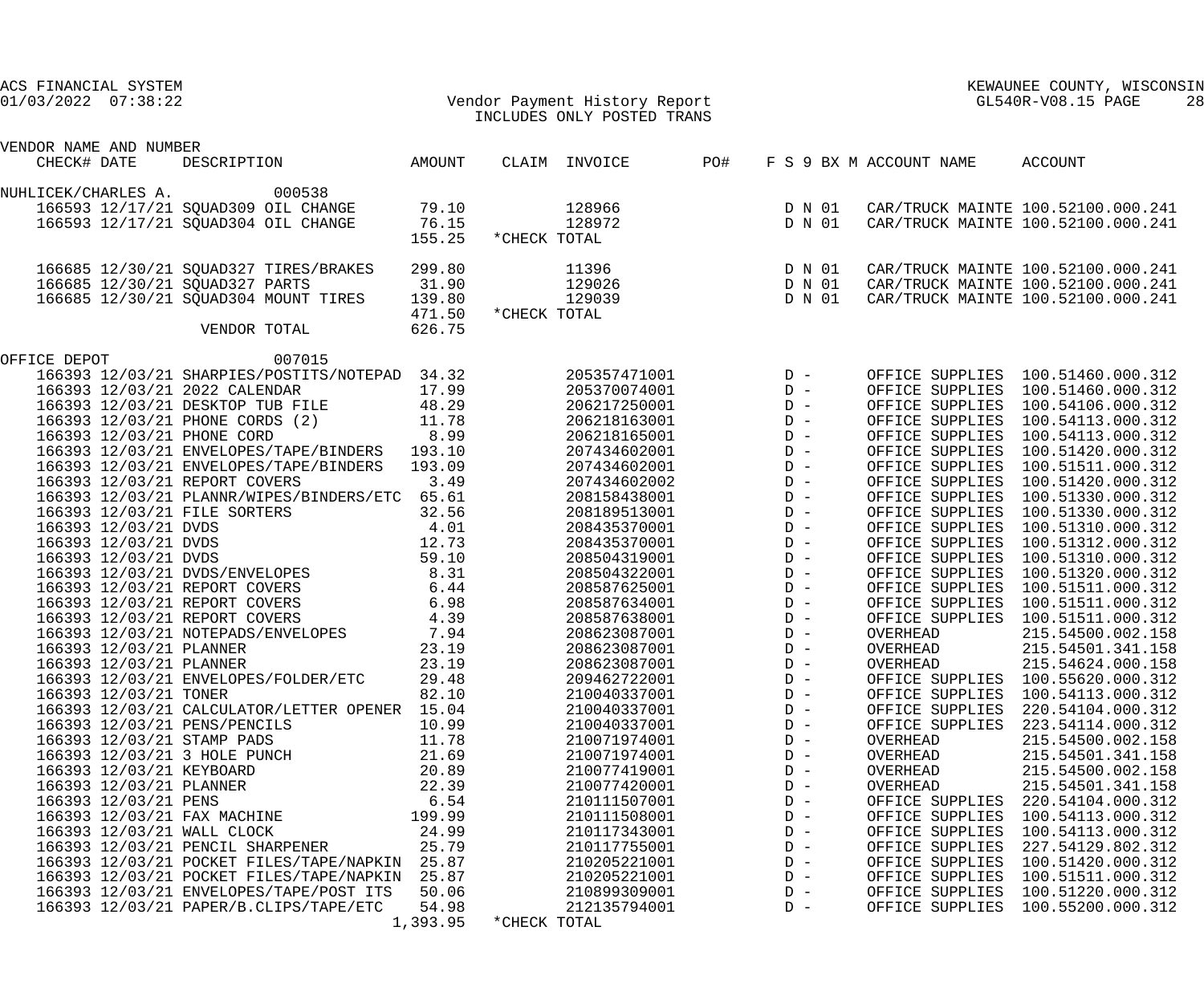ACS FINANCIAL SYSTEM
01/03/2022 07:38:22

Vendor Payment History Report
INCLUDES ONLY POSTED TRANS

KEWAUNEE COUNTY, WISCONSIN
GL540R-V08.15

| VENDOR NAME AND NUMBER CHECK# | DATE | DESCRIPTION | AMOUNT | CLAIM | INVOICE | PO# | F S 9 BX M | ACCOUNT NAME | ACCOUNT |
|---|---|---|---|---|---|---|---|---|---|
| NUHLICEK/CHARLES A. 000538 | | | | | | | | | |
| 166593 | 12/17/21 | SQUAD309 OIL CHANGE | 79.10 | | 128966 | | D N 01 | CAR/TRUCK MAINTE | 100.52100.000.241 |
| 166593 | 12/17/21 | SQUAD304 OIL CHANGE | 76.15 | | 128972 | | D N 01 | CAR/TRUCK MAINTE | 100.52100.000.241 |
| | | | 155.25 | *CHECK TOTAL | | | | | |
| 166685 | 12/30/21 | SQUAD327 TIRES/BRAKES | 299.80 | | 11396 | | D N 01 | CAR/TRUCK MAINTE | 100.52100.000.241 |
| 166685 | 12/30/21 | SQUAD327 PARTS | 31.90 | | 129026 | | D N 01 | CAR/TRUCK MAINTE | 100.52100.000.241 |
| 166685 | 12/30/21 | SQUAD304 MOUNT TIRES | 139.80 | | 129039 | | D N 01 | CAR/TRUCK MAINTE | 100.52100.000.241 |
| | | | 471.50 | *CHECK TOTAL | | | | | |
| | | VENDOR TOTAL | 626.75 | | | | | | |
| OFFICE DEPOT 007015 | | | | | | | | | |
| 166393 | 12/03/21 | SHARPIES/POSTITS/NOTEPAD | 34.32 | | 205357471001 | | D - | OFFICE SUPPLIES | 100.51460.000.312 |
| 166393 | 12/03/21 | 2022 CALENDAR | 17.99 | | 205370074001 | | D - | OFFICE SUPPLIES | 100.51460.000.312 |
| 166393 | 12/03/21 | DESKTOP TUB FILE | 48.29 | | 206217250001 | | D - | OFFICE SUPPLIES | 100.54106.000.312 |
| 166393 | 12/03/21 | PHONE CORDS (2) | 11.78 | | 206218163001 | | D - | OFFICE SUPPLIES | 100.54113.000.312 |
| 166393 | 12/03/21 | PHONE CORD | 8.99 | | 206218165001 | | D - | OFFICE SUPPLIES | 100.54113.000.312 |
| 166393 | 12/03/21 | ENVELOPES/TAPE/BINDERS | 193.10 | | 207434602001 | | D - | OFFICE SUPPLIES | 100.51420.000.312 |
| 166393 | 12/03/21 | ENVELOPES/TAPE/BINDERS | 193.09 | | 207434602001 | | D - | OFFICE SUPPLIES | 100.51511.000.312 |
| 166393 | 12/03/21 | REPORT COVERS | 3.49 | | 207434602002 | | D - | OFFICE SUPPLIES | 100.51420.000.312 |
| 166393 | 12/03/21 | PLANNR/WIPES/BINDERS/ETC | 65.61 | | 208158438001 | | D - | OFFICE SUPPLIES | 100.51330.000.312 |
| 166393 | 12/03/21 | FILE SORTERS | 32.56 | | 208189513001 | | D - | OFFICE SUPPLIES | 100.51330.000.312 |
| 166393 | 12/03/21 | DVDS | 4.01 | | 208435370001 | | D - | OFFICE SUPPLIES | 100.51310.000.312 |
| 166393 | 12/03/21 | DVDS | 12.73 | | 208435370001 | | D - | OFFICE SUPPLIES | 100.51312.000.312 |
| 166393 | 12/03/21 | DVDS | 59.10 | | 208504319001 | | D - | OFFICE SUPPLIES | 100.51310.000.312 |
| 166393 | 12/03/21 | DVDS/ENVELOPES | 8.31 | | 208504322001 | | D - | OFFICE SUPPLIES | 100.51320.000.312 |
| 166393 | 12/03/21 | REPORT COVERS | 6.44 | | 208587625001 | | D - | OFFICE SUPPLIES | 100.51511.000.312 |
| 166393 | 12/03/21 | REPORT COVERS | 6.98 | | 208587634001 | | D - | OFFICE SUPPLIES | 100.51511.000.312 |
| 166393 | 12/03/21 | REPORT COVERS | 4.39 | | 208587638001 | | D - | OFFICE SUPPLIES | 100.51511.000.312 |
| 166393 | 12/03/21 | NOTEPADS/ENVELOPES | 7.94 | | 208623087001 | | D - | OVERHEAD | 215.54500.002.158 |
| 166393 | 12/03/21 | PLANNER | 23.19 | | 208623087001 | | D - | OVERHEAD | 215.54501.341.158 |
| 166393 | 12/03/21 | PLANNER | 23.19 | | 208623087001 | | D - | OVERHEAD | 215.54624.000.158 |
| 166393 | 12/03/21 | ENVELOPES/FOLDER/ETC | 29.48 | | 209462722001 | | D - | OFFICE SUPPLIES | 100.55620.000.312 |
| 166393 | 12/03/21 | TONER | 82.10 | | 210040337001 | | D - | OFFICE SUPPLIES | 100.54113.000.312 |
| 166393 | 12/03/21 | CALCULATOR/LETTER OPENER | 15.04 | | 210040337001 | | D - | OFFICE SUPPLIES | 220.54104.000.312 |
| 166393 | 12/03/21 | PENS/PENCILS | 10.99 | | 210040337001 | | D - | OFFICE SUPPLIES | 223.54114.000.312 |
| 166393 | 12/03/21 | STAMP PADS | 11.78 | | 210071974001 | | D - | OVERHEAD | 215.54500.002.158 |
| 166393 | 12/03/21 | 3 HOLE PUNCH | 21.69 | | 210071974001 | | D - | OVERHEAD | 215.54501.341.158 |
| 166393 | 12/03/21 | KEYBOARD | 20.89 | | 210077419001 | | D - | OVERHEAD | 215.54500.002.158 |
| 166393 | 12/03/21 | PLANNER | 22.39 | | 210077420001 | | D - | OVERHEAD | 215.54501.341.158 |
| 166393 | 12/03/21 | PENS | 6.54 | | 210111507001 | | D - | OFFICE SUPPLIES | 220.54104.000.312 |
| 166393 | 12/03/21 | FAX MACHINE | 199.99 | | 210111508001 | | D - | OFFICE SUPPLIES | 100.54113.000.312 |
| 166393 | 12/03/21 | WALL CLOCK | 24.99 | | 210117343001 | | D - | OFFICE SUPPLIES | 100.54113.000.312 |
| 166393 | 12/03/21 | PENCIL SHARPENER | 25.79 | | 210117755001 | | D - | OFFICE SUPPLIES | 227.54129.802.312 |
| 166393 | 12/03/21 | POCKET FILES/TAPE/NAPKIN | 25.87 | | 210205221001 | | D - | OFFICE SUPPLIES | 100.51420.000.312 |
| 166393 | 12/03/21 | POCKET FILES/TAPE/NAPKIN | 25.87 | | 210205221001 | | D - | OFFICE SUPPLIES | 100.51511.000.312 |
| 166393 | 12/03/21 | ENVELOPES/TAPE/POST ITS | 50.06 | | 210899309001 | | D - | OFFICE SUPPLIES | 100.51220.000.312 |
| 166393 | 12/03/21 | PAPER/B.CLIPS/TAPE/ETC | 54.98 | | 212135794001 | | D - | OFFICE SUPPLIES | 100.55200.000.312 |
| | | | 1,393.95 | *CHECK TOTAL | | | | | |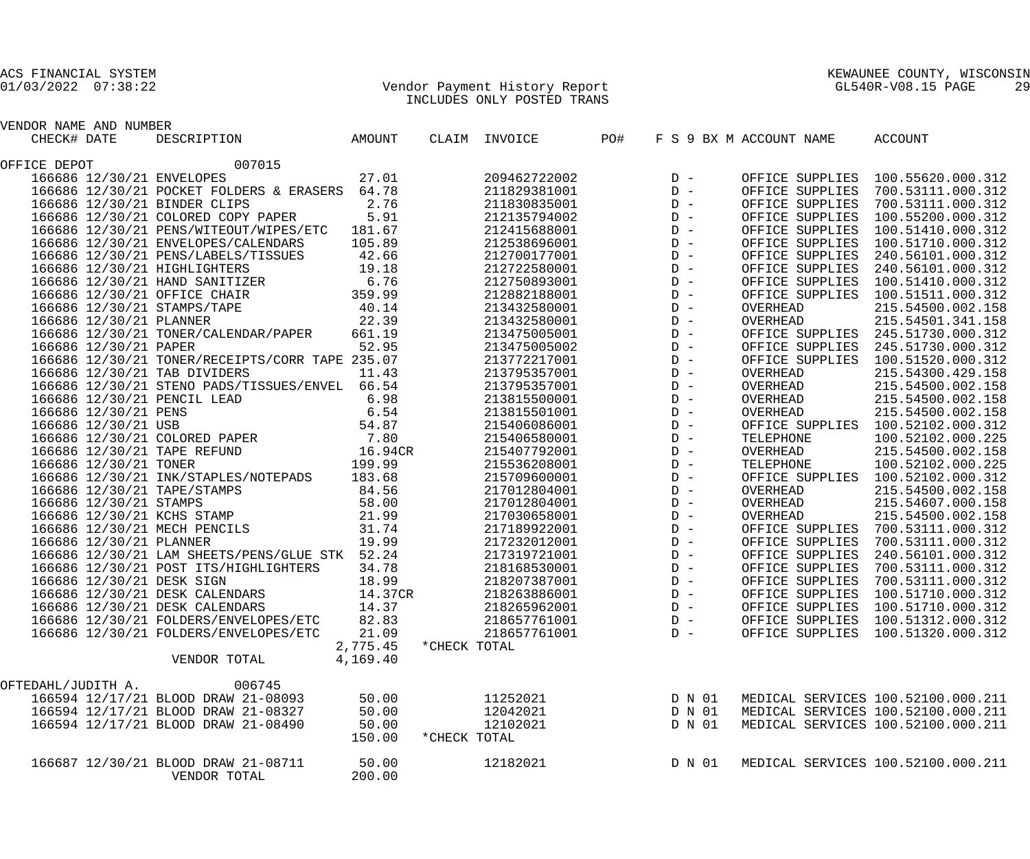ACS FINANCIAL SYSTEM
01/03/2022 07:38:22

Vendor Payment History Report
INCLUDES ONLY POSTED TRANS

KEWAUNEE COUNTY, WISCONSIN
GL540R-V08.15 PAGE 29

| VENDOR NAME AND NUMBER CHECK# | DATE | DESCRIPTION | AMOUNT | CLAIM | INVOICE | PO# | F S 9 BX M | ACCOUNT NAME | ACCOUNT |
|---|---|---|---|---|---|---|---|---|---|
| OFFICE DEPOT 007015 | | | | | | | | | |
| 166686 | 12/30/21 | ENVELOPES | 27.01 | | 209462722002 | | D - | OFFICE SUPPLIES | 100.55620.000.312 |
| 166686 | 12/30/21 | POCKET FOLDERS & ERASERS | 64.78 | | 211829381001 | | D - | OFFICE SUPPLIES | 700.53111.000.312 |
| 166686 | 12/30/21 | BINDER CLIPS | 2.76 | | 211830835001 | | D - | OFFICE SUPPLIES | 700.53111.000.312 |
| 166686 | 12/30/21 | COLORED COPY PAPER | 5.91 | | 212135794002 | | D - | OFFICE SUPPLIES | 100.55200.000.312 |
| 166686 | 12/30/21 | PENS/WITEOUT/WIPES/ETC | 181.67 | | 212415688001 | | D - | OFFICE SUPPLIES | 100.51410.000.312 |
| 166686 | 12/30/21 | ENVELOPES/CALENDARS | 105.89 | | 212538696001 | | D - | OFFICE SUPPLIES | 100.51710.000.312 |
| 166686 | 12/30/21 | PENS/LABELS/TISSUES | 42.66 | | 212700177001 | | D - | OFFICE SUPPLIES | 240.56101.000.312 |
| 166686 | 12/30/21 | HIGHLIGHTERS | 19.18 | | 212722580001 | | D - | OFFICE SUPPLIES | 240.56101.000.312 |
| 166686 | 12/30/21 | HAND SANITIZER | 6.76 | | 212750893001 | | D - | OFFICE SUPPLIES | 100.51410.000.312 |
| 166686 | 12/30/21 | OFFICE CHAIR | 359.99 | | 212882188001 | | D - | OFFICE SUPPLIES | 100.51511.000.312 |
| 166686 | 12/30/21 | STAMPS/TAPE | 40.14 | | 213432580001 | | D - | OVERHEAD | 215.54500.002.158 |
| 166686 | 12/30/21 | PLANNER | 22.39 | | 213432580001 | | D - | OVERHEAD | 215.54501.341.158 |
| 166686 | 12/30/21 | TONER/CALENDAR/PAPER | 661.19 | | 213475005001 | | D - | OFFICE SUPPLIES | 245.51730.000.312 |
| 166686 | 12/30/21 | PAPER | 52.95 | | 213475005002 | | D - | OFFICE SUPPLIES | 245.51730.000.312 |
| 166686 | 12/30/21 | TONER/RECEIPTS/CORR TAPE | 235.07 | | 213772217001 | | D - | OFFICE SUPPLIES | 100.51520.000.312 |
| 166686 | 12/30/21 | TAB DIVIDERS | 11.43 | | 213795357001 | | D - | OVERHEAD | 215.54300.429.158 |
| 166686 | 12/30/21 | STENO PADS/TISSUES/ENVEL | 66.54 | | 213795357001 | | D - | OVERHEAD | 215.54500.002.158 |
| 166686 | 12/30/21 | PENCIL LEAD | 6.98 | | 213815500001 | | D - | OVERHEAD | 215.54500.002.158 |
| 166686 | 12/30/21 | PENS | 6.54 | | 213815501001 | | D - | OVERHEAD | 215.54500.002.158 |
| 166686 | 12/30/21 | USB | 54.87 | | 215406086001 | | D - | OFFICE SUPPLIES | 100.52102.000.312 |
| 166686 | 12/30/21 | COLORED PAPER | 7.80 | | 215406580001 | | D - | TELEPHONE | 100.52102.000.225 |
| 166686 | 12/30/21 | TAPE REFUND | 16.94CR | | 215407792001 | | D - | OVERHEAD | 215.54500.002.158 |
| 166686 | 12/30/21 | TONER | 199.99 | | 215536208001 | | D - | TELEPHONE | 100.52102.000.225 |
| 166686 | 12/30/21 | INK/STAPLES/NOTEPADS | 183.68 | | 215709600001 | | D - | OFFICE SUPPLIES | 100.52102.000.312 |
| 166686 | 12/30/21 | TAPE/STAMPS | 84.56 | | 217012804001 | | D - | OVERHEAD | 215.54500.002.158 |
| 166686 | 12/30/21 | STAMPS | 58.00 | | 217012804001 | | D - | OVERHEAD | 215.54607.000.158 |
| 166686 | 12/30/21 | KCHS STAMP | 21.99 | | 217030658001 | | D - | OVERHEAD | 215.54500.002.158 |
| 166686 | 12/30/21 | MECH PENCILS | 31.74 | | 217189922001 | | D - | OFFICE SUPPLIES | 700.53111.000.312 |
| 166686 | 12/30/21 | PLANNER | 19.99 | | 217232012001 | | D - | OFFICE SUPPLIES | 700.53111.000.312 |
| 166686 | 12/30/21 | LAM SHEETS/PENS/GLUE STK | 52.24 | | 217319721001 | | D - | OFFICE SUPPLIES | 240.56101.000.312 |
| 166686 | 12/30/21 | POST ITS/HIGHLIGHTERS | 34.78 | | 218168530001 | | D - | OFFICE SUPPLIES | 700.53111.000.312 |
| 166686 | 12/30/21 | DESK SIGN | 18.99 | | 218207387001 | | D - | OFFICE SUPPLIES | 700.53111.000.312 |
| 166686 | 12/30/21 | DESK CALENDARS | 14.37CR | | 218263886001 | | D - | OFFICE SUPPLIES | 100.51710.000.312 |
| 166686 | 12/30/21 | DESK CALENDARS | 14.37 | | 218265962001 | | D - | OFFICE SUPPLIES | 100.51710.000.312 |
| 166686 | 12/30/21 | FOLDERS/ENVELOPES/ETC | 82.83 | | 218657761001 | | D - | OFFICE SUPPLIES | 100.51312.000.312 |
| 166686 | 12/30/21 | FOLDERS/ENVELOPES/ETC | 21.09 | | 218657761001 | | D - | OFFICE SUPPLIES | 100.51320.000.312 |
| | | | 2,775.45 | *CHECK TOTAL | | | | | |
| | | VENDOR TOTAL | 4,169.40 | | | | | | |
| OFTEDAHL/JUDITH A. 006745 | | | | | | | | | |
| 166594 | 12/17/21 | BLOOD DRAW 21-08093 | 50.00 | | 11252021 | | D N 01 | MEDICAL SERVICES | 100.52100.000.211 |
| 166594 | 12/17/21 | BLOOD DRAW 21-08327 | 50.00 | | 12042021 | | D N 01 | MEDICAL SERVICES | 100.52100.000.211 |
| 166594 | 12/17/21 | BLOOD DRAW 21-08490 | 50.00 | | 12102021 | | D N 01 | MEDICAL SERVICES | 100.52100.000.211 |
| | | | 150.00 | *CHECK TOTAL | | | | | |
| 166687 | 12/30/21 | BLOOD DRAW 21-08711 | 50.00 | | 12182021 | | D N 01 | MEDICAL SERVICES | 100.52100.000.211 |
| | | VENDOR TOTAL | 200.00 | | | | | | |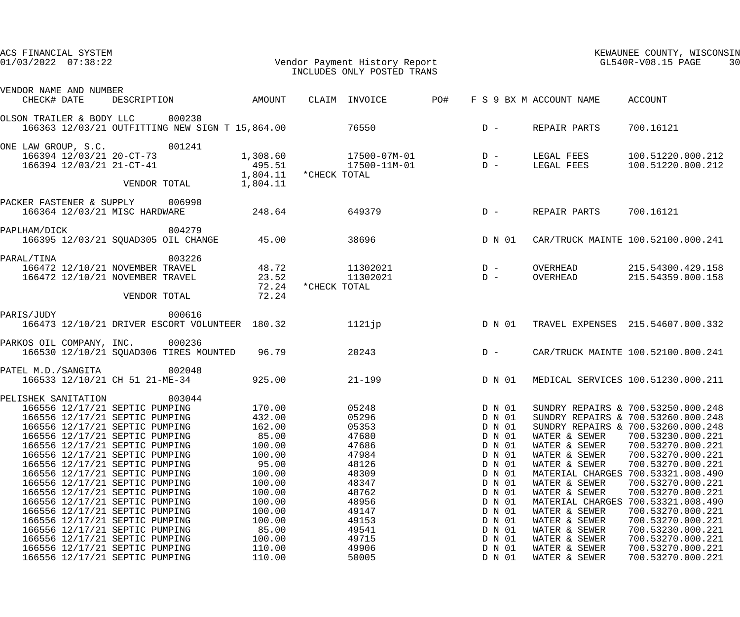ACS FINANCIAL SYSTEM
01/03/2022 07:38:22

Vendor Payment History Report
INCLUDES ONLY POSTED TRANS

KEWAUNEE COUNTY, WISCONSIN
GL540R-V08.15 PAGE 30

| VENDOR NAME AND NUMBER / CHECK# | DATE | DESCRIPTION | AMOUNT | CLAIM | INVOICE | PO# | F S 9 BX M | ACCOUNT NAME | ACCOUNT |
|---|---|---|---|---|---|---|---|---|---|
| OLSON TRAILER & BODY LLC 000230 | | | | | | | | | |
| 166363 | 12/03/21 | OUTFITTING NEW SIGN T | 15,864.00 | | 76550 | | D - | REPAIR PARTS | 700.16121 |
| ONE LAW GROUP, S.C. 001241 | | | | | | | | | |
| 166394 | 12/03/21 | 20-CT-73 | 1,308.60 | | 17500-07M-01 | | D - | LEGAL FEES | 100.51220.000.212 |
| 166394 | 12/03/21 | 21-CT-41 | 495.51 | | 17500-11M-01 | | D - | LEGAL FEES | 100.51220.000.212 |
| | | | 1,804.11 | *CHECK TOTAL | | | | | |
| | | VENDOR TOTAL | 1,804.11 | | | | | | |
| PACKER FASTENER & SUPPLY 006990 | | | | | | | | | |
| 166364 | 12/03/21 | MISC HARDWARE | 248.64 | | 649379 | | D - | REPAIR PARTS | 700.16121 |
| PAPLHAM/DICK 004279 | | | | | | | | | |
| 166395 | 12/03/21 | SQUAD305 OIL CHANGE | 45.00 | | 38696 | | D N 01 | CAR/TRUCK MAINTE | 100.52100.000.241 |
| PARAL/TINA 003226 | | | | | | | | | |
| 166472 | 12/10/21 | NOVEMBER TRAVEL | 48.72 | | 11302021 | | D - | OVERHEAD | 215.54300.429.158 |
| 166472 | 12/10/21 | NOVEMBER TRAVEL | 23.52 | | 11302021 | | D - | OVERHEAD | 215.54359.000.158 |
| | | | 72.24 | *CHECK TOTAL | | | | | |
| | | VENDOR TOTAL | 72.24 | | | | | | |
| PARIS/JUDY 000616 | | | | | | | | | |
| 166473 | 12/10/21 | DRIVER ESCORT VOLUNTEER | 180.32 | | 1121jp | | D N 01 | TRAVEL EXPENSES | 215.54607.000.332 |
| PARKOS OIL COMPANY, INC. 000236 | | | | | | | | | |
| 166530 | 12/10/21 | SQUAD306 TIRES MOUNTED | 96.79 | | 20243 | | D - | CAR/TRUCK MAINTE | 100.52100.000.241 |
| PATEL M.D./SANGITA 002048 | | | | | | | | | |
| 166533 | 12/10/21 | CH 51 21-ME-34 | 925.00 | | 21-199 | | D N 01 | MEDICAL SERVICES | 100.51230.000.211 |
| PELISHEK SANITATION 003044 | | | | | | | | | |
| 166556 | 12/17/21 | SEPTIC PUMPING | 170.00 | | 05248 | | D N 01 | SUNDRY REPAIRS & | 700.53250.000.248 |
| 166556 | 12/17/21 | SEPTIC PUMPING | 432.00 | | 05296 | | D N 01 | SUNDRY REPAIRS & | 700.53260.000.248 |
| 166556 | 12/17/21 | SEPTIC PUMPING | 162.00 | | 05353 | | D N 01 | SUNDRY REPAIRS & | 700.53260.000.248 |
| 166556 | 12/17/21 | SEPTIC PUMPING | 85.00 | | 47680 | | D N 01 | WATER & SEWER | 700.53230.000.221 |
| 166556 | 12/17/21 | SEPTIC PUMPING | 100.00 | | 47686 | | D N 01 | WATER & SEWER | 700.53270.000.221 |
| 166556 | 12/17/21 | SEPTIC PUMPING | 100.00 | | 47984 | | D N 01 | WATER & SEWER | 700.53270.000.221 |
| 166556 | 12/17/21 | SEPTIC PUMPING | 95.00 | | 48126 | | D N 01 | WATER & SEWER | 700.53270.000.221 |
| 166556 | 12/17/21 | SEPTIC PUMPING | 100.00 | | 48309 | | D N 01 | MATERIAL CHARGES | 700.53321.008.490 |
| 166556 | 12/17/21 | SEPTIC PUMPING | 100.00 | | 48347 | | D N 01 | WATER & SEWER | 700.53270.000.221 |
| 166556 | 12/17/21 | SEPTIC PUMPING | 100.00 | | 48762 | | D N 01 | WATER & SEWER | 700.53270.000.221 |
| 166556 | 12/17/21 | SEPTIC PUMPING | 100.00 | | 48956 | | D N 01 | MATERIAL CHARGES | 700.53321.008.490 |
| 166556 | 12/17/21 | SEPTIC PUMPING | 100.00 | | 49147 | | D N 01 | WATER & SEWER | 700.53270.000.221 |
| 166556 | 12/17/21 | SEPTIC PUMPING | 100.00 | | 49153 | | D N 01 | WATER & SEWER | 700.53270.000.221 |
| 166556 | 12/17/21 | SEPTIC PUMPING | 85.00 | | 49541 | | D N 01 | WATER & SEWER | 700.53230.000.221 |
| 166556 | 12/17/21 | SEPTIC PUMPING | 100.00 | | 49715 | | D N 01 | WATER & SEWER | 700.53270.000.221 |
| 166556 | 12/17/21 | SEPTIC PUMPING | 110.00 | | 49906 | | D N 01 | WATER & SEWER | 700.53270.000.221 |
| 166556 | 12/17/21 | SEPTIC PUMPING | 110.00 | | 50005 | | D N 01 | WATER & SEWER | 700.53270.000.221 |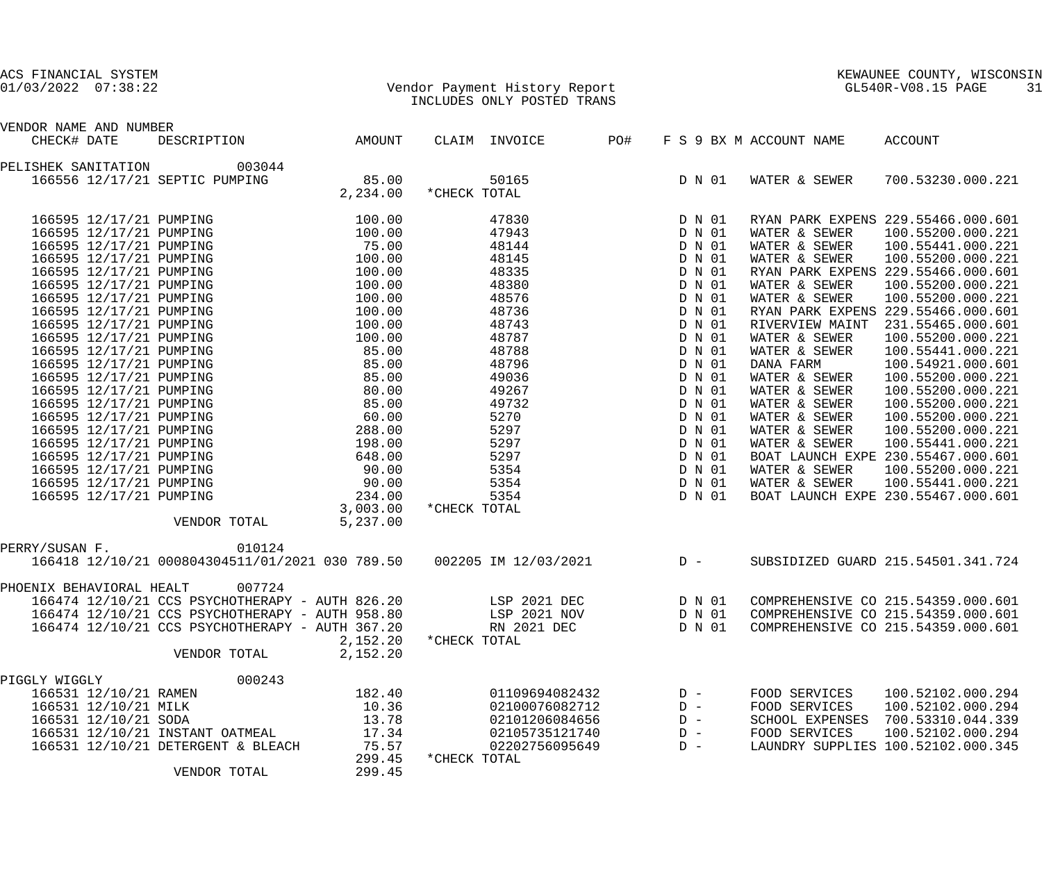ACS FINANCIAL SYSTEM
01/03/2022 07:38:22

Vendor Payment History Report
INCLUDES ONLY POSTED TRANS

KEWAUNEE COUNTY, WISCONSIN
GL540R-V08.15 PAGE 31

| VENDOR NAME AND NUMBER / CHECK# DATE | DESCRIPTION | AMOUNT | CLAIM | INVOICE | PO# | F S 9 BX M | ACCOUNT NAME | ACCOUNT |
|---|---|---|---|---|---|---|---|---|
| PELISHEK SANITATION 003044 | | | | | | | | |
| 166556 12/17/21 | SEPTIC PUMPING | 85.00 | | 50165 | | D N 01 | WATER & SEWER | 700.53230.000.221 |
| | | 2,234.00 | *CHECK TOTAL | | | | | |
| 166595 12/17/21 | PUMPING | 100.00 | | 47830 | | D N 01 | RYAN PARK EXPENS | 229.55466.000.601 |
| 166595 12/17/21 | PUMPING | 100.00 | | 47943 | | D N 01 | WATER & SEWER | 100.55200.000.221 |
| 166595 12/17/21 | PUMPING | 75.00 | | 48144 | | D N 01 | WATER & SEWER | 100.55441.000.221 |
| 166595 12/17/21 | PUMPING | 100.00 | | 48145 | | D N 01 | WATER & SEWER | 100.55200.000.221 |
| 166595 12/17/21 | PUMPING | 100.00 | | 48335 | | D N 01 | RYAN PARK EXPENS | 229.55466.000.601 |
| 166595 12/17/21 | PUMPING | 100.00 | | 48380 | | D N 01 | WATER & SEWER | 100.55200.000.221 |
| 166595 12/17/21 | PUMPING | 100.00 | | 48576 | | D N 01 | WATER & SEWER | 100.55200.000.221 |
| 166595 12/17/21 | PUMPING | 100.00 | | 48736 | | D N 01 | RYAN PARK EXPENS | 229.55466.000.601 |
| 166595 12/17/21 | PUMPING | 100.00 | | 48743 | | D N 01 | RIVERVIEW MAINT | 231.55465.000.601 |
| 166595 12/17/21 | PUMPING | 100.00 | | 48787 | | D N 01 | WATER & SEWER | 100.55200.000.221 |
| 166595 12/17/21 | PUMPING | 85.00 | | 48788 | | D N 01 | WATER & SEWER | 100.55441.000.221 |
| 166595 12/17/21 | PUMPING | 85.00 | | 48796 | | D N 01 | DANA FARM | 100.54921.000.601 |
| 166595 12/17/21 | PUMPING | 85.00 | | 49036 | | D N 01 | WATER & SEWER | 100.55200.000.221 |
| 166595 12/17/21 | PUMPING | 80.00 | | 49267 | | D N 01 | WATER & SEWER | 100.55200.000.221 |
| 166595 12/17/21 | PUMPING | 85.00 | | 49732 | | D N 01 | WATER & SEWER | 100.55200.000.221 |
| 166595 12/17/21 | PUMPING | 60.00 | | 5270 | | D N 01 | WATER & SEWER | 100.55200.000.221 |
| 166595 12/17/21 | PUMPING | 288.00 | | 5297 | | D N 01 | WATER & SEWER | 100.55200.000.221 |
| 166595 12/17/21 | PUMPING | 198.00 | | 5297 | | D N 01 | WATER & SEWER | 100.55441.000.221 |
| 166595 12/17/21 | PUMPING | 648.00 | | 5297 | | D N 01 | BOAT LAUNCH EXPE | 230.55467.000.601 |
| 166595 12/17/21 | PUMPING | 90.00 | | 5354 | | D N 01 | WATER & SEWER | 100.55200.000.221 |
| 166595 12/17/21 | PUMPING | 90.00 | | 5354 | | D N 01 | WATER & SEWER | 100.55441.000.221 |
| 166595 12/17/21 | PUMPING | 234.00 | | 5354 | | D N 01 | BOAT LAUNCH EXPE | 230.55467.000.601 |
| | | 3,003.00 | *CHECK TOTAL | | | | | |
| | VENDOR TOTAL | 5,237.00 | | | | | | |
| PERRY/SUSAN F. 010124 | | | | | | | | |
| 166418 12/10/21 | 000804304511/01/2021 030 | 789.50 | 002205 | IM 12/03/2021 | | D - | SUBSIDIZED GUARD | 215.54501.341.724 |
| PHOENIX BEHAVIORAL HEALT 007724 | | | | | | | | |
| 166474 12/10/21 | CCS PSYCHOTHERAPY - AUTH | 826.20 | | LSP 2021 DEC | | D N 01 | COMPREHENSIVE CO | 215.54359.000.601 |
| 166474 12/10/21 | CCS PSYCHOTHERAPY - AUTH | 958.80 | | LSP 2021 NOV | | D N 01 | COMPREHENSIVE CO | 215.54359.000.601 |
| 166474 12/10/21 | CCS PSYCHOTHERAPY - AUTH | 367.20 | | RN 2021 DEC | | D N 01 | COMPREHENSIVE CO | 215.54359.000.601 |
| | | 2,152.20 | *CHECK TOTAL | | | | | |
| | VENDOR TOTAL | 2,152.20 | | | | | | |
| PIGGLY WIGGLY 000243 | | | | | | | | |
| 166531 12/10/21 | RAMEN | 182.40 | | 01109694082432 | | D - | FOOD SERVICES | 100.52102.000.294 |
| 166531 12/10/21 | MILK | 10.36 | | 02100076082712 | | D - | FOOD SERVICES | 100.52102.000.294 |
| 166531 12/10/21 | SODA | 13.78 | | 02101206084656 | | D - | SCHOOL EXPENSES | 700.53310.044.339 |
| 166531 12/10/21 | INSTANT OATMEAL | 17.34 | | 02105735121740 | | D - | FOOD SERVICES | 100.52102.000.294 |
| 166531 12/10/21 | DETERGENT & BLEACH | 75.57 | | 02202756095649 | | D - | LAUNDRY SUPPLIES | 100.52102.000.345 |
| | | 299.45 | *CHECK TOTAL | | | | | |
| | VENDOR TOTAL | 299.45 | | | | | | |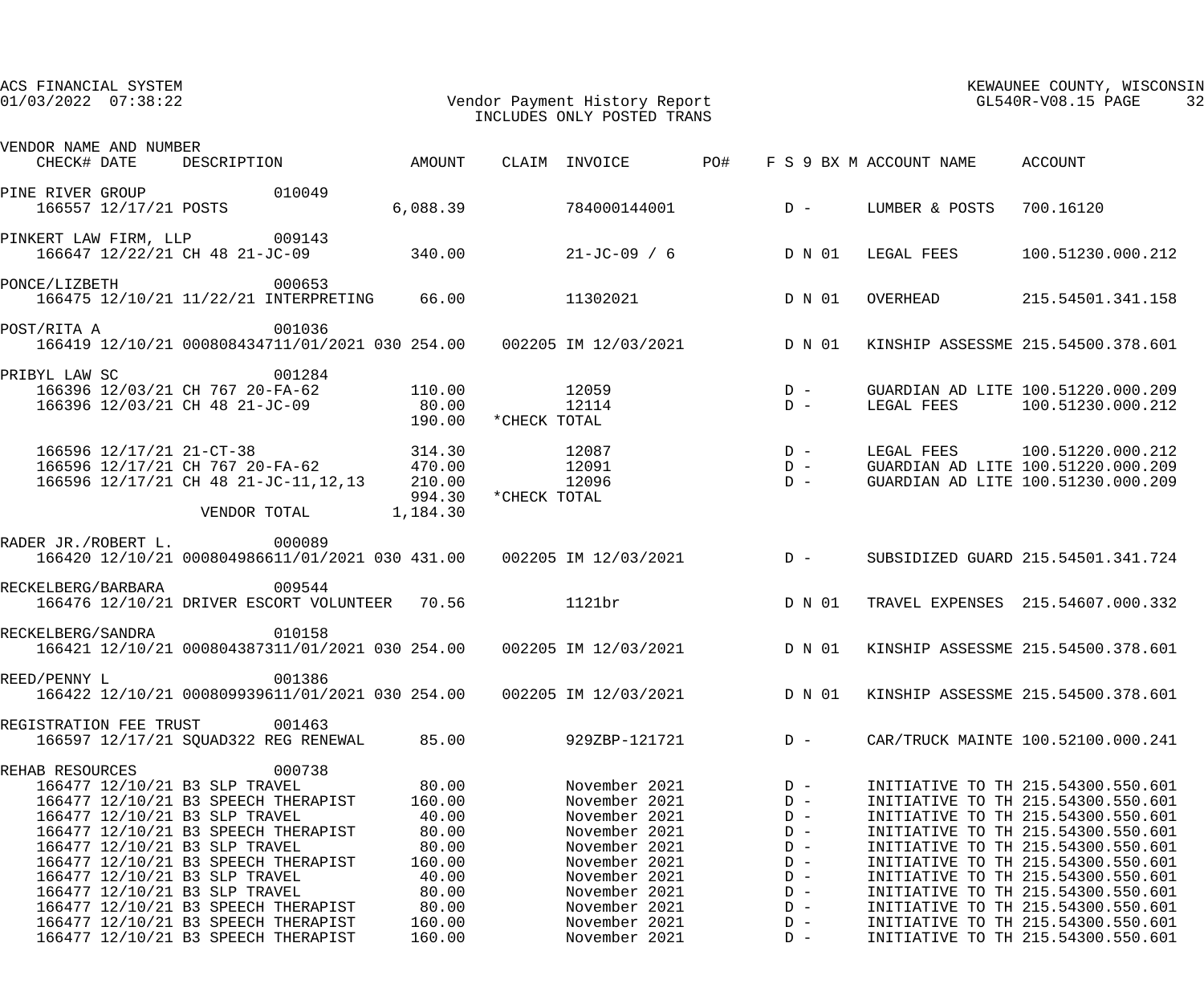ACS FINANCIAL SYSTEM
01/03/2022 07:38:22

KEWAUNEE COUNTY, WISCONSIN
GL540R-V08.15

Vendor Payment History Report
INCLUDES ONLY POSTED TRANS

| VENDOR NAME AND NUMBER / CHECK# DATE DESCRIPTION | AMOUNT | CLAIM | INVOICE | PO# | F S 9 BX M | ACCOUNT NAME | ACCOUNT |
|---|---|---|---|---|---|---|---|
| PINE RIVER GROUP 010049 | | | | | | | |
| 166557 12/17/21 POSTS | 6,088.39 | | 784000144001 | | D - | LUMBER & POSTS | 700.16120 |
| PINKERT LAW FIRM, LLP 009143 | | | | | | | |
| 166647 12/22/21 CH 48 21-JC-09 | 340.00 | | 21-JC-09 / 6 | | D N 01 | LEGAL FEES | 100.51230.000.212 |
| PONCE/LIZBETH 000653 | | | | | | | |
| 166475 12/10/21 11/22/21 INTERPRETING | 66.00 | | 11302021 | | D N 01 | OVERHEAD | 215.54501.341.158 |
| POST/RITA A 001036 | | | | | | | |
| 166419 12/10/21 000808434711/01/2021 030 | 254.00 | 002205 | IM 12/03/2021 | | D N 01 | KINSHIP ASSESSME | 215.54500.378.601 |
| PRIBYL LAW SC 001284 | | | | | | | |
| 166396 12/03/21 CH 767 20-FA-62 | 110.00 | | 12059 | | D - | GUARDIAN AD LITE | 100.51220.000.209 |
| 166396 12/03/21 CH 48 21-JC-09 | 80.00 | | 12114 | | D - | LEGAL FEES | 100.51230.000.212 |
| | 190.00 | *CHECK TOTAL | | | | | |
| 166596 12/17/21 21-CT-38 | 314.30 | | 12087 | | D - | LEGAL FEES | 100.51220.000.212 |
| 166596 12/17/21 CH 767 20-FA-62 | 470.00 | | 12091 | | D - | GUARDIAN AD LITE | 100.51220.000.209 |
| 166596 12/17/21 CH 48 21-JC-11,12,13 | 210.00 | | 12096 | | D - | GUARDIAN AD LITE | 100.51230.000.209 |
| | 994.30 | *CHECK TOTAL | | | | | |
| VENDOR TOTAL | 1,184.30 | | | | | | |
| RADER JR./ROBERT L. 000089 | | | | | | | |
| 166420 12/10/21 000804986611/01/2021 030 | 431.00 | 002205 | IM 12/03/2021 | | D - | SUBSIDIZED GUARD | 215.54501.341.724 |
| RECKELBERG/BARBARA 009544 | | | | | | | |
| 166476 12/10/21 DRIVER ESCORT VOLUNTEER | 70.56 | | 1121br | | D N 01 | TRAVEL EXPENSES | 215.54607.000.332 |
| RECKELBERG/SANDRA 010158 | | | | | | | |
| 166421 12/10/21 000804387311/01/2021 030 | 254.00 | 002205 | IM 12/03/2021 | | D N 01 | KINSHIP ASSESSME | 215.54500.378.601 |
| REED/PENNY L 001386 | | | | | | | |
| 166422 12/10/21 000809939611/01/2021 030 | 254.00 | 002205 | IM 12/03/2021 | | D N 01 | KINSHIP ASSESSME | 215.54500.378.601 |
| REGISTRATION FEE TRUST 001463 | | | | | | | |
| 166597 12/17/21 SQUAD322 REG RENEWAL | 85.00 | | 929ZBP-121721 | | D - | CAR/TRUCK MAINTE | 100.52100.000.241 |
| REHAB RESOURCES 000738 | | | | | | | |
| 166477 12/10/21 B3 SLP TRAVEL | 80.00 | | November 2021 | | D - | INITIATIVE TO TH | 215.54300.550.601 |
| 166477 12/10/21 B3 SPEECH THERAPIST | 160.00 | | November 2021 | | D - | INITIATIVE TO TH | 215.54300.550.601 |
| 166477 12/10/21 B3 SLP TRAVEL | 40.00 | | November 2021 | | D - | INITIATIVE TO TH | 215.54300.550.601 |
| 166477 12/10/21 B3 SPEECH THERAPIST | 80.00 | | November 2021 | | D - | INITIATIVE TO TH | 215.54300.550.601 |
| 166477 12/10/21 B3 SLP TRAVEL | 80.00 | | November 2021 | | D - | INITIATIVE TO TH | 215.54300.550.601 |
| 166477 12/10/21 B3 SPEECH THERAPIST | 160.00 | | November 2021 | | D - | INITIATIVE TO TH | 215.54300.550.601 |
| 166477 12/10/21 B3 SLP TRAVEL | 40.00 | | November 2021 | | D - | INITIATIVE TO TH | 215.54300.550.601 |
| 166477 12/10/21 B3 SLP TRAVEL | 80.00 | | November 2021 | | D - | INITIATIVE TO TH | 215.54300.550.601 |
| 166477 12/10/21 B3 SPEECH THERAPIST | 80.00 | | November 2021 | | D - | INITIATIVE TO TH | 215.54300.550.601 |
| 166477 12/10/21 B3 SPEECH THERAPIST | 160.00 | | November 2021 | | D - | INITIATIVE TO TH | 215.54300.550.601 |
| 166477 12/10/21 B3 SPEECH THERAPIST | 160.00 | | November 2021 | | D - | INITIATIVE TO TH | 215.54300.550.601 |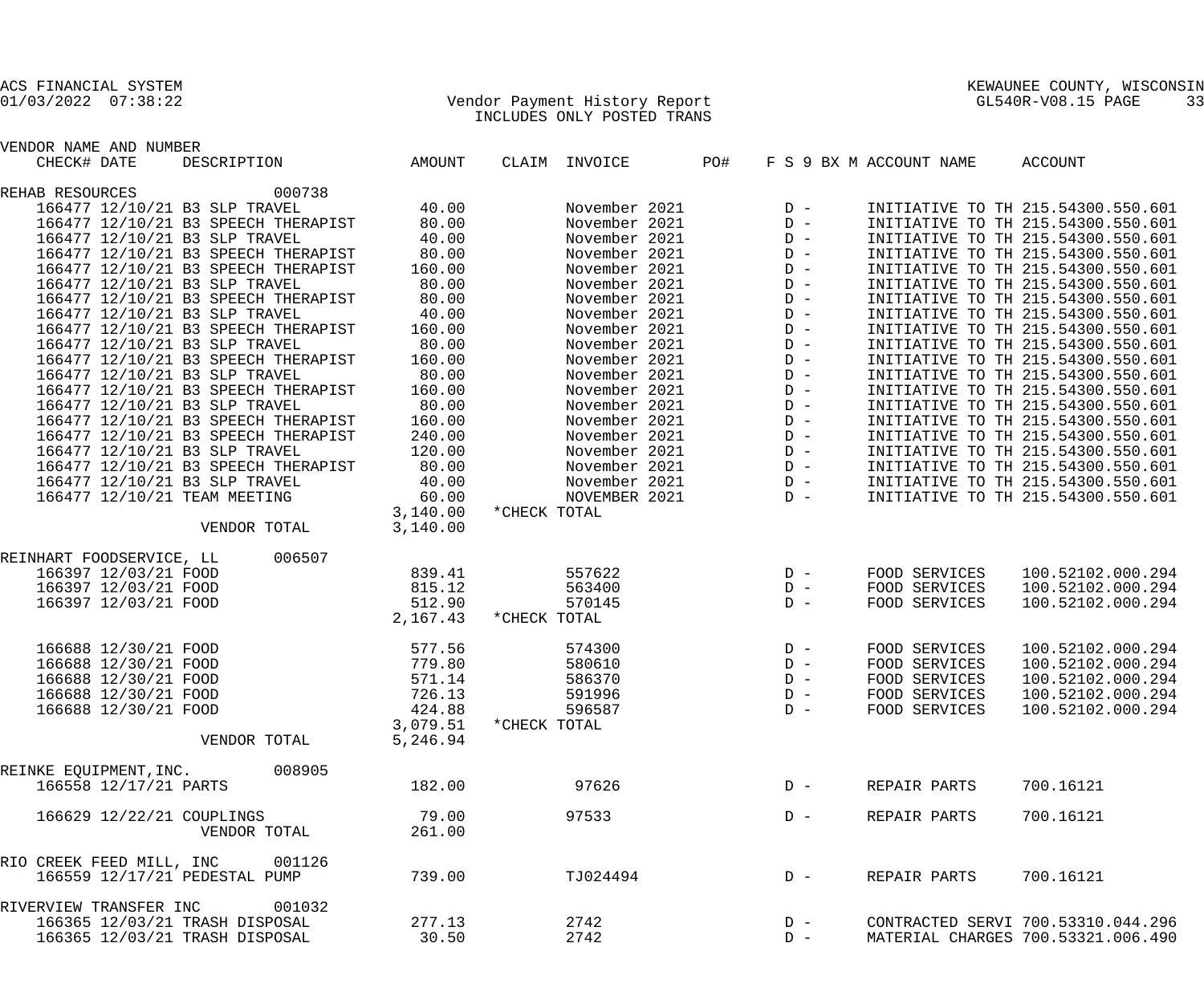ACS FINANCIAL SYSTEM
01/03/2022 07:38:22

Vendor Payment History Report
INCLUDES ONLY POSTED TRANS

KEWAUNEE COUNTY, WISCONSIN
GL540R-V08.15

| VENDOR NAME AND NUMBER CHECK# DATE | DESCRIPTION | AMOUNT | CLAIM | INVOICE | PO# | F S 9 BX M | ACCOUNT NAME | ACCOUNT |
|---|---|---|---|---|---|---|---|---|
| REHAB RESOURCES 000738 | | | | | | | | |
| 166477 12/10/21 | B3 SLP TRAVEL | 40.00 | | November 2021 | | D - | INITIATIVE TO TH | 215.54300.550.601 |
| 166477 12/10/21 | B3 SPEECH THERAPIST | 80.00 | | November 2021 | | D - | INITIATIVE TO TH | 215.54300.550.601 |
| 166477 12/10/21 | B3 SLP TRAVEL | 40.00 | | November 2021 | | D - | INITIATIVE TO TH | 215.54300.550.601 |
| 166477 12/10/21 | B3 SPEECH THERAPIST | 80.00 | | November 2021 | | D - | INITIATIVE TO TH | 215.54300.550.601 |
| 166477 12/10/21 | B3 SPEECH THERAPIST | 160.00 | | November 2021 | | D - | INITIATIVE TO TH | 215.54300.550.601 |
| 166477 12/10/21 | B3 SLP TRAVEL | 80.00 | | November 2021 | | D - | INITIATIVE TO TH | 215.54300.550.601 |
| 166477 12/10/21 | B3 SPEECH THERAPIST | 80.00 | | November 2021 | | D - | INITIATIVE TO TH | 215.54300.550.601 |
| 166477 12/10/21 | B3 SLP TRAVEL | 40.00 | | November 2021 | | D - | INITIATIVE TO TH | 215.54300.550.601 |
| 166477 12/10/21 | B3 SPEECH THERAPIST | 160.00 | | November 2021 | | D - | INITIATIVE TO TH | 215.54300.550.601 |
| 166477 12/10/21 | B3 SLP TRAVEL | 80.00 | | November 2021 | | D - | INITIATIVE TO TH | 215.54300.550.601 |
| 166477 12/10/21 | B3 SPEECH THERAPIST | 160.00 | | November 2021 | | D - | INITIATIVE TO TH | 215.54300.550.601 |
| 166477 12/10/21 | B3 SLP TRAVEL | 80.00 | | November 2021 | | D - | INITIATIVE TO TH | 215.54300.550.601 |
| 166477 12/10/21 | B3 SPEECH THERAPIST | 160.00 | | November 2021 | | D - | INITIATIVE TO TH | 215.54300.550.601 |
| 166477 12/10/21 | B3 SLP TRAVEL | 80.00 | | November 2021 | | D - | INITIATIVE TO TH | 215.54300.550.601 |
| 166477 12/10/21 | B3 SPEECH THERAPIST | 160.00 | | November 2021 | | D - | INITIATIVE TO TH | 215.54300.550.601 |
| 166477 12/10/21 | B3 SPEECH THERAPIST | 240.00 | | November 2021 | | D - | INITIATIVE TO TH | 215.54300.550.601 |
| 166477 12/10/21 | B3 SLP TRAVEL | 120.00 | | November 2021 | | D - | INITIATIVE TO TH | 215.54300.550.601 |
| 166477 12/10/21 | B3 SPEECH THERAPIST | 80.00 | | November 2021 | | D - | INITIATIVE TO TH | 215.54300.550.601 |
| 166477 12/10/21 | B3 SLP TRAVEL | 40.00 | | November 2021 | | D - | INITIATIVE TO TH | 215.54300.550.601 |
| 166477 12/10/21 | TEAM MEETING | 60.00 | | NOVEMBER 2021 | | D - | INITIATIVE TO TH | 215.54300.550.601 |
| | | 3,140.00 | *CHECK TOTAL | | | | | |
| | VENDOR TOTAL | 3,140.00 | | | | | | |
| REINHART FOODSERVICE, LL 006507 | | | | | | | | |
| 166397 12/03/21 | FOOD | 839.41 | | 557622 | | D - | FOOD SERVICES | 100.52102.000.294 |
| 166397 12/03/21 | FOOD | 815.12 | | 563400 | | D - | FOOD SERVICES | 100.52102.000.294 |
| 166397 12/03/21 | FOOD | 512.90 | | 570145 | | D - | FOOD SERVICES | 100.52102.000.294 |
| | | 2,167.43 | *CHECK TOTAL | | | | | |
| 166688 12/30/21 | FOOD | 577.56 | | 574300 | | D - | FOOD SERVICES | 100.52102.000.294 |
| 166688 12/30/21 | FOOD | 779.80 | | 580610 | | D - | FOOD SERVICES | 100.52102.000.294 |
| 166688 12/30/21 | FOOD | 571.14 | | 586370 | | D - | FOOD SERVICES | 100.52102.000.294 |
| 166688 12/30/21 | FOOD | 726.13 | | 591996 | | D - | FOOD SERVICES | 100.52102.000.294 |
| 166688 12/30/21 | FOOD | 424.88 | | 596587 | | D - | FOOD SERVICES | 100.52102.000.294 |
| | | 3,079.51 | *CHECK TOTAL | | | | | |
| | VENDOR TOTAL | 5,246.94 | | | | | | |
| REINKE EQUIPMENT,INC. 008905 | | | | | | | | |
| 166558 12/17/21 | PARTS | 182.00 | | 97626 | | D - | REPAIR PARTS | 700.16121 |
| 166629 12/22/21 | COUPLINGS | 79.00 | | 97533 | | D - | REPAIR PARTS | 700.16121 |
| | VENDOR TOTAL | 261.00 | | | | | | |
| RIO CREEK FEED MILL, INC 001126 | | | | | | | | |
| 166559 12/17/21 | PEDESTAL PUMP | 739.00 | | TJ024494 | | D - | REPAIR PARTS | 700.16121 |
| RIVERVIEW TRANSFER INC 001032 | | | | | | | | |
| 166365 12/03/21 | TRASH DISPOSAL | 277.13 | | 2742 | | D - | CONTRACTED SERVI | 700.53310.044.296 |
| 166365 12/03/21 | TRASH DISPOSAL | 30.50 | | 2742 | | D - | MATERIAL CHARGES | 700.53321.006.490 |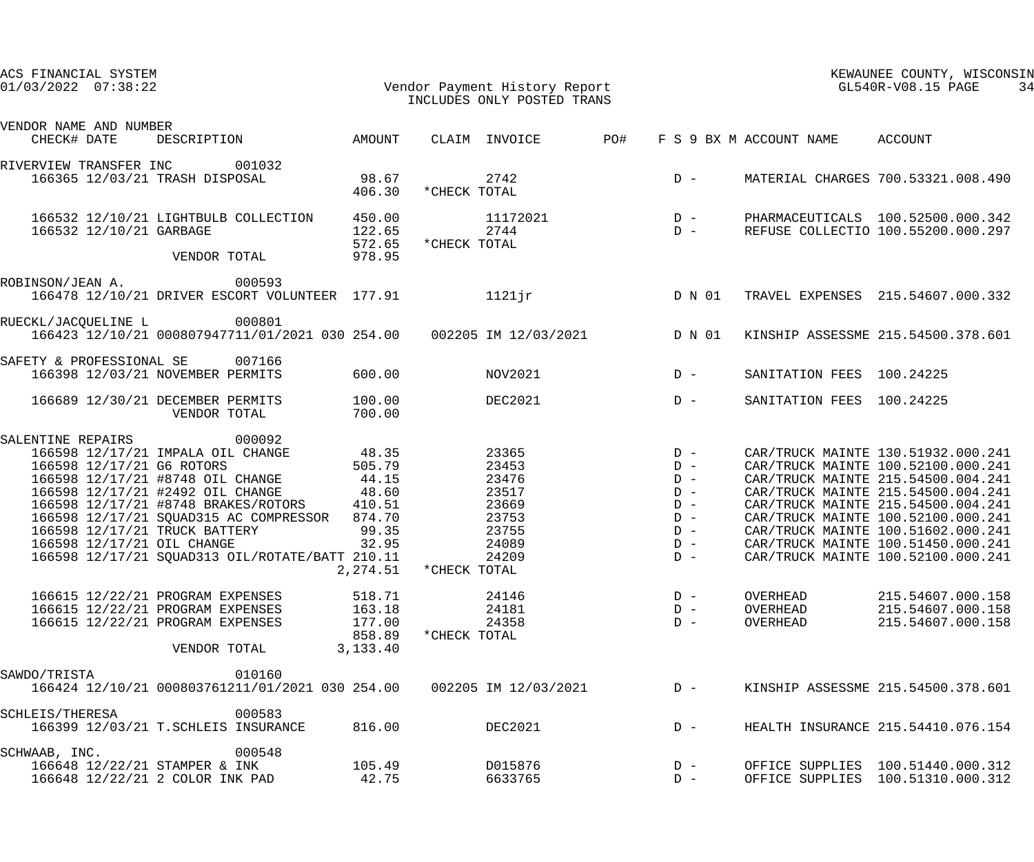ACS FINANCIAL SYSTEM
01/03/2022 07:38:22

Vendor Payment History Report
INCLUDES ONLY POSTED TRANS

KEWAUNEE COUNTY, WISCONSIN
GL540R-V08.15 PAGE 34

| VENDOR NAME AND NUMBER / CHECK# DATE | DESCRIPTION | AMOUNT | CLAIM | INVOICE | PO# | F S 9 BX M | ACCOUNT NAME | ACCOUNT |
|---|---|---|---|---|---|---|---|---|
| RIVERVIEW TRANSFER INC 001032 | | | | | | | | |
| 166365 12/03/21 | TRASH DISPOSAL | 98.67 | | 2742 | | D - | MATERIAL CHARGES | 700.53321.008.490 |
| | | 406.30 | *CHECK TOTAL | | | | | |
| 166532 12/10/21 | LIGHTBULB COLLECTION | 450.00 | | 11172021 | | D - | PHARMACEUTICALS | 100.52500.000.342 |
| 166532 12/10/21 | GARBAGE | 122.65 | | 2744 | | D - | REFUSE COLLECTIO | 100.55200.000.297 |
| | | 572.65 | *CHECK TOTAL | | | | | |
| | VENDOR TOTAL | 978.95 | | | | | | |
| ROBINSON/JEAN A. 000593 | | | | | | | | |
| 166478 12/10/21 | DRIVER ESCORT VOLUNTEER | 177.91 | | 1121jr | | D N 01 | TRAVEL EXPENSES | 215.54607.000.332 |
| RUECKL/JACQUELINE L 000801 | | | | | | | | |
| 166423 12/10/21 | 000807947711/01/2021 030 | 254.00 | 002205 | IM 12/03/2021 | | D N 01 | KINSHIP ASSESSME | 215.54500.378.601 |
| SAFETY & PROFESSIONAL SE 007166 | | | | | | | | |
| 166398 12/03/21 | NOVEMBER PERMITS | 600.00 | | NOV2021 | | D - | SANITATION FEES | 100.24225 |
| 166689 12/30/21 | DECEMBER PERMITS | 100.00 | | DEC2021 | | D - | SANITATION FEES | 100.24225 |
| | VENDOR TOTAL | 700.00 | | | | | | |
| SALENTINE REPAIRS 000092 | | | | | | | | |
| 166598 12/17/21 | IMPALA OIL CHANGE | 48.35 | | 23365 | | D - | CAR/TRUCK MAINTE | 130.51932.000.241 |
| 166598 12/17/21 | G6 ROTORS | 505.79 | | 23453 | | D - | CAR/TRUCK MAINTE | 100.52100.000.241 |
| 166598 12/17/21 | #8748 OIL CHANGE | 44.15 | | 23476 | | D - | CAR/TRUCK MAINTE | 215.54500.004.241 |
| 166598 12/17/21 | #2492 OIL CHANGE | 48.60 | | 23517 | | D - | CAR/TRUCK MAINTE | 215.54500.004.241 |
| 166598 12/17/21 | #8748 BRAKES/ROTORS | 410.51 | | 23669 | | D - | CAR/TRUCK MAINTE | 215.54500.004.241 |
| 166598 12/17/21 | SQUAD315 AC COMPRESSOR | 874.70 | | 23753 | | D - | CAR/TRUCK MAINTE | 100.52100.000.241 |
| 166598 12/17/21 | TRUCK BATTERY | 99.35 | | 23755 | | D - | CAR/TRUCK MAINTE | 100.51602.000.241 |
| 166598 12/17/21 | OIL CHANGE | 32.95 | | 24089 | | D - | CAR/TRUCK MAINTE | 100.51450.000.241 |
| 166598 12/17/21 | SQUAD313 OIL/ROTATE/BATT | 210.11 | | 24209 | | D - | CAR/TRUCK MAINTE | 100.52100.000.241 |
| | | 2,274.51 | *CHECK TOTAL | | | | | |
| 166615 12/22/21 | PROGRAM EXPENSES | 518.71 | | 24146 | | D - | OVERHEAD | 215.54607.000.158 |
| 166615 12/22/21 | PROGRAM EXPENSES | 163.18 | | 24181 | | D - | OVERHEAD | 215.54607.000.158 |
| 166615 12/22/21 | PROGRAM EXPENSES | 177.00 | | 24358 | | D - | OVERHEAD | 215.54607.000.158 |
| | | 858.89 | *CHECK TOTAL | | | | | |
| | VENDOR TOTAL | 3,133.40 | | | | | | |
| SAWDO/TRISTA 010160 | | | | | | | | |
| 166424 12/10/21 | 000803761211/01/2021 030 | 254.00 | 002205 | IM 12/03/2021 | | D - | KINSHIP ASSESSME | 215.54500.378.601 |
| SCHLEIS/THERESA 000583 | | | | | | | | |
| 166399 12/03/21 | T.SCHLEIS INSURANCE | 816.00 | | DEC2021 | | D - | HEALTH INSURANCE | 215.54410.076.154 |
| SCHWAAB, INC. 000548 | | | | | | | | |
| 166648 12/22/21 | STAMPER & INK | 105.49 | | D015876 | | D - | OFFICE SUPPLIES | 100.51440.000.312 |
| 166648 12/22/21 | 2 COLOR INK PAD | 42.75 | | 6633765 | | D - | OFFICE SUPPLIES | 100.51310.000.312 |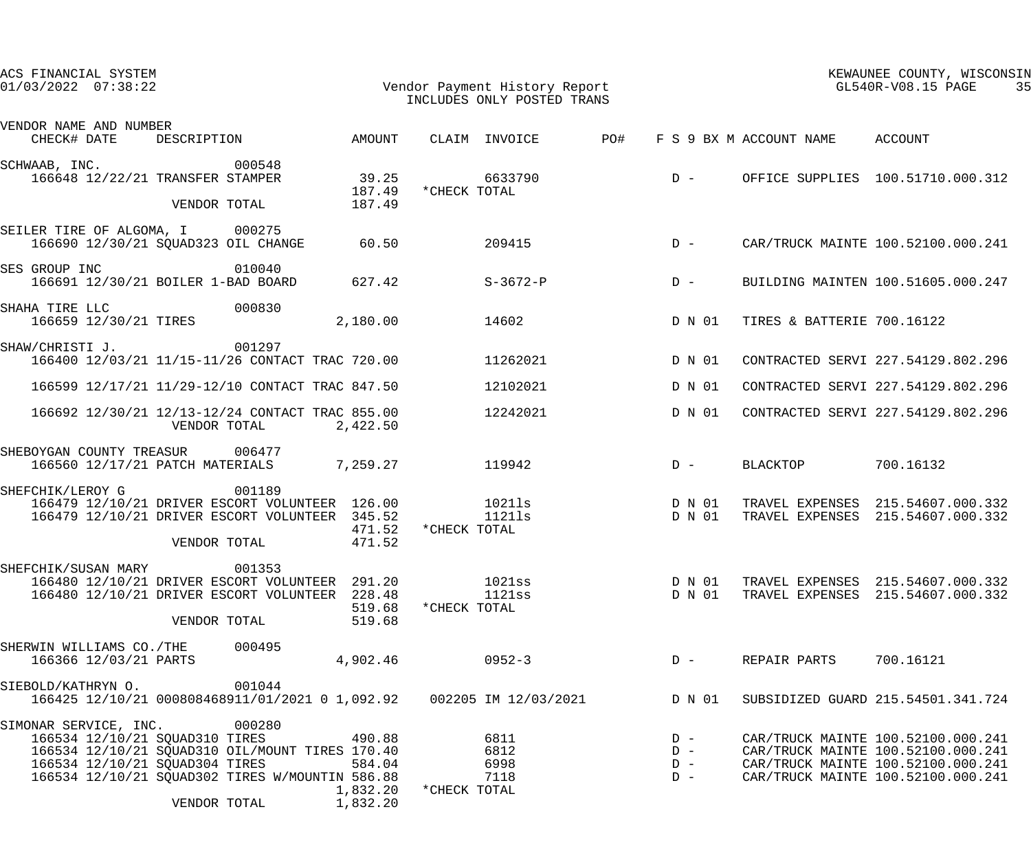ACS FINANCIAL SYSTEM
01/03/2022 07:38:22

Vendor Payment History Report
INCLUDES ONLY POSTED TRANS

KEWAUNEE COUNTY, WISCONSIN
GL540R-V08.15

| VENDOR NAME AND NUMBER CHECK# DATE | DESCRIPTION | AMOUNT | CLAIM | INVOICE | PO# | F S 9 BX M | ACCOUNT NAME | ACCOUNT |
|---|---|---|---|---|---|---|---|---|
| SCHWAAB, INC. 000548 | | | | | | | | |
| 166648 12/22/21 | TRANSFER STAMPER | 39.25 | | 6633790 | | D - | OFFICE SUPPLIES | 100.51710.000.312 |
| | | 187.49 | *CHECK TOTAL | | | | | |
| | VENDOR TOTAL | 187.49 | | | | | | |
| SEILER TIRE OF ALGOMA, I 000275 | | | | | | | | |
| 166690 12/30/21 | SQUAD323 OIL CHANGE | 60.50 | | 209415 | | D - | CAR/TRUCK MAINTE | 100.52100.000.241 |
| SES GROUP INC 010040 | | | | | | | | |
| 166691 12/30/21 | BOILER 1-BAD BOARD | 627.42 | | S-3672-P | | D - | BUILDING MAINTEN | 100.51605.000.247 |
| SHAHA TIRE LLC 000830 | | | | | | | | |
| 166659 12/30/21 | TIRES | 2,180.00 | | 14602 | | D N 01 | TIRES & BATTERIE | 700.16122 |
| SHAW/CHRISTI J. 001297 | | | | | | | | |
| 166400 12/03/21 | 11/15-11/26 CONTACT TRAC | 720.00 | | 11262021 | | D N 01 | CONTRACTED SERVI | 227.54129.802.296 |
| 166599 12/17/21 | 11/29-12/10 CONTACT TRAC | 847.50 | | 12102021 | | D N 01 | CONTRACTED SERVI | 227.54129.802.296 |
| 166692 12/30/21 | 12/13-12/24 CONTACT TRAC | 855.00 | | 12242021 | | D N 01 | CONTRACTED SERVI | 227.54129.802.296 |
| | VENDOR TOTAL | 2,422.50 | | | | | | |
| SHEBOYGAN COUNTY TREASUR 006477 | | | | | | | | |
| 166560 12/17/21 | PATCH MATERIALS | 7,259.27 | | 119942 | | D - | BLACKTOP | 700.16132 |
| SHEFCHIK/LEROY G 001189 | | | | | | | | |
| 166479 12/10/21 | DRIVER ESCORT VOLUNTEER | 126.00 | | 1021ls | | D N 01 | TRAVEL EXPENSES | 215.54607.000.332 |
| 166479 12/10/21 | DRIVER ESCORT VOLUNTEER | 345.52 | | 1121ls | | D N 01 | TRAVEL EXPENSES | 215.54607.000.332 |
| | | 471.52 | *CHECK TOTAL | | | | | |
| | VENDOR TOTAL | 471.52 | | | | | | |
| SHEFCHIK/SUSAN MARY 001353 | | | | | | | | |
| 166480 12/10/21 | DRIVER ESCORT VOLUNTEER | 291.20 | | 1021ss | | D N 01 | TRAVEL EXPENSES | 215.54607.000.332 |
| 166480 12/10/21 | DRIVER ESCORT VOLUNTEER | 228.48 | | 1121ss | | D N 01 | TRAVEL EXPENSES | 215.54607.000.332 |
| | | 519.68 | *CHECK TOTAL | | | | | |
| | VENDOR TOTAL | 519.68 | | | | | | |
| SHERWIN WILLIAMS CO./THE 000495 | | | | | | | | |
| 166366 12/03/21 | PARTS | 4,902.46 | | 0952-3 | | D - | REPAIR PARTS | 700.16121 |
| SIEBOLD/KATHRYN O. 001044 | | | | | | | | |
| 166425 12/10/21 | 000808468911/01/2021 0 | 1,092.92 | 002205 | IM 12/03/2021 | | D N 01 | SUBSIDIZED GUARD | 215.54501.341.724 |
| SIMONAR SERVICE, INC. 000280 | | | | | | | | |
| 166534 12/10/21 | SQUAD310 TIRES | 490.88 | | 6811 | | D - | CAR/TRUCK MAINTE | 100.52100.000.241 |
| 166534 12/10/21 | SQUAD310 OIL/MOUNT TIRES | 170.40 | | 6812 | | D - | CAR/TRUCK MAINTE | 100.52100.000.241 |
| 166534 12/10/21 | SQUAD304 TIRES | 584.04 | | 6998 | | D - | CAR/TRUCK MAINTE | 100.52100.000.241 |
| 166534 12/10/21 | SQUAD302 TIRES W/MOUNTIN | 586.88 | | 7118 | | D - | CAR/TRUCK MAINTE | 100.52100.000.241 |
| | | 1,832.20 | *CHECK TOTAL | | | | | |
| | VENDOR TOTAL | 1,832.20 | | | | | | |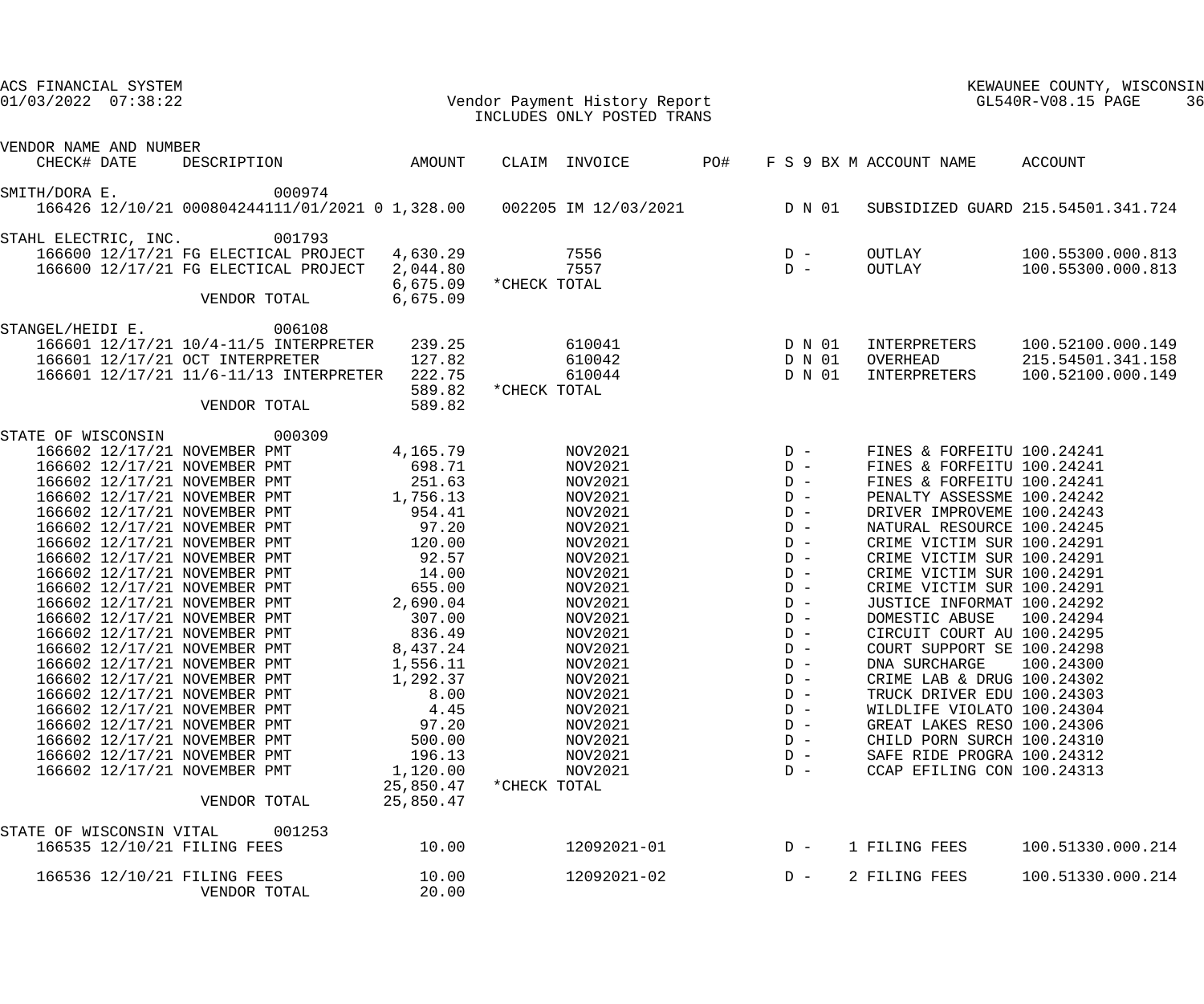# Vendor Payment History Report

INCLUDES ONLY POSTED TRANS

| VENDOR NAME AND NUMBER / CHECK# | DATE | DESCRIPTION | AMOUNT | CLAIM | INVOICE | PO# | F S 9 BX M | ACCOUNT NAME | ACCOUNT |
|---|---|---|---|---|---|---|---|---|---|
| SMITH/DORA E. 000974 | | | | | | | | | |
| 166426 | 12/10/21 | 000804244111/01/2021 0 | 1,328.00 | 002205 | IM 12/03/2021 | | D N 01 | SUBSIDIZED GUARD | 215.54501.341.724 |
| STAHL ELECTRIC, INC. 001793 | | | | | | | | | |
| 166600 | 12/17/21 | FG ELECTICAL PROJECT | 4,630.29 | | 7556 | | D - | OUTLAY | 100.55300.000.813 |
| 166600 | 12/17/21 | FG ELECTICAL PROJECT | 2,044.80 | | 7557 | | D - | OUTLAY | 100.55300.000.813 |
| | | | 6,675.09 | *CHECK TOTAL | | | | | |
| | | VENDOR TOTAL | 6,675.09 | | | | | | |
| STANGEL/HEIDI E. 006108 | | | | | | | | | |
| 166601 | 12/17/21 | 10/4-11/5 INTERPRETER | 239.25 | | 610041 | | D N 01 | INTERPRETERS | 100.52100.000.149 |
| 166601 | 12/17/21 | OCT INTERPRETER | 127.82 | | 610042 | | D N 01 | OVERHEAD | 215.54501.341.158 |
| 166601 | 12/17/21 | 11/6-11/13 INTERPRETER | 222.75 | | 610044 | | D N 01 | INTERPRETERS | 100.52100.000.149 |
| | | | 589.82 | *CHECK TOTAL | | | | | |
| | | VENDOR TOTAL | 589.82 | | | | | | |
| STATE OF WISCONSIN 000309 | | | | | | | | | |
| 166602 | 12/17/21 | NOVEMBER PMT | 4,165.79 | | NOV2021 | | D - | FINES & FORFEITU | 100.24241 |
| 166602 | 12/17/21 | NOVEMBER PMT | 698.71 | | NOV2021 | | D - | FINES & FORFEITU | 100.24241 |
| 166602 | 12/17/21 | NOVEMBER PMT | 251.63 | | NOV2021 | | D - | FINES & FORFEITU | 100.24241 |
| 166602 | 12/17/21 | NOVEMBER PMT | 1,756.13 | | NOV2021 | | D - | PENALTY ASSESSME | 100.24242 |
| 166602 | 12/17/21 | NOVEMBER PMT | 954.41 | | NOV2021 | | D - | DRIVER IMPROVEME | 100.24243 |
| 166602 | 12/17/21 | NOVEMBER PMT | 97.20 | | NOV2021 | | D - | NATURAL RESOURCE | 100.24245 |
| 166602 | 12/17/21 | NOVEMBER PMT | 120.00 | | NOV2021 | | D - | CRIME VICTIM SUR | 100.24291 |
| 166602 | 12/17/21 | NOVEMBER PMT | 92.57 | | NOV2021 | | D - | CRIME VICTIM SUR | 100.24291 |
| 166602 | 12/17/21 | NOVEMBER PMT | 14.00 | | NOV2021 | | D - | CRIME VICTIM SUR | 100.24291 |
| 166602 | 12/17/21 | NOVEMBER PMT | 655.00 | | NOV2021 | | D - | CRIME VICTIM SUR | 100.24291 |
| 166602 | 12/17/21 | NOVEMBER PMT | 2,690.04 | | NOV2021 | | D - | JUSTICE INFORMAT | 100.24292 |
| 166602 | 12/17/21 | NOVEMBER PMT | 307.00 | | NOV2021 | | D - | DOMESTIC ABUSE | 100.24294 |
| 166602 | 12/17/21 | NOVEMBER PMT | 836.49 | | NOV2021 | | D - | CIRCUIT COURT AU | 100.24295 |
| 166602 | 12/17/21 | NOVEMBER PMT | 8,437.24 | | NOV2021 | | D - | COURT SUPPORT SE | 100.24298 |
| 166602 | 12/17/21 | NOVEMBER PMT | 1,556.11 | | NOV2021 | | D - | DNA SURCHARGE | 100.24300 |
| 166602 | 12/17/21 | NOVEMBER PMT | 1,292.37 | | NOV2021 | | D - | CRIME LAB & DRUG | 100.24302 |
| 166602 | 12/17/21 | NOVEMBER PMT | 8.00 | | NOV2021 | | D - | TRUCK DRIVER EDU | 100.24303 |
| 166602 | 12/17/21 | NOVEMBER PMT | 4.45 | | NOV2021 | | D - | WILDLIFE VIOLATO | 100.24304 |
| 166602 | 12/17/21 | NOVEMBER PMT | 97.20 | | NOV2021 | | D - | GREAT LAKES RESO | 100.24306 |
| 166602 | 12/17/21 | NOVEMBER PMT | 500.00 | | NOV2021 | | D - | CHILD PORN SURCH | 100.24310 |
| 166602 | 12/17/21 | NOVEMBER PMT | 196.13 | | NOV2021 | | D - | SAFE RIDE PROGRA | 100.24312 |
| 166602 | 12/17/21 | NOVEMBER PMT | 1,120.00 | | NOV2021 | | D - | CCAP EFILING CON | 100.24313 |
| | | | 25,850.47 | *CHECK TOTAL | | | | | |
| | | VENDOR TOTAL | 25,850.47 | | | | | | |
| STATE OF WISCONSIN VITAL 001253 | | | | | | | | | |
| 166535 | 12/10/21 | FILING FEES | 10.00 | | 12092021-01 | | D - 1 | FILING FEES | 100.51330.000.214 |
| 166536 | 12/10/21 | FILING FEES | 10.00 | | 12092021-02 | | D - 2 | FILING FEES | 100.51330.000.214 |
| | | VENDOR TOTAL | 20.00 | | | | | | |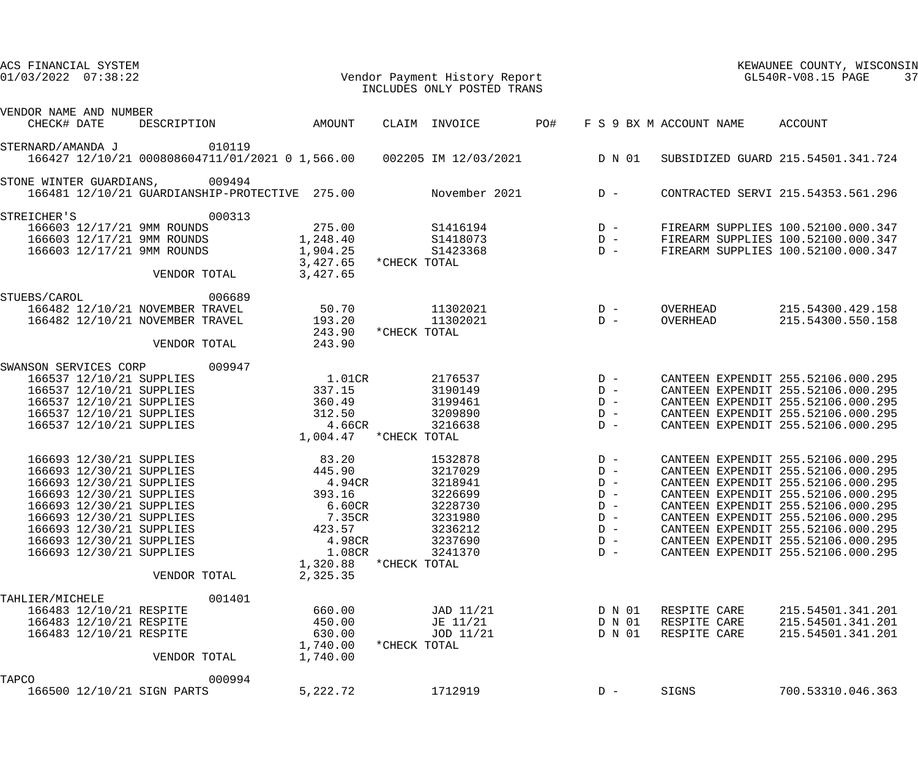ACS FINANCIAL SYSTEM
01/03/2022 07:38:22

Vendor Payment History Report
INCLUDES ONLY POSTED TRANS

KEWAUNEE COUNTY, WISCONSIN
GL540R-V08.15 PAGE 37

| VENDOR NAME AND NUMBER / CHECK# | DATE | DESCRIPTION | AMOUNT | CLAIM | INVOICE | PO# | F S 9 BX M | ACCOUNT NAME | ACCOUNT |
|---|---|---|---|---|---|---|---|---|---|
| STERNARD/AMANDA J 010119 | | | | | | | | | |
| 166427 | 12/10/21 | 000808604711/01/2021 0 | 1,566.00 | 002205 | IM 12/03/2021 | | D N 01 | SUBSIDIZED GUARD | 215.54501.341.724 |
| STONE WINTER GUARDIANS, 009494 | | | | | | | | | |
| 166481 | 12/10/21 | GUARDIANSHIP-PROTECTIVE | 275.00 | | November 2021 | | D - | CONTRACTED SERVI | 215.54353.561.296 |
| STREICHER'S 000313 | | | | | | | | | |
| 166603 | 12/17/21 | 9MM ROUNDS | 275.00 | | S1416194 | | D - | FIREARM SUPPLIES | 100.52100.000.347 |
| 166603 | 12/17/21 | 9MM ROUNDS | 1,248.40 | | S1418073 | | D - | FIREARM SUPPLIES | 100.52100.000.347 |
| 166603 | 12/17/21 | 9MM ROUNDS | 1,904.25 | | S1423368 | | D - | FIREARM SUPPLIES | 100.52100.000.347 |
| | | | 3,427.65 | *CHECK TOTAL | | | | | |
| | | VENDOR TOTAL | 3,427.65 | | | | | | |
| STUEBS/CAROL 006689 | | | | | | | | | |
| 166482 | 12/10/21 | NOVEMBER TRAVEL | 50.70 | | 11302021 | | D - | OVERHEAD | 215.54300.429.158 |
| 166482 | 12/10/21 | NOVEMBER TRAVEL | 193.20 | | 11302021 | | D - | OVERHEAD | 215.54300.550.158 |
| | | | 243.90 | *CHECK TOTAL | | | | | |
| | | VENDOR TOTAL | 243.90 | | | | | | |
| SWANSON SERVICES CORP 009947 | | | | | | | | | |
| 166537 | 12/10/21 | SUPPLIES | 1.01CR | | 2176537 | | D - | CANTEEN EXPENDIT | 255.52106.000.295 |
| 166537 | 12/10/21 | SUPPLIES | 337.15 | | 3190149 | | D - | CANTEEN EXPENDIT | 255.52106.000.295 |
| 166537 | 12/10/21 | SUPPLIES | 360.49 | | 3199461 | | D - | CANTEEN EXPENDIT | 255.52106.000.295 |
| 166537 | 12/10/21 | SUPPLIES | 312.50 | | 3209890 | | D - | CANTEEN EXPENDIT | 255.52106.000.295 |
| 166537 | 12/10/21 | SUPPLIES | 4.66CR | | 3216638 | | D - | CANTEEN EXPENDIT | 255.52106.000.295 |
| | | | 1,004.47 | *CHECK TOTAL | | | | | |
| 166693 | 12/30/21 | SUPPLIES | 83.20 | | 1532878 | | D - | CANTEEN EXPENDIT | 255.52106.000.295 |
| 166693 | 12/30/21 | SUPPLIES | 445.90 | | 3217029 | | D - | CANTEEN EXPENDIT | 255.52106.000.295 |
| 166693 | 12/30/21 | SUPPLIES | 4.94CR | | 3218941 | | D - | CANTEEN EXPENDIT | 255.52106.000.295 |
| 166693 | 12/30/21 | SUPPLIES | 393.16 | | 3226699 | | D - | CANTEEN EXPENDIT | 255.52106.000.295 |
| 166693 | 12/30/21 | SUPPLIES | 6.60CR | | 3228730 | | D - | CANTEEN EXPENDIT | 255.52106.000.295 |
| 166693 | 12/30/21 | SUPPLIES | 7.35CR | | 3231980 | | D - | CANTEEN EXPENDIT | 255.52106.000.295 |
| 166693 | 12/30/21 | SUPPLIES | 423.57 | | 3236212 | | D - | CANTEEN EXPENDIT | 255.52106.000.295 |
| 166693 | 12/30/21 | SUPPLIES | 4.98CR | | 3237690 | | D - | CANTEEN EXPENDIT | 255.52106.000.295 |
| 166693 | 12/30/21 | SUPPLIES | 1.08CR | | 3241370 | | D - | CANTEEN EXPENDIT | 255.52106.000.295 |
| | | | 1,320.88 | *CHECK TOTAL | | | | | |
| | | VENDOR TOTAL | 2,325.35 | | | | | | |
| TAHLIER/MICHELE 001401 | | | | | | | | | |
| 166483 | 12/10/21 | RESPITE | 660.00 | | JAD 11/21 | | D N 01 | RESPITE CARE | 215.54501.341.201 |
| 166483 | 12/10/21 | RESPITE | 450.00 | | JE 11/21 | | D N 01 | RESPITE CARE | 215.54501.341.201 |
| 166483 | 12/10/21 | RESPITE | 630.00 | | JOD 11/21 | | D N 01 | RESPITE CARE | 215.54501.341.201 |
| | | | 1,740.00 | *CHECK TOTAL | | | | | |
| | | VENDOR TOTAL | 1,740.00 | | | | | | |
| TAPCO 000994 | | | | | | | | | |
| 166500 | 12/10/21 | SIGN PARTS | 5,222.72 | | 1712919 | | D - | SIGNS | 700.53310.046.363 |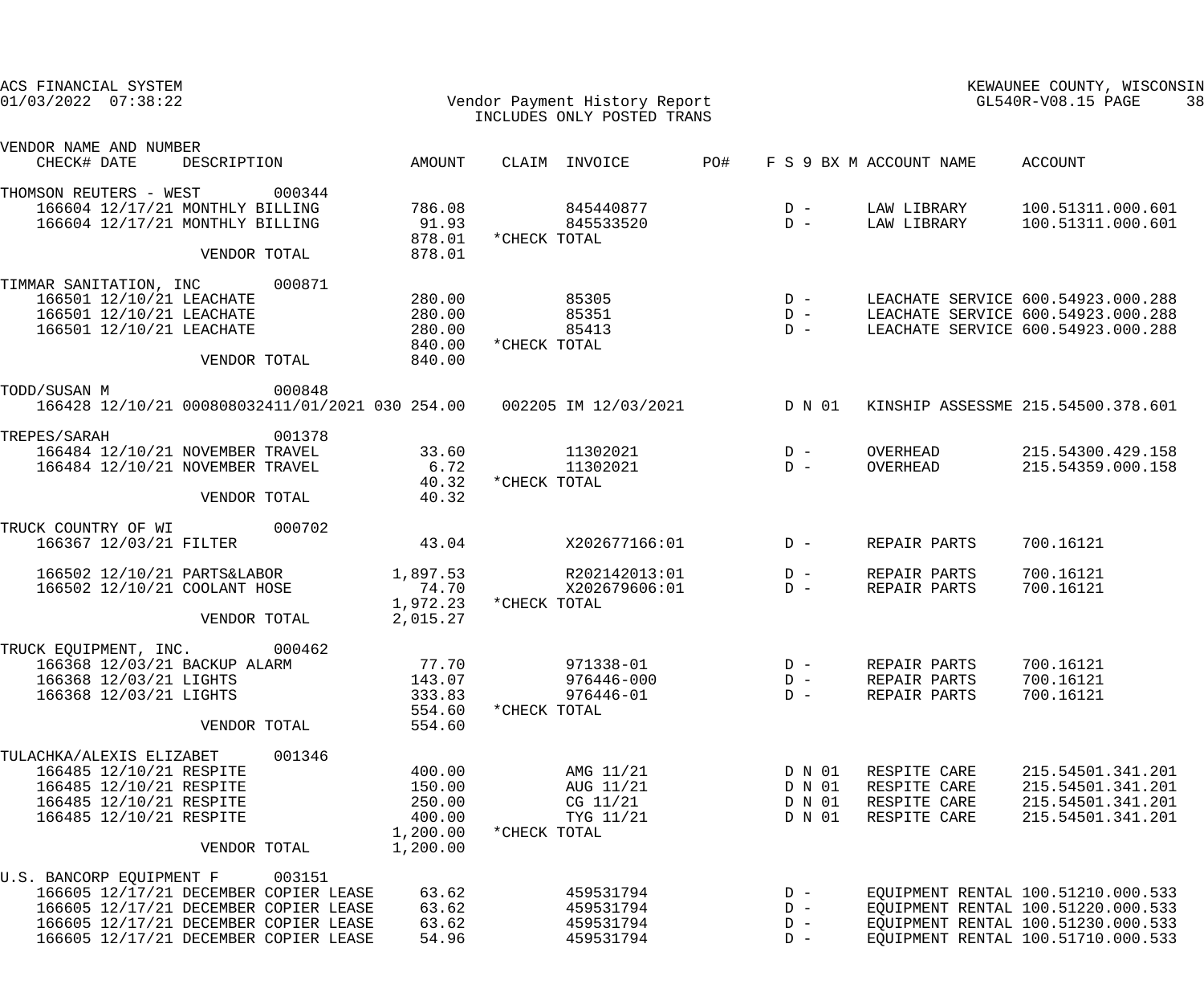ACS FINANCIAL SYSTEM
01/03/2022 07:38:22

Vendor Payment History Report
INCLUDES ONLY POSTED TRANS

KEWAUNEE COUNTY, WISCONSIN
GL540R-V08.15

| VENDOR NAME AND NUMBER CHECK# DATE | DESCRIPTION | AMOUNT | CLAIM | INVOICE | PO# | F S 9 BX M | ACCOUNT NAME | ACCOUNT |
|---|---|---|---|---|---|---|---|---|
| THOMSON REUTERS - WEST 000344 | | | | | | | | |
| 166604 12/17/21 | MONTHLY BILLING | 786.08 | | 845440877 | | D - | LAW LIBRARY | 100.51311.000.601 |
| 166604 12/17/21 | MONTHLY BILLING | 91.93 | | 845533520 | | D - | LAW LIBRARY | 100.51311.000.601 |
| | | 878.01 | *CHECK TOTAL | | | | | |
| | VENDOR TOTAL | 878.01 | | | | | | |
| TIMMAR SANITATION, INC 000871 | | | | | | | | |
| 166501 12/10/21 | LEACHATE | 280.00 | | 85305 | | D - | LEACHATE SERVICE | 600.54923.000.288 |
| 166501 12/10/21 | LEACHATE | 280.00 | | 85351 | | D - | LEACHATE SERVICE | 600.54923.000.288 |
| 166501 12/10/21 | LEACHATE | 280.00 | | 85413 | | D - | LEACHATE SERVICE | 600.54923.000.288 |
| | | 840.00 | *CHECK TOTAL | | | | | |
| | VENDOR TOTAL | 840.00 | | | | | | |
| TODD/SUSAN M 000848 | | | | | | | | |
| 166428 12/10/21 | 000808032411/01/2021 030 | 254.00 | 002205 | IM 12/03/2021 | | D N 01 | KINSHIP ASSESSME | 215.54500.378.601 |
| TREPES/SARAH 001378 | | | | | | | | |
| 166484 12/10/21 | NOVEMBER TRAVEL | 33.60 | | 11302021 | | D - | OVERHEAD | 215.54300.429.158 |
| 166484 12/10/21 | NOVEMBER TRAVEL | 6.72 | | 11302021 | | D - | OVERHEAD | 215.54359.000.158 |
| | | 40.32 | *CHECK TOTAL | | | | | |
| | VENDOR TOTAL | 40.32 | | | | | | |
| TRUCK COUNTRY OF WI 000702 | | | | | | | | |
| 166367 12/03/21 | FILTER | 43.04 | | X202677166:01 | | D - | REPAIR PARTS | 700.16121 |
| 166502 12/10/21 | PARTS&LABOR | 1,897.53 | | R202142013:01 | | D - | REPAIR PARTS | 700.16121 |
| 166502 12/10/21 | COOLANT HOSE | 74.70 | | X202679606:01 | | D - | REPAIR PARTS | 700.16121 |
| | | 1,972.23 | *CHECK TOTAL | | | | | |
| | VENDOR TOTAL | 2,015.27 | | | | | | |
| TRUCK EQUIPMENT, INC. 000462 | | | | | | | | |
| 166368 12/03/21 | BACKUP ALARM | 77.70 | | 971338-01 | | D - | REPAIR PARTS | 700.16121 |
| 166368 12/03/21 | LIGHTS | 143.07 | | 976446-000 | | D - | REPAIR PARTS | 700.16121 |
| 166368 12/03/21 | LIGHTS | 333.83 | | 976446-01 | | D - | REPAIR PARTS | 700.16121 |
| | | 554.60 | *CHECK TOTAL | | | | | |
| | VENDOR TOTAL | 554.60 | | | | | | |
| TULACHKA/ALEXIS ELIZABET 001346 | | | | | | | | |
| 166485 12/10/21 | RESPITE | 400.00 | | AMG 11/21 | | D N 01 | RESPITE CARE | 215.54501.341.201 |
| 166485 12/10/21 | RESPITE | 150.00 | | AUG 11/21 | | D N 01 | RESPITE CARE | 215.54501.341.201 |
| 166485 12/10/21 | RESPITE | 250.00 | | CG 11/21 | | D N 01 | RESPITE CARE | 215.54501.341.201 |
| 166485 12/10/21 | RESPITE | 400.00 | | TYG 11/21 | | D N 01 | RESPITE CARE | 215.54501.341.201 |
| | | 1,200.00 | *CHECK TOTAL | | | | | |
| | VENDOR TOTAL | 1,200.00 | | | | | | |
| U.S. BANCORP EQUIPMENT F 003151 | | | | | | | | |
| 166605 12/17/21 | DECEMBER COPIER LEASE | 63.62 | | 459531794 | | D - | EQUIPMENT RENTAL | 100.51210.000.533 |
| 166605 12/17/21 | DECEMBER COPIER LEASE | 63.62 | | 459531794 | | D - | EQUIPMENT RENTAL | 100.51220.000.533 |
| 166605 12/17/21 | DECEMBER COPIER LEASE | 63.62 | | 459531794 | | D - | EQUIPMENT RENTAL | 100.51230.000.533 |
| 166605 12/17/21 | DECEMBER COPIER LEASE | 54.96 | | 459531794 | | D - | EQUIPMENT RENTAL | 100.51710.000.533 |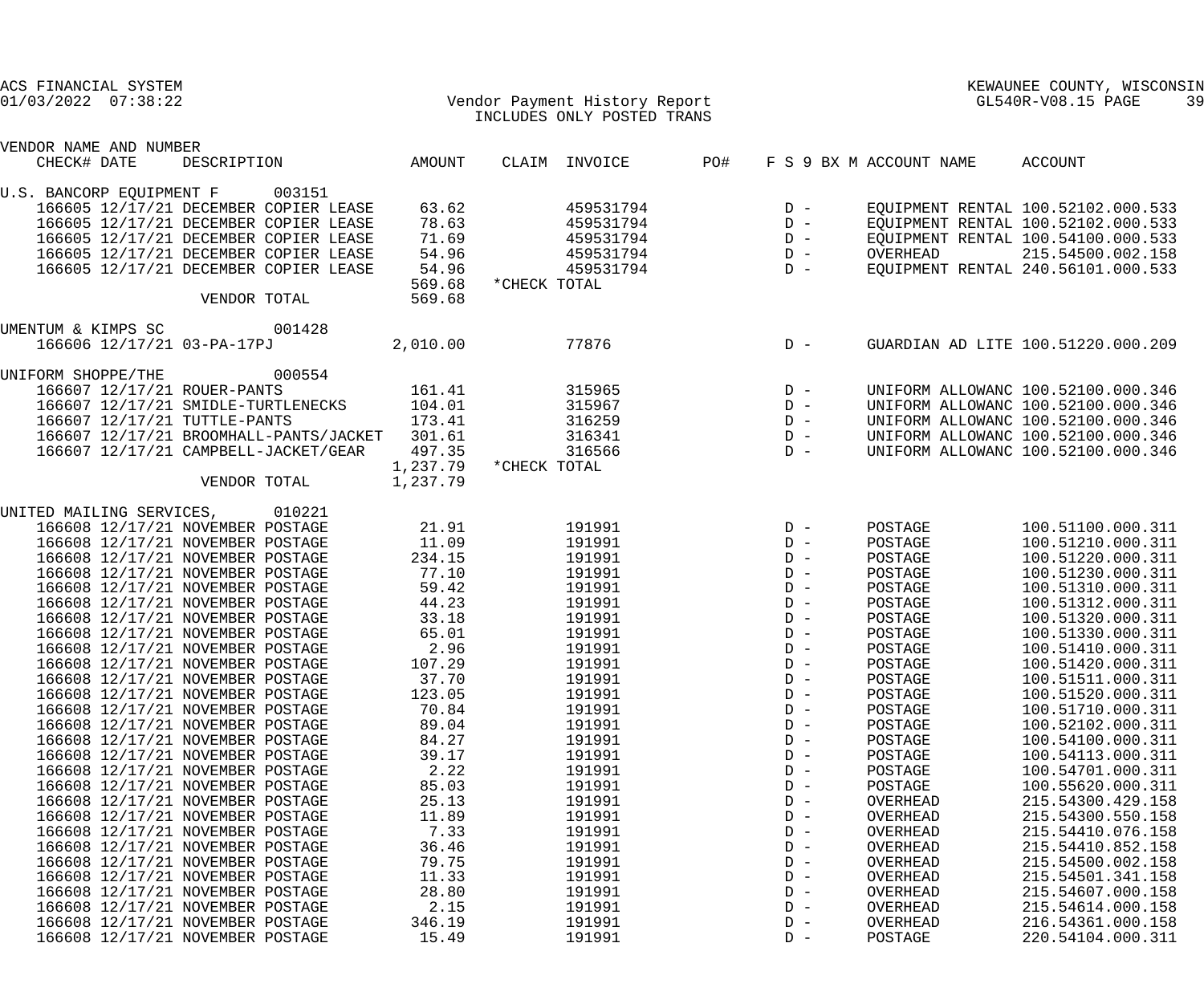ACS FINANCIAL SYSTEM
01/03/2022 07:38:22

Vendor Payment History Report
INCLUDES ONLY POSTED TRANS

KEWAUNEE COUNTY, WISCONSIN
GL540R-V08.15 PAGE 39

| VENDOR NAME AND NUMBER / CHECK# DATE | DESCRIPTION | AMOUNT | CLAIM | INVOICE | PO# | F S 9 BX M | ACCOUNT NAME | ACCOUNT |
|---|---|---|---|---|---|---|---|---|
| U.S. BANCORP EQUIPMENT F 003151 | | | | | | | | |
| 166605 12/17/21 | DECEMBER COPIER LEASE | 63.62 | | 459531794 | | D - | EQUIPMENT RENTAL | 100.52102.000.533 |
| 166605 12/17/21 | DECEMBER COPIER LEASE | 78.63 | | 459531794 | | D - | EQUIPMENT RENTAL | 100.52102.000.533 |
| 166605 12/17/21 | DECEMBER COPIER LEASE | 71.69 | | 459531794 | | D - | EQUIPMENT RENTAL | 100.54100.000.533 |
| 166605 12/17/21 | DECEMBER COPIER LEASE | 54.96 | | 459531794 | | D - | OVERHEAD | 215.54500.002.158 |
| 166605 12/17/21 | DECEMBER COPIER LEASE | 54.96 | | 459531794 | | D - | EQUIPMENT RENTAL | 240.56101.000.533 |
| | | 569.68 | *CHECK TOTAL | | | | | |
| | VENDOR TOTAL | 569.68 | | | | | | |
| UMENTUM & KIMPS SC 001428 | | | | | | | | |
| 166606 12/17/21 | 03-PA-17PJ | 2,010.00 | | 77876 | | D - | GUARDIAN AD LITE | 100.51220.000.209 |
| UNIFORM SHOPPE/THE 000554 | | | | | | | | |
| 166607 12/17/21 | ROUER-PANTS | 161.41 | | 315965 | | D - | UNIFORM ALLOWANC | 100.52100.000.346 |
| 166607 12/17/21 | SMIDLE-TURTLENECKS | 104.01 | | 315967 | | D - | UNIFORM ALLOWANC | 100.52100.000.346 |
| 166607 12/17/21 | TUTTLE-PANTS | 173.41 | | 316259 | | D - | UNIFORM ALLOWANC | 100.52100.000.346 |
| 166607 12/17/21 | BROOMHALL-PANTS/JACKET | 301.61 | | 316341 | | D - | UNIFORM ALLOWANC | 100.52100.000.346 |
| 166607 12/17/21 | CAMPBELL-JACKET/GEAR | 497.35 | | 316566 | | D - | UNIFORM ALLOWANC | 100.52100.000.346 |
| | | 1,237.79 | *CHECK TOTAL | | | | | |
| | VENDOR TOTAL | 1,237.79 | | | | | | |
| UNITED MAILING SERVICES, 010221 | | | | | | | | |
| 166608 12/17/21 | NOVEMBER POSTAGE | 21.91 | | 191991 | | D - | POSTAGE | 100.51100.000.311 |
| 166608 12/17/21 | NOVEMBER POSTAGE | 11.09 | | 191991 | | D - | POSTAGE | 100.51210.000.311 |
| 166608 12/17/21 | NOVEMBER POSTAGE | 234.15 | | 191991 | | D - | POSTAGE | 100.51220.000.311 |
| 166608 12/17/21 | NOVEMBER POSTAGE | 77.10 | | 191991 | | D - | POSTAGE | 100.51230.000.311 |
| 166608 12/17/21 | NOVEMBER POSTAGE | 59.42 | | 191991 | | D - | POSTAGE | 100.51310.000.311 |
| 166608 12/17/21 | NOVEMBER POSTAGE | 44.23 | | 191991 | | D - | POSTAGE | 100.51312.000.311 |
| 166608 12/17/21 | NOVEMBER POSTAGE | 33.18 | | 191991 | | D - | POSTAGE | 100.51320.000.311 |
| 166608 12/17/21 | NOVEMBER POSTAGE | 65.01 | | 191991 | | D - | POSTAGE | 100.51330.000.311 |
| 166608 12/17/21 | NOVEMBER POSTAGE | 2.96 | | 191991 | | D - | POSTAGE | 100.51410.000.311 |
| 166608 12/17/21 | NOVEMBER POSTAGE | 107.29 | | 191991 | | D - | POSTAGE | 100.51420.000.311 |
| 166608 12/17/21 | NOVEMBER POSTAGE | 37.70 | | 191991 | | D - | POSTAGE | 100.51511.000.311 |
| 166608 12/17/21 | NOVEMBER POSTAGE | 123.05 | | 191991 | | D - | POSTAGE | 100.51520.000.311 |
| 166608 12/17/21 | NOVEMBER POSTAGE | 70.84 | | 191991 | | D - | POSTAGE | 100.51710.000.311 |
| 166608 12/17/21 | NOVEMBER POSTAGE | 89.04 | | 191991 | | D - | POSTAGE | 100.52102.000.311 |
| 166608 12/17/21 | NOVEMBER POSTAGE | 84.27 | | 191991 | | D - | POSTAGE | 100.54100.000.311 |
| 166608 12/17/21 | NOVEMBER POSTAGE | 39.17 | | 191991 | | D - | POSTAGE | 100.54113.000.311 |
| 166608 12/17/21 | NOVEMBER POSTAGE | 2.22 | | 191991 | | D - | POSTAGE | 100.54701.000.311 |
| 166608 12/17/21 | NOVEMBER POSTAGE | 85.03 | | 191991 | | D - | POSTAGE | 100.55620.000.311 |
| 166608 12/17/21 | NOVEMBER POSTAGE | 25.13 | | 191991 | | D - | OVERHEAD | 215.54300.429.158 |
| 166608 12/17/21 | NOVEMBER POSTAGE | 11.89 | | 191991 | | D - | OVERHEAD | 215.54300.550.158 |
| 166608 12/17/21 | NOVEMBER POSTAGE | 7.33 | | 191991 | | D - | OVERHEAD | 215.54410.076.158 |
| 166608 12/17/21 | NOVEMBER POSTAGE | 36.46 | | 191991 | | D - | OVERHEAD | 215.54410.852.158 |
| 166608 12/17/21 | NOVEMBER POSTAGE | 79.75 | | 191991 | | D - | OVERHEAD | 215.54500.002.158 |
| 166608 12/17/21 | NOVEMBER POSTAGE | 11.33 | | 191991 | | D - | OVERHEAD | 215.54501.341.158 |
| 166608 12/17/21 | NOVEMBER POSTAGE | 28.80 | | 191991 | | D - | OVERHEAD | 215.54607.000.158 |
| 166608 12/17/21 | NOVEMBER POSTAGE | 2.15 | | 191991 | | D - | OVERHEAD | 215.54614.000.158 |
| 166608 12/17/21 | NOVEMBER POSTAGE | 346.19 | | 191991 | | D - | OVERHEAD | 216.54361.000.158 |
| 166608 12/17/21 | NOVEMBER POSTAGE | 15.49 | | 191991 | | D - | POSTAGE | 220.54104.000.311 |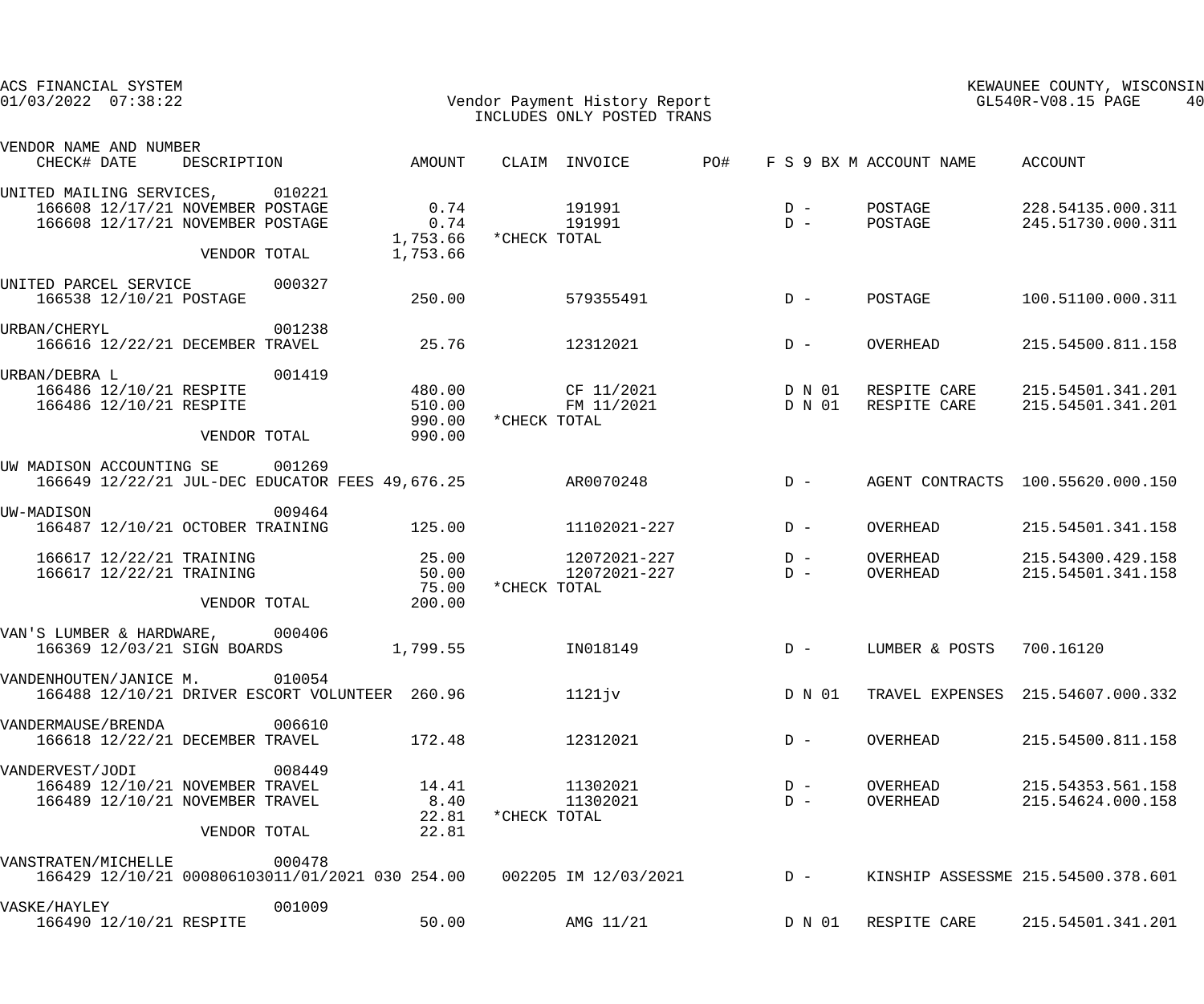ACS FINANCIAL SYSTEM
01/03/2022 07:38:22

Vendor Payment History Report
INCLUDES ONLY POSTED TRANS

KEWAUNEE COUNTY, WISCONSIN
GL540R-V08.15 PAGE 40

| VENDOR NAME AND NUMBER / CHECK# DATE | DESCRIPTION | AMOUNT | CLAIM | INVOICE | PO# | F S 9 BX M | ACCOUNT NAME | ACCOUNT |
|---|---|---|---|---|---|---|---|---|
| UNITED MAILING SERVICES, 010221 | | | | | | | | |
| 166608 12/17/21 | NOVEMBER POSTAGE | 0.74 | | 191991 | | D - | POSTAGE | 228.54135.000.311 |
| 166608 12/17/21 | NOVEMBER POSTAGE | 0.74 | | 191991 | | D - | POSTAGE | 245.51730.000.311 |
| | | 1,753.66 | *CHECK TOTAL | | | | | |
| | VENDOR TOTAL | 1,753.66 | | | | | | |
| UNITED PARCEL SERVICE 000327 | | | | | | | | |
| 166538 12/10/21 | POSTAGE | 250.00 | | 579355491 | | D - | POSTAGE | 100.51100.000.311 |
| URBAN/CHERYL 001238 | | | | | | | | |
| 166616 12/22/21 | DECEMBER TRAVEL | 25.76 | | 12312021 | | D - | OVERHEAD | 215.54500.811.158 |
| URBAN/DEBRA L 001419 | | | | | | | | |
| 166486 12/10/21 | RESPITE | 480.00 | | CF 11/2021 | | D N 01 | RESPITE CARE | 215.54501.341.201 |
| 166486 12/10/21 | RESPITE | 510.00 | | FM 11/2021 | | D N 01 | RESPITE CARE | 215.54501.341.201 |
| | | 990.00 | *CHECK TOTAL | | | | | |
| | VENDOR TOTAL | 990.00 | | | | | | |
| UW MADISON ACCOUNTING SE 001269 | | | | | | | | |
| 166649 12/22/21 | JUL-DEC EDUCATOR FEES | 49,676.25 | | AR0070248 | | D - | AGENT CONTRACTS | 100.55620.000.150 |
| UW-MADISON 009464 | | | | | | | | |
| 166487 12/10/21 | OCTOBER TRAINING | 125.00 | | 11102021-227 | | D - | OVERHEAD | 215.54501.341.158 |
| 166617 12/22/21 | TRAINING | 25.00 | | 12072021-227 | | D - | OVERHEAD | 215.54300.429.158 |
| 166617 12/22/21 | TRAINING | 50.00 | | 12072021-227 | | D - | OVERHEAD | 215.54501.341.158 |
| | | 75.00 | *CHECK TOTAL | | | | | |
| | VENDOR TOTAL | 200.00 | | | | | | |
| VAN'S LUMBER & HARDWARE, 000406 | | | | | | | | |
| 166369 12/03/21 | SIGN BOARDS | 1,799.55 | | IN018149 | | D - | LUMBER & POSTS | 700.16120 |
| VANDENHOUTEN/JANICE M. 010054 | | | | | | | | |
| 166488 12/10/21 | DRIVER ESCORT VOLUNTEER | 260.96 | | 1121jv | | D N 01 | TRAVEL EXPENSES | 215.54607.000.332 |
| VANDERMAUSE/BRENDA 006610 | | | | | | | | |
| 166618 12/22/21 | DECEMBER TRAVEL | 172.48 | | 12312021 | | D - | OVERHEAD | 215.54500.811.158 |
| VANDERVEST/JODI 008449 | | | | | | | | |
| 166489 12/10/21 | NOVEMBER TRAVEL | 14.41 | | 11302021 | | D - | OVERHEAD | 215.54353.561.158 |
| 166489 12/10/21 | NOVEMBER TRAVEL | 8.40 | | 11302021 | | D - | OVERHEAD | 215.54624.000.158 |
| | | 22.81 | *CHECK TOTAL | | | | | |
| | VENDOR TOTAL | 22.81 | | | | | | |
| VANSTRATEN/MICHELLE 000478 | | | | | | | | |
| 166429 12/10/21 | 000806103011/01/2021 030 | 254.00 | 002205 | IM 12/03/2021 | | D - | KINSHIP ASSESSME | 215.54500.378.601 |
| VASKE/HAYLEY 001009 | | | | | | | | |
| 166490 12/10/21 | RESPITE | 50.00 | | AMG 11/21 | | D N 01 | RESPITE CARE | 215.54501.341.201 |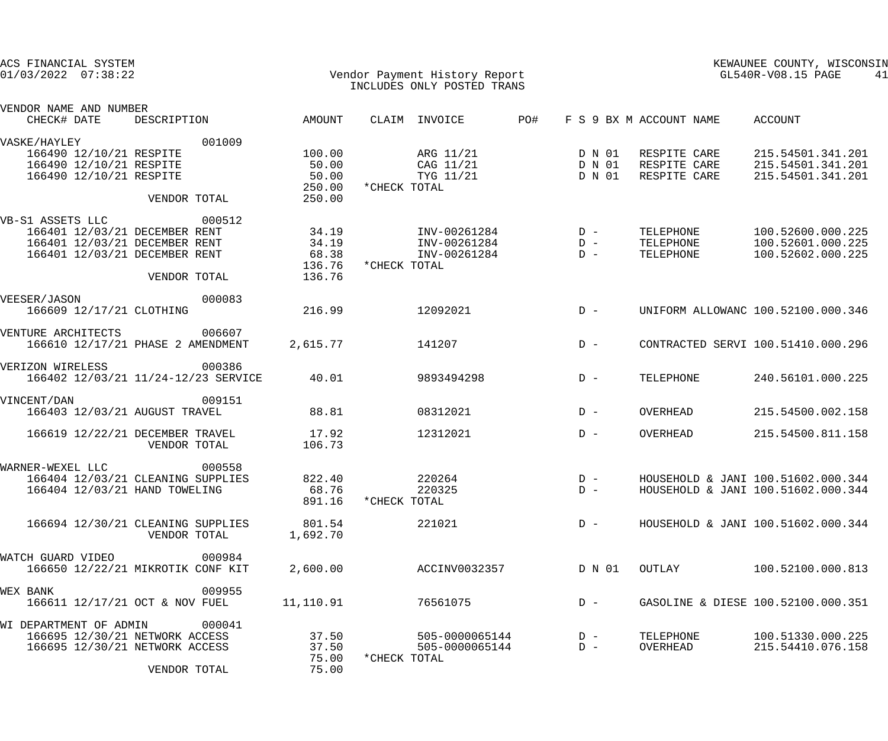ACS FINANCIAL SYSTEM
01/03/2022 07:38:22

Vendor Payment History Report
INCLUDES ONLY POSTED TRANS

KEWAUNEE COUNTY, WISCONSIN
GL540R-V08.15 PAGE 41

| VENDOR NAME AND NUMBER / CHECK# DATE | DESCRIPTION | AMOUNT | CLAIM | INVOICE | PO# | F S 9 BX M | ACCOUNT NAME | ACCOUNT |
|---|---|---|---|---|---|---|---|---|
| VASKE/HAYLEY 001009 | | | | | | | | |
| 166490 12/10/21 | RESPITE | 100.00 | | ARG 11/21 | | D N 01 | RESPITE CARE | 215.54501.341.201 |
| 166490 12/10/21 | RESPITE | 50.00 | | CAG 11/21 | | D N 01 | RESPITE CARE | 215.54501.341.201 |
| 166490 12/10/21 | RESPITE | 50.00 | | TYG 11/21 | | D N 01 | RESPITE CARE | 215.54501.341.201 |
| | | 250.00 | *CHECK TOTAL | | | | | |
| | VENDOR TOTAL | 250.00 | | | | | | |
| VB-S1 ASSETS LLC 000512 | | | | | | | | |
| 166401 12/03/21 | DECEMBER RENT | 34.19 | | INV-00261284 | | D - | TELEPHONE | 100.52600.000.225 |
| 166401 12/03/21 | DECEMBER RENT | 34.19 | | INV-00261284 | | D - | TELEPHONE | 100.52601.000.225 |
| 166401 12/03/21 | DECEMBER RENT | 68.38 | | INV-00261284 | | D - | TELEPHONE | 100.52602.000.225 |
| | | 136.76 | *CHECK TOTAL | | | | | |
| | VENDOR TOTAL | 136.76 | | | | | | |
| VEESER/JASON 000083 | | | | | | | | |
| 166609 12/17/21 | CLOTHING | 216.99 | | 12092021 | | D - | UNIFORM ALLOWANC | 100.52100.000.346 |
| VENTURE ARCHITECTS 006607 | | | | | | | | |
| 166610 12/17/21 | PHASE 2 AMENDMENT | 2,615.77 | | 141207 | | D - | CONTRACTED SERVI | 100.51410.000.296 |
| VERIZON WIRELESS 000386 | | | | | | | | |
| 166402 12/03/21 | 11/24-12/23 SERVICE | 40.01 | | 9893494298 | | D - | TELEPHONE | 240.56101.000.225 |
| VINCENT/DAN 009151 | | | | | | | | |
| 166403 12/03/21 | AUGUST TRAVEL | 88.81 | | 08312021 | | D - | OVERHEAD | 215.54500.002.158 |
| 166619 12/22/21 | DECEMBER TRAVEL | 17.92 | | 12312021 | | D - | OVERHEAD | 215.54500.811.158 |
| | VENDOR TOTAL | 106.73 | | | | | | |
| WARNER-WEXEL LLC 000558 | | | | | | | | |
| 166404 12/03/21 | CLEANING SUPPLIES | 822.40 | | 220264 | | D - | HOUSEHOLD & JANI | 100.51602.000.344 |
| 166404 12/03/21 | HAND TOWELING | 68.76 | | 220325 | | D - | HOUSEHOLD & JANI | 100.51602.000.344 |
| | | 891.16 | *CHECK TOTAL | | | | | |
| 166694 12/30/21 | CLEANING SUPPLIES | 801.54 | | 221021 | | D - | HOUSEHOLD & JANI | 100.51602.000.344 |
| | VENDOR TOTAL | 1,692.70 | | | | | | |
| WATCH GUARD VIDEO 000984 | | | | | | | | |
| 166650 12/22/21 | MIKROTIK CONF KIT | 2,600.00 | | ACCINV0032357 | | D N 01 | OUTLAY | 100.52100.000.813 |
| WEX BANK 009955 | | | | | | | | |
| 166611 12/17/21 | OCT & NOV FUEL | 11,110.91 | | 76561075 | | D - | GASOLINE & DIESE | 100.52100.000.351 |
| WI DEPARTMENT OF ADMIN 000041 | | | | | | | | |
| 166695 12/30/21 | NETWORK ACCESS | 37.50 | | 505-0000065144 | | D - | TELEPHONE | 100.51330.000.225 |
| 166695 12/30/21 | NETWORK ACCESS | 37.50 | | 505-0000065144 | | D - | OVERHEAD | 215.54410.076.158 |
| | | 75.00 | *CHECK TOTAL | | | | | |
| | VENDOR TOTAL | 75.00 | | | | | | |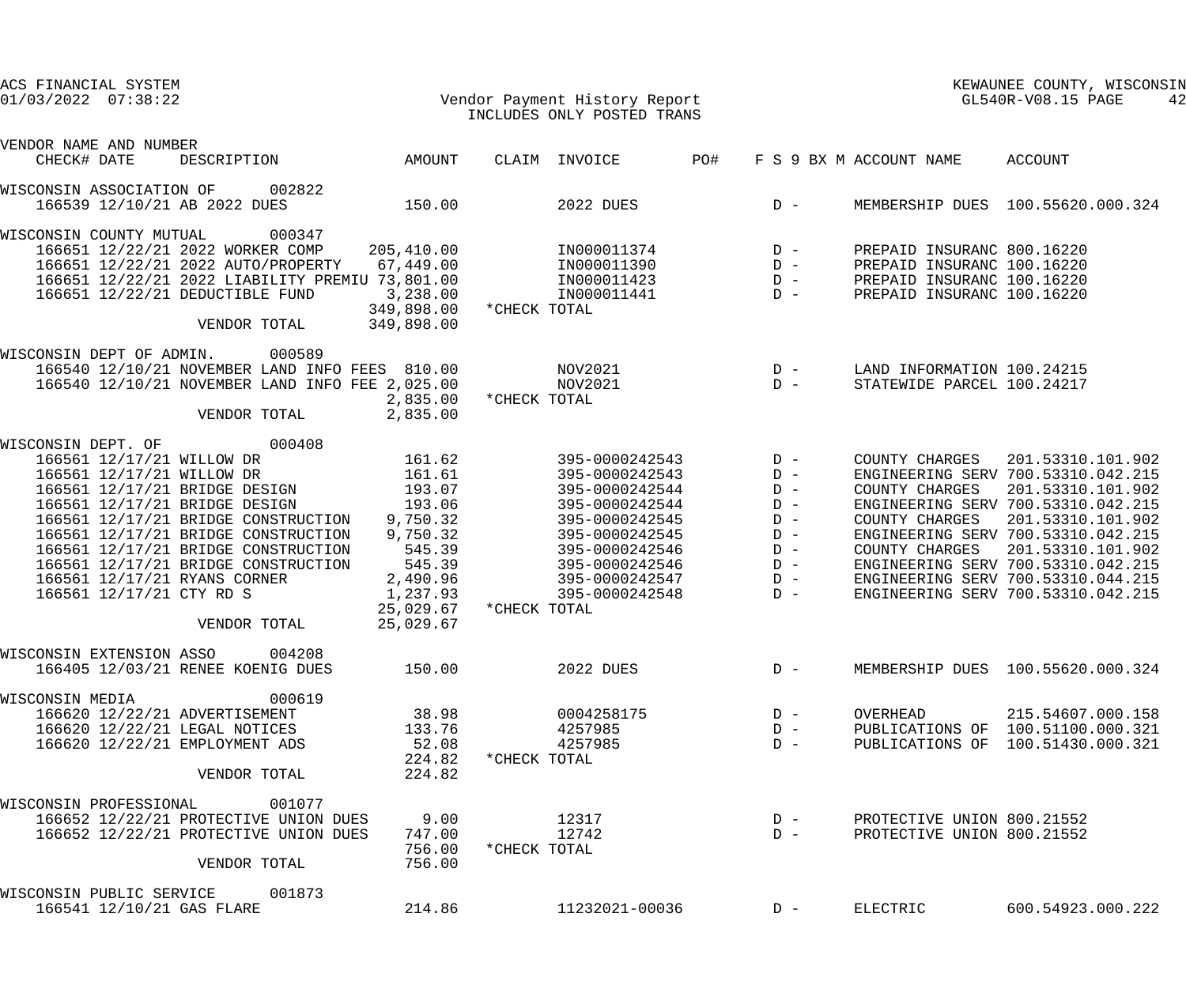ACS FINANCIAL SYSTEM
01/03/2022 07:38:22

Vendor Payment History Report
INCLUDES ONLY POSTED TRANS

KEWAUNEE COUNTY, WISCONSIN
GL540R-V08.15 PAGE 42

| VENDOR NAME AND NUMBER / CHECK# | DATE | DESCRIPTION | AMOUNT | CLAIM | INVOICE | PO# | F S 9 BX M | ACCOUNT NAME | ACCOUNT |
|---|---|---|---|---|---|---|---|---|---|
| WISCONSIN ASSOCIATION OF 002822 | | | | | | | | | |
| 166539 | 12/10/21 | AB 2022 DUES | 150.00 | | 2022 DUES | | D - | MEMBERSHIP DUES | 100.55620.000.324 |
| WISCONSIN COUNTY MUTUAL 000347 | | | | | | | | | |
| 166651 | 12/22/21 | 2022 WORKER COMP | 205,410.00 | | IN000011374 | | D - | PREPAID INSURANC | 800.16220 |
| 166651 | 12/22/21 | 2022 AUTO/PROPERTY | 67,449.00 | | IN000011390 | | D - | PREPAID INSURANC | 100.16220 |
| 166651 | 12/22/21 | 2022 LIABILITY PREMIU | 73,801.00 | | IN000011423 | | D - | PREPAID INSURANC | 100.16220 |
| 166651 | 12/22/21 | DEDUCTIBLE FUND | 3,238.00 | | IN000011441 | | D - | PREPAID INSURANC | 100.16220 |
| | | | 349,898.00 | *CHECK TOTAL | | | | | |
| | | VENDOR TOTAL | 349,898.00 | | | | | | |
| WISCONSIN DEPT OF ADMIN. 000589 | | | | | | | | | |
| 166540 | 12/10/21 | NOVEMBER LAND INFO FEES | 810.00 | | NOV2021 | | D - | LAND INFORMATION | 100.24215 |
| 166540 | 12/10/21 | NOVEMBER LAND INFO FEE | 2,025.00 | | NOV2021 | | D - | STATEWIDE PARCEL | 100.24217 |
| | | | 2,835.00 | *CHECK TOTAL | | | | | |
| | | VENDOR TOTAL | 2,835.00 | | | | | | |
| WISCONSIN DEPT. OF 000408 | | | | | | | | | |
| 166561 | 12/17/21 | WILLOW DR | 161.62 | | 395-0000242543 | | D - | COUNTY CHARGES | 201.53310.101.902 |
| 166561 | 12/17/21 | WILLOW DR | 161.61 | | 395-0000242543 | | D - | ENGINEERING SERV | 700.53310.042.215 |
| 166561 | 12/17/21 | BRIDGE DESIGN | 193.07 | | 395-0000242544 | | D - | COUNTY CHARGES | 201.53310.101.902 |
| 166561 | 12/17/21 | BRIDGE DESIGN | 193.06 | | 395-0000242544 | | D - | ENGINEERING SERV | 700.53310.042.215 |
| 166561 | 12/17/21 | BRIDGE CONSTRUCTION | 9,750.32 | | 395-0000242545 | | D - | COUNTY CHARGES | 201.53310.101.902 |
| 166561 | 12/17/21 | BRIDGE CONSTRUCTION | 9,750.32 | | 395-0000242545 | | D - | ENGINEERING SERV | 700.53310.042.215 |
| 166561 | 12/17/21 | BRIDGE CONSTRUCTION | 545.39 | | 395-0000242546 | | D - | COUNTY CHARGES | 201.53310.101.902 |
| 166561 | 12/17/21 | BRIDGE CONSTRUCTION | 545.39 | | 395-0000242546 | | D - | ENGINEERING SERV | 700.53310.042.215 |
| 166561 | 12/17/21 | RYANS CORNER | 2,490.96 | | 395-0000242547 | | D - | ENGINEERING SERV | 700.53310.044.215 |
| 166561 | 12/17/21 | CTY RD S | 1,237.93 | | 395-0000242548 | | D - | ENGINEERING SERV | 700.53310.042.215 |
| | | | 25,029.67 | *CHECK TOTAL | | | | | |
| | | VENDOR TOTAL | 25,029.67 | | | | | | |
| WISCONSIN EXTENSION ASSO 004208 | | | | | | | | | |
| 166405 | 12/03/21 | RENEE KOENIG DUES | 150.00 | | 2022 DUES | | D - | MEMBERSHIP DUES | 100.55620.000.324 |
| WISCONSIN MEDIA 000619 | | | | | | | | | |
| 166620 | 12/22/21 | ADVERTISEMENT | 38.98 | | 0004258175 | | D - | OVERHEAD | 215.54607.000.158 |
| 166620 | 12/22/21 | LEGAL NOTICES | 133.76 | | 4257985 | | D - | PUBLICATIONS OF | 100.51100.000.321 |
| 166620 | 12/22/21 | EMPLOYMENT ADS | 52.08 | | 4257985 | | D - | PUBLICATIONS OF | 100.51430.000.321 |
| | | | 224.82 | *CHECK TOTAL | | | | | |
| | | VENDOR TOTAL | 224.82 | | | | | | |
| WISCONSIN PROFESSIONAL 001077 | | | | | | | | | |
| 166652 | 12/22/21 | PROTECTIVE UNION DUES | 9.00 | | 12317 | | D - | PROTECTIVE UNION | 800.21552 |
| 166652 | 12/22/21 | PROTECTIVE UNION DUES | 747.00 | | 12742 | | D - | PROTECTIVE UNION | 800.21552 |
| | | | 756.00 | *CHECK TOTAL | | | | | |
| | | VENDOR TOTAL | 756.00 | | | | | | |
| WISCONSIN PUBLIC SERVICE 001873 | | | | | | | | | |
| 166541 | 12/10/21 | GAS FLARE | 214.86 | | 11232021-00036 | | D - | ELECTRIC | 600.54923.000.222 |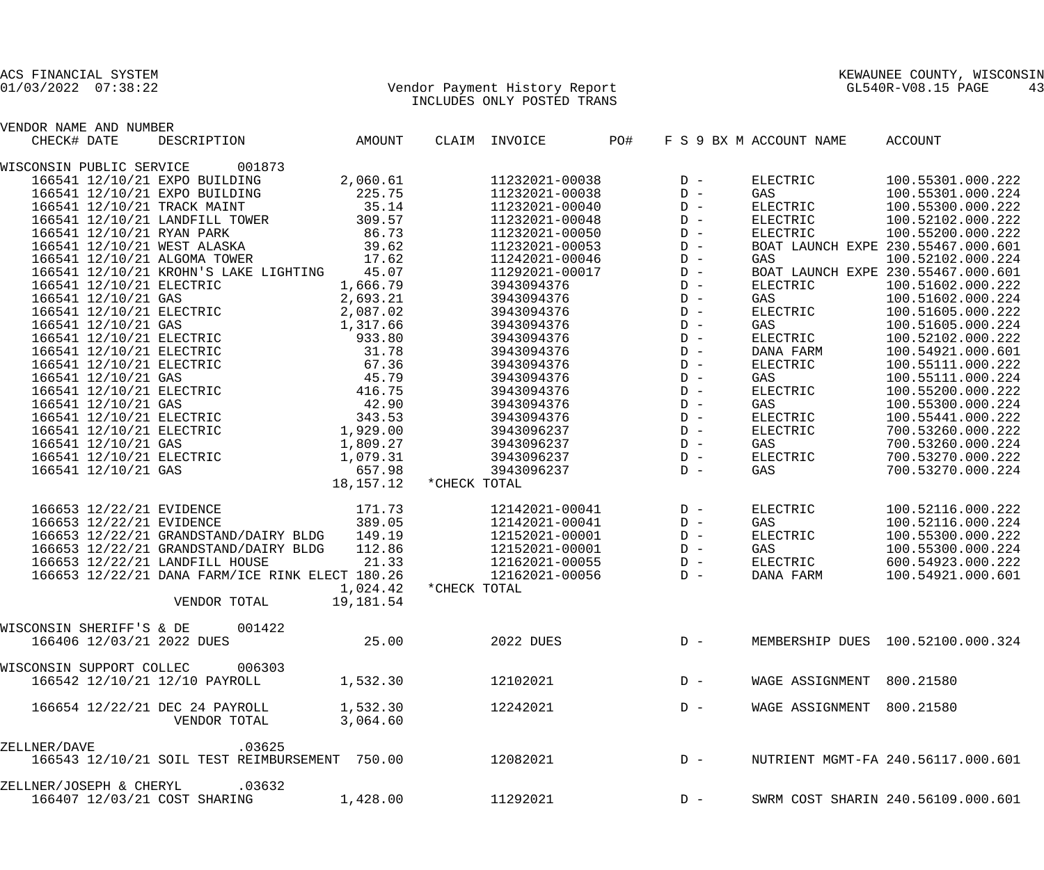ACS FINANCIAL SYSTEM
01/03/2022 07:38:22

KEWAUNEE COUNTY, WISCONSIN
GL540R-V08.15

Vendor Payment History Report
INCLUDES ONLY POSTED TRANS

| VENDOR NAME AND NUMBER CHECK# | DATE | DESCRIPTION | AMOUNT | CLAIM | INVOICE | PO# | F S 9 BX M | ACCOUNT NAME | ACCOUNT |
|---|---|---|---|---|---|---|---|---|---|
| WISCONSIN PUBLIC SERVICE 001873 | | | | | | | | | |
| 166541 | 12/10/21 | EXPO BUILDING | 2,060.61 | | 11232021-00038 | | D - | ELECTRIC | 100.55301.000.222 |
| 166541 | 12/10/21 | EXPO BUILDING | 225.75 | | 11232021-00038 | | D - | GAS | 100.55301.000.224 |
| 166541 | 12/10/21 | TRACK MAINT | 35.14 | | 11232021-00040 | | D - | ELECTRIC | 100.55300.000.222 |
| 166541 | 12/10/21 | LANDFILL TOWER | 309.57 | | 11232021-00048 | | D - | ELECTRIC | 100.52102.000.222 |
| 166541 | 12/10/21 | RYAN PARK | 86.73 | | 11232021-00050 | | D - | ELECTRIC | 100.55200.000.222 |
| 166541 | 12/10/21 | WEST ALASKA | 39.62 | | 11232021-00053 | | D - | BOAT LAUNCH EXPE | 230.55467.000.601 |
| 166541 | 12/10/21 | ALGOMA TOWER | 17.62 | | 11242021-00046 | | D - | GAS | 100.52102.000.224 |
| 166541 | 12/10/21 | KROHN'S LAKE LIGHTING | 45.07 | | 11292021-00017 | | D - | BOAT LAUNCH EXPE | 230.55467.000.601 |
| 166541 | 12/10/21 | ELECTRIC | 1,666.79 | | 3943094376 | | D - | ELECTRIC | 100.51602.000.222 |
| 166541 | 12/10/21 | GAS | 2,693.21 | | 3943094376 | | D - | GAS | 100.51602.000.224 |
| 166541 | 12/10/21 | ELECTRIC | 2,087.02 | | 3943094376 | | D - | ELECTRIC | 100.51605.000.222 |
| 166541 | 12/10/21 | GAS | 1,317.66 | | 3943094376 | | D - | GAS | 100.51605.000.224 |
| 166541 | 12/10/21 | ELECTRIC | 933.80 | | 3943094376 | | D - | ELECTRIC | 100.52102.000.222 |
| 166541 | 12/10/21 | ELECTRIC | 31.78 | | 3943094376 | | D - | DANA FARM | 100.54921.000.601 |
| 166541 | 12/10/21 | ELECTRIC | 67.36 | | 3943094376 | | D - | ELECTRIC | 100.55111.000.222 |
| 166541 | 12/10/21 | GAS | 45.79 | | 3943094376 | | D - | GAS | 100.55111.000.224 |
| 166541 | 12/10/21 | ELECTRIC | 416.75 | | 3943094376 | | D - | ELECTRIC | 100.55200.000.222 |
| 166541 | 12/10/21 | GAS | 42.90 | | 3943094376 | | D - | GAS | 100.55300.000.224 |
| 166541 | 12/10/21 | ELECTRIC | 343.53 | | 3943094376 | | D - | ELECTRIC | 100.55441.000.222 |
| 166541 | 12/10/21 | ELECTRIC | 1,929.00 | | 3943096237 | | D - | ELECTRIC | 700.53260.000.222 |
| 166541 | 12/10/21 | GAS | 1,809.27 | | 3943096237 | | D - | GAS | 700.53260.000.224 |
| 166541 | 12/10/21 | ELECTRIC | 1,079.31 | | 3943096237 | | D - | ELECTRIC | 700.53270.000.222 |
| 166541 | 12/10/21 | GAS | 657.98 | | 3943096237 | | D - | GAS | 700.53270.000.224 |
| | | | 18,157.12 | *CHECK TOTAL | | | | | |
| 166653 | 12/22/21 | EVIDENCE | 171.73 | | 12142021-00041 | | D - | ELECTRIC | 100.52116.000.222 |
| 166653 | 12/22/21 | EVIDENCE | 389.05 | | 12142021-00041 | | D - | GAS | 100.52116.000.224 |
| 166653 | 12/22/21 | GRANDSTAND/DAIRY BLDG | 149.19 | | 12152021-00001 | | D - | ELECTRIC | 100.55300.000.222 |
| 166653 | 12/22/21 | GRANDSTAND/DAIRY BLDG | 112.86 | | 12152021-00001 | | D - | GAS | 100.55300.000.224 |
| 166653 | 12/22/21 | LANDFILL HOUSE | 21.33 | | 12162021-00055 | | D - | ELECTRIC | 600.54923.000.222 |
| 166653 | 12/22/21 | DANA FARM/ICE RINK ELECT | 180.26 | | 12162021-00056 | | D - | DANA FARM | 100.54921.000.601 |
| | | | 1,024.42 | *CHECK TOTAL | | | | | |
| | | VENDOR TOTAL | 19,181.54 | | | | | | |
| WISCONSIN SHERIFF'S & DE 001422 | | | | | | | | | |
| 166406 | 12/03/21 | 2022 DUES | 25.00 | | 2022 DUES | | D - | MEMBERSHIP DUES | 100.52100.000.324 |
| WISCONSIN SUPPORT COLLEC 006303 | | | | | | | | | |
| 166542 | 12/10/21 | 12/10 PAYROLL | 1,532.30 | | 12102021 | | D - | WAGE ASSIGNMENT | 800.21580 |
| 166654 | 12/22/21 | DEC 24 PAYROLL | 1,532.30 | | 12242021 | | D - | WAGE ASSIGNMENT | 800.21580 |
| | | VENDOR TOTAL | 3,064.60 | | | | | | |
| ZELLNER/DAVE .03625 | | | | | | | | | |
| 166543 | 12/10/21 | SOIL TEST REIMBURSEMENT | 750.00 | | 12082021 | | D - | NUTRIENT MGMT-FA | 240.56117.000.601 |
| ZELLNER/JOSEPH & CHERYL .03632 | | | | | | | | | |
| 166407 | 12/03/21 | COST SHARING | 1,428.00 | | 11292021 | | D - | SWRM COST SHARIN | 240.56109.000.601 |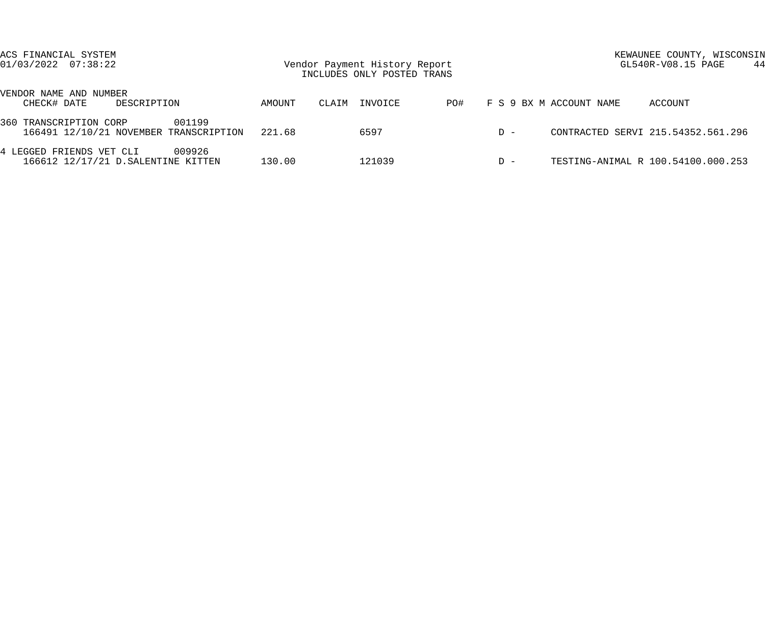ACS FINANCIAL SYSTEM
01/03/2022 07:38:22

Vendor Payment History Report
INCLUDES ONLY POSTED TRANS

KEWAUNEE COUNTY, WISCONSIN
GL540R-V08.15 PAGE 44

| VENDOR NAME AND NUMBER | | | | | | | | | | | | | |
|---|---|---|---|---|---|---|---|---|---|---|---|---|---|
| CHECK# DATE | DESCRIPTION | AMOUNT | CLAIM | INVOICE | PO# | F | S | 9 | BX | M | ACCOUNT NAME | ACCOUNT |
| 360 TRANSCRIPTION CORP 001199 | | | | | | | | | | | | |
| 166491 12/10/21 | NOVEMBER TRANSCRIPTION | 221.68 | | 6597 | | | D | - | | | CONTRACTED SERVI | 215.54352.561.296 |
| 4 LEGGED FRIENDS VET CLI 009926 | | | | | | | | | | | | |
| 166612 12/17/21 | D.SALENTINE KITTEN | 130.00 | | 121039 | | | D | - | | | TESTING-ANIMAL R | 100.54100.000.253 |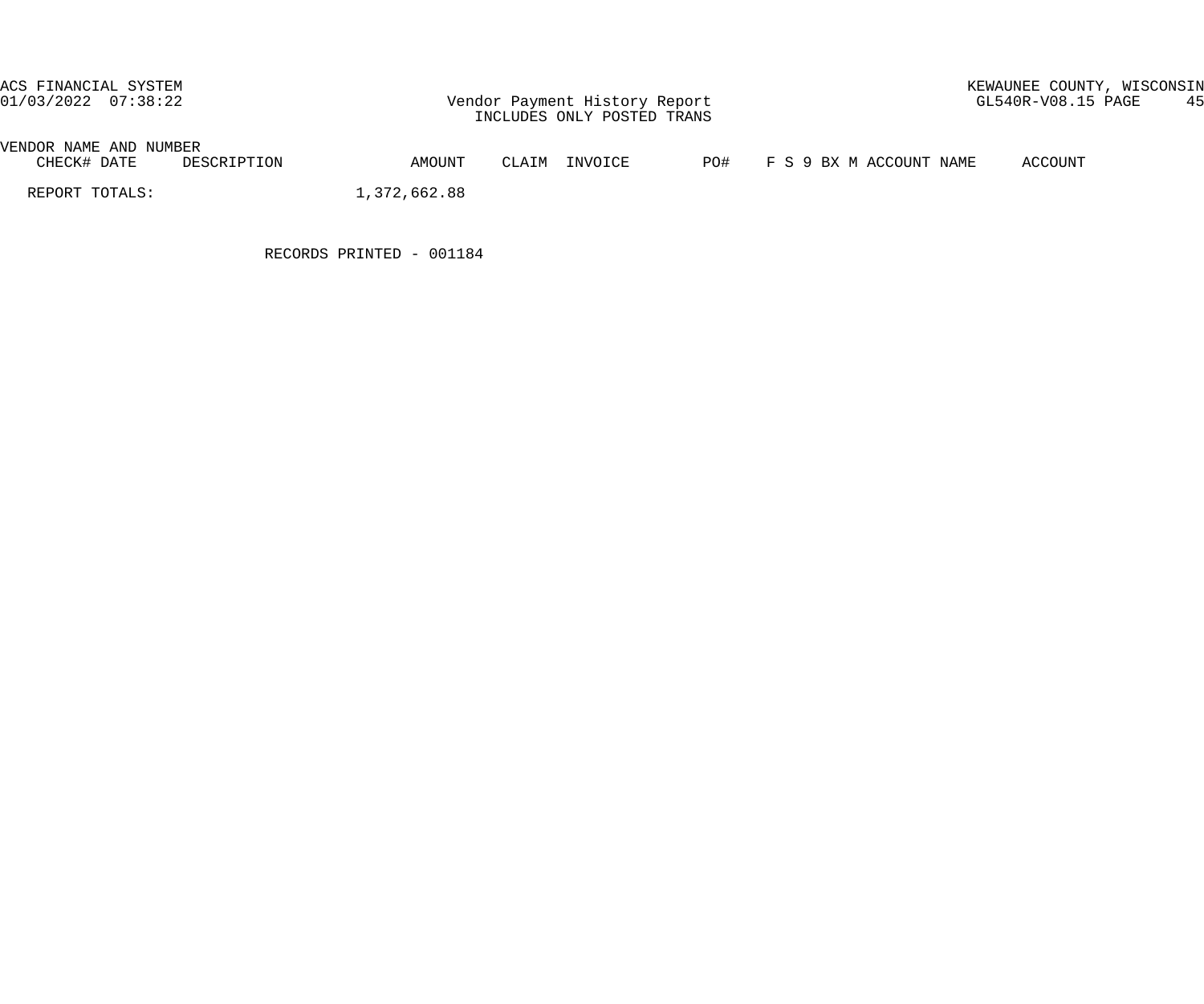| VENDOR NAME AND NUMBER CHECK# DATE | DESCRIPTION | AMOUNT | CLAIM | INVOICE | PO# | F S 9 BX M ACCOUNT NAME | ACCOUNT |
|---|---|---|---|---|---|---|---|
| REPORT TOTALS: | | 1,372,662.88 | | | | | |

RECORDS PRINTED - 001184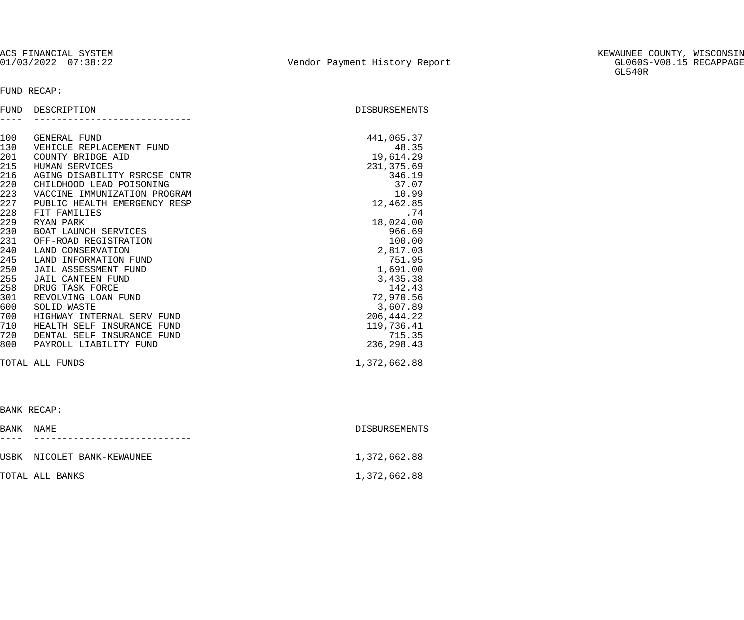ACS FINANCIAL SYSTEM
01/03/2022 07:38:22

Vendor Payment History Report

KEWAUNEE COUNTY, WISCONSIN
GL060S-V08.15 RECAPPAGE
GL540R

FUND RECAP:

| FUND | DESCRIPTION | DISBURSEMENTS |
|---|---|---|
| 100 | GENERAL FUND | 441,065.37 |
| 130 | VEHICLE REPLACEMENT FUND | 48.35 |
| 201 | COUNTY BRIDGE AID | 19,614.29 |
| 215 | HUMAN SERVICES | 231,375.69 |
| 216 | AGING DISABILITY RSRCSE CNTR | 346.19 |
| 220 | CHILDHOOD LEAD POISONING | 37.07 |
| 223 | VACCINE IMMUNIZATION PROGRAM | 10.99 |
| 227 | PUBLIC HEALTH EMERGENCY RESP | 12,462.85 |
| 228 | FIT FAMILIES | .74 |
| 229 | RYAN PARK | 18,024.00 |
| 230 | BOAT LAUNCH SERVICES | 966.69 |
| 231 | OFF-ROAD REGISTRATION | 100.00 |
| 240 | LAND CONSERVATION | 2,817.03 |
| 245 | LAND INFORMATION FUND | 751.95 |
| 250 | JAIL ASSESSMENT FUND | 1,691.00 |
| 255 | JAIL CANTEEN FUND | 3,435.38 |
| 258 | DRUG TASK FORCE | 142.43 |
| 301 | REVOLVING LOAN FUND | 72,970.56 |
| 600 | SOLID WASTE | 3,607.89 |
| 700 | HIGHWAY INTERNAL SERV FUND | 206,444.22 |
| 710 | HEALTH SELF INSURANCE FUND | 119,736.41 |
| 720 | DENTAL SELF INSURANCE FUND | 715.35 |
| 800 | PAYROLL LIABILITY FUND | 236,298.43 |
| TOTAL ALL FUNDS | | 1,372,662.88 |

BANK RECAP:

| BANK | NAME | DISBURSEMENTS |
|---|---|---|
| USBK | NICOLET BANK-KEWAUNEE | 1,372,662.88 |
| TOTAL ALL BANKS | | 1,372,662.88 |